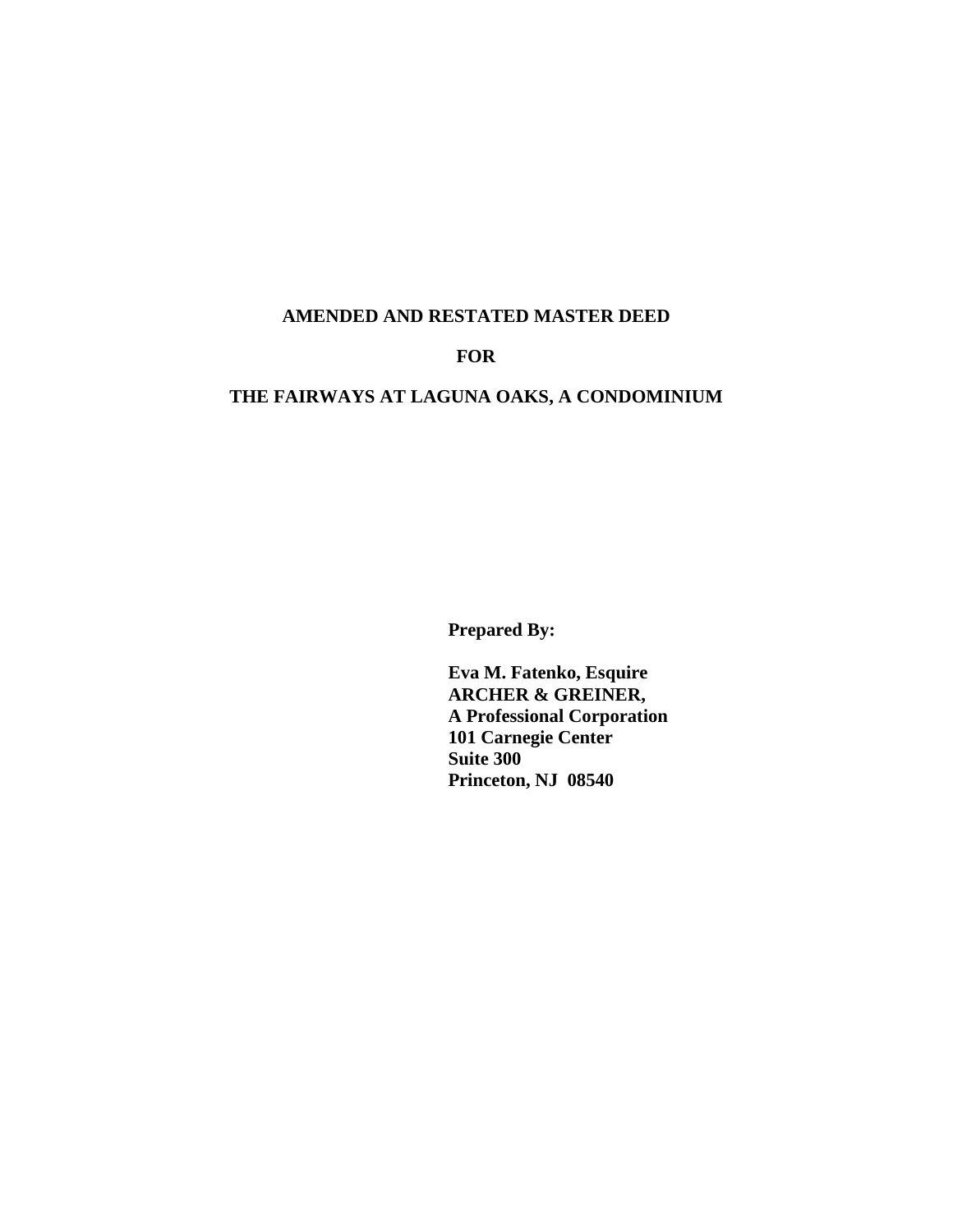# AMENDED AND RESTATED MASTER DEED

# FOR

# THE FAIRWAYS AT LAGUNA OAKS, A CONDOMINIUM

**Prepared By:**

**Eva M. Fatenko, Esquire**
**ARCHER & GREINER,**
**A Professional Corporation**
**101 Carnegie Center**
**Suite 300**
**Princeton, NJ 08540**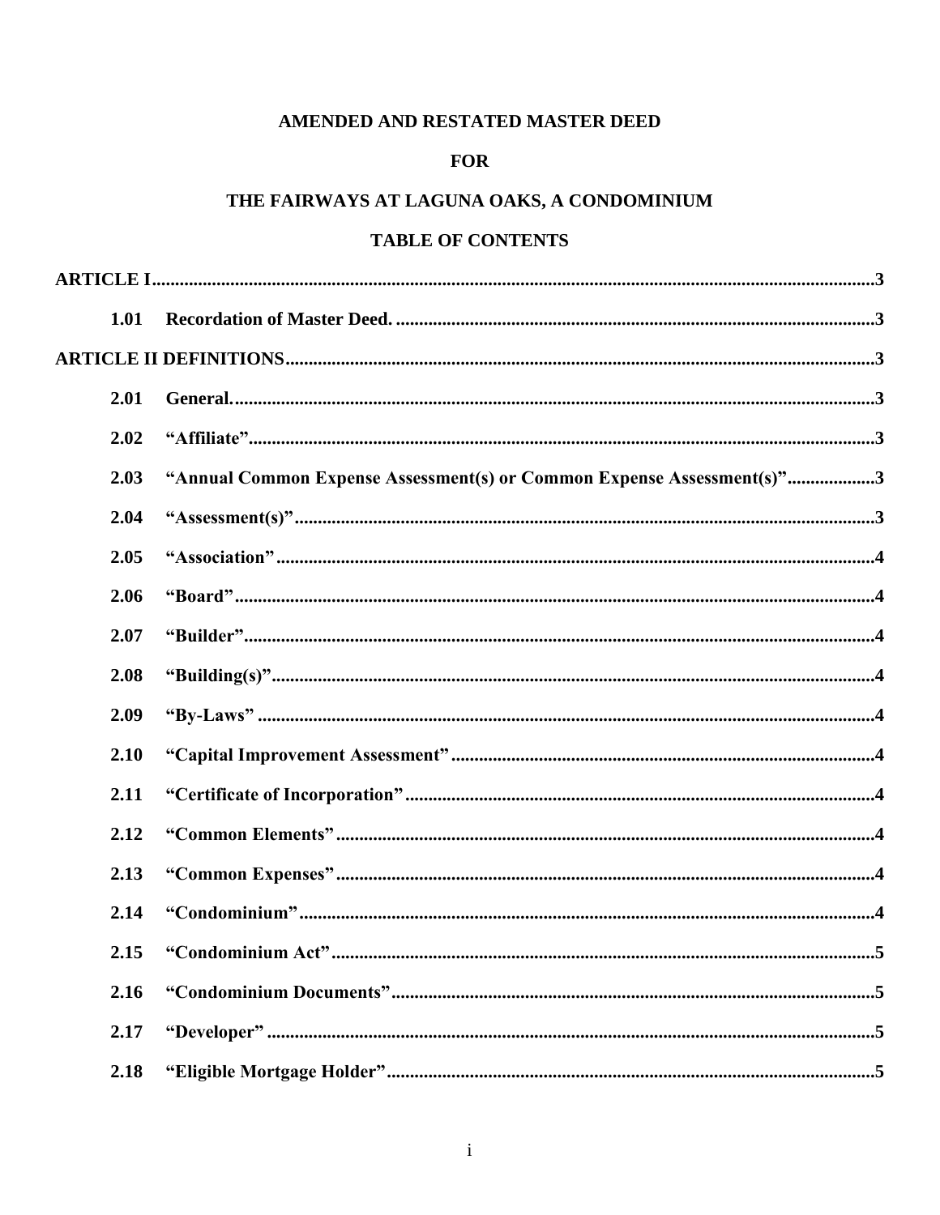**AMENDED AND RESTATED MASTER DEED**

**FOR**

**THE FAIRWAYS AT LAGUNA OAKS, A CONDOMINIUM**

**TABLE OF CONTENTS**

**ARTICLE I** .......... 3

- **1.01 Recordation of Master Deed.** .......... 3

**ARTICLE II DEFINITIONS** .......... 3

- **2.01 General.** .......... 3
- **2.02 "Affiliate"** .......... 3
- **2.03 "Annual Common Expense Assessment(s) or Common Expense Assessment(s)"** .......... 3
- **2.04 "Assessment(s)"** .......... 3
- **2.05 "Association"** .......... 4
- **2.06 "Board"** .......... 4
- **2.07 "Builder"** .......... 4
- **2.08 "Building(s)"** .......... 4
- **2.09 "By-Laws"** .......... 4
- **2.10 "Capital Improvement Assessment"** .......... 4
- **2.11 "Certificate of Incorporation"** .......... 4
- **2.12 "Common Elements"** .......... 4
- **2.13 "Common Expenses"** .......... 4
- **2.14 "Condominium"** .......... 4
- **2.15 "Condominium Act"** .......... 5
- **2.16 "Condominium Documents"** .......... 5
- **2.17 "Developer"** .......... 5
- **2.18 "Eligible Mortgage Holder"** .......... 5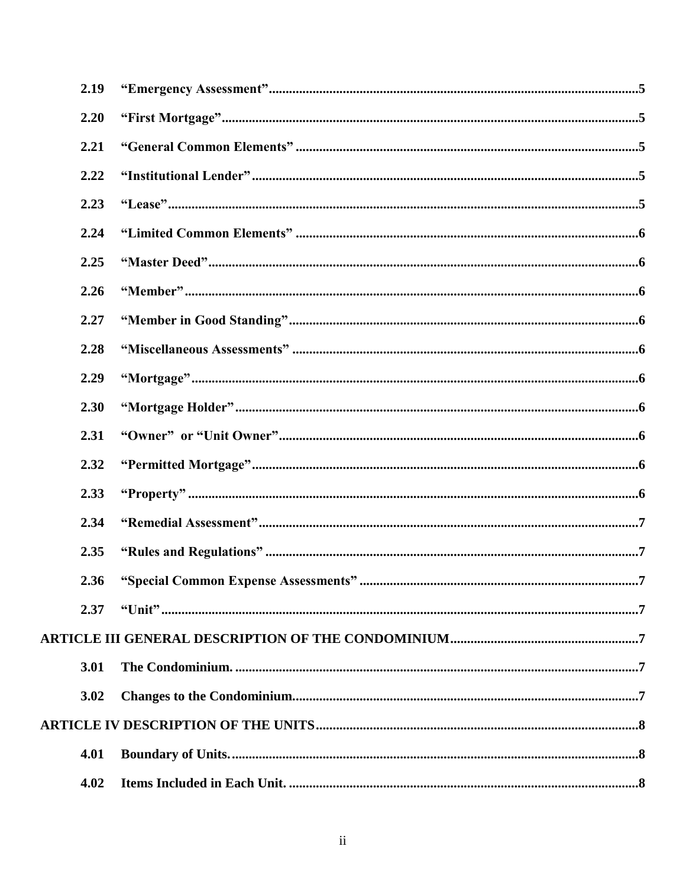2.19 “Emergency Assessment” ..... 5

2.20 “First Mortgage” ..... 5

2.21 “General Common Elements” ..... 5

2.22 “Institutional Lender” ..... 5

2.23 “Lease” ..... 5

2.24 “Limited Common Elements” ..... 6

2.25 “Master Deed” ..... 6

2.26 “Member” ..... 6

2.27 “Member in Good Standing” ..... 6

2.28 “Miscellaneous Assessments” ..... 6

2.29 “Mortgage” ..... 6

2.30 “Mortgage Holder” ..... 6

2.31 “Owner” or “Unit Owner” ..... 6

2.32 “Permitted Mortgage” ..... 6

2.33 “Property” ..... 6

2.34 “Remedial Assessment” ..... 7

2.35 “Rules and Regulations” ..... 7

2.36 “Special Common Expense Assessments” ..... 7

2.37 “Unit” ..... 7

**ARTICLE III GENERAL DESCRIPTION OF THE CONDOMINIUM ..... 7**

3.01 The Condominium. ..... 7

3.02 Changes to the Condominium. ..... 7

**ARTICLE IV DESCRIPTION OF THE UNITS ..... 8**

4.01 Boundary of Units. ..... 8

4.02 Items Included in Each Unit. ..... 8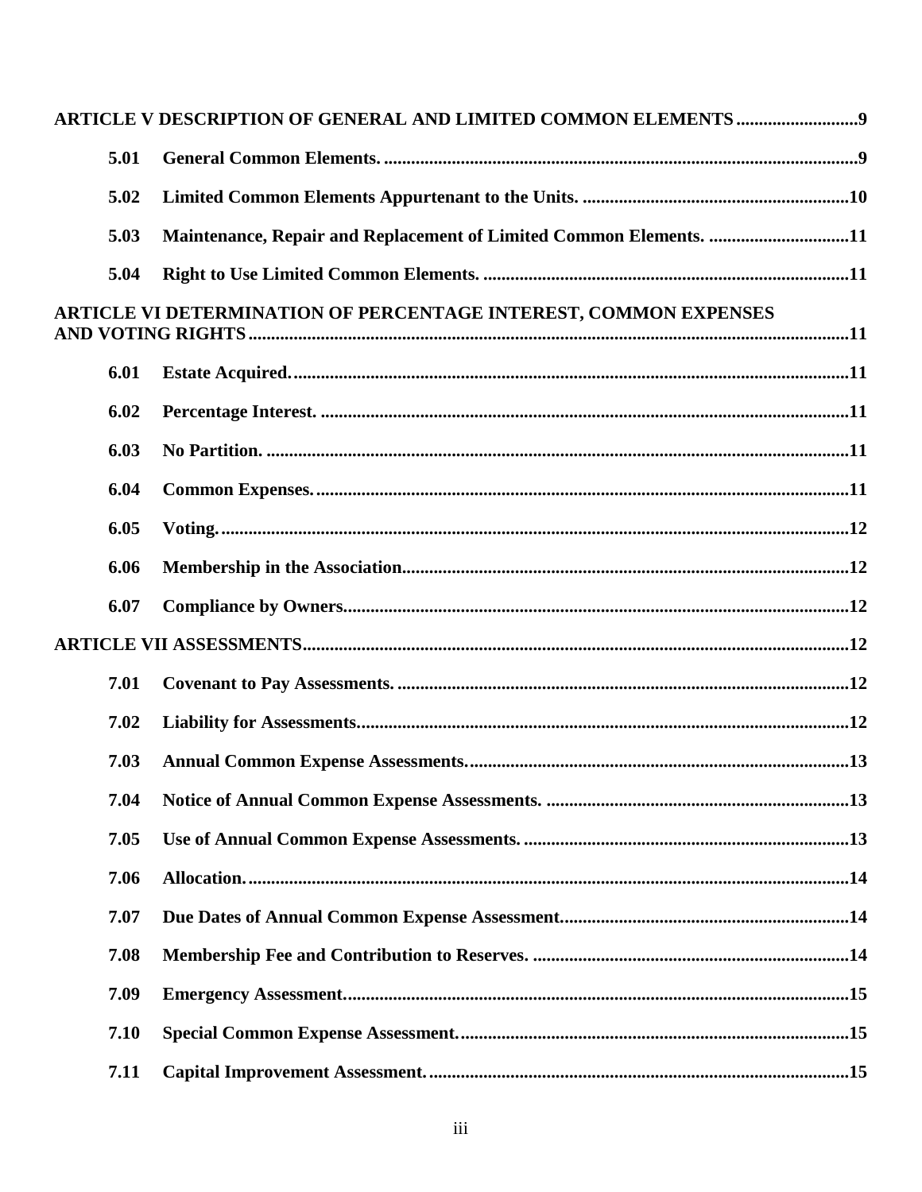**ARTICLE V DESCRIPTION OF GENERAL AND LIMITED COMMON ELEMENTS** .......................... **9**

| | | |
|---|---|---|
| **5.01** | **General Common Elements.** | **9** |
| **5.02** | **Limited Common Elements Appurtenant to the Units.** | **10** |
| **5.03** | **Maintenance, Repair and Replacement of Limited Common Elements.** | **11** |
| **5.04** | **Right to Use Limited Common Elements.** | **11** |

**ARTICLE VI DETERMINATION OF PERCENTAGE INTEREST, COMMON EXPENSES AND VOTING RIGHTS** .......................... **11**

| | | |
|---|---|---|
| **6.01** | **Estate Acquired.** | **11** |
| **6.02** | **Percentage Interest.** | **11** |
| **6.03** | **No Partition.** | **11** |
| **6.04** | **Common Expenses.** | **11** |
| **6.05** | **Voting.** | **12** |
| **6.06** | **Membership in the Association** | **12** |
| **6.07** | **Compliance by Owners** | **12** |

**ARTICLE VII ASSESSMENTS** .......................... **12**

| | | |
|---|---|---|
| **7.01** | **Covenant to Pay Assessments.** | **12** |
| **7.02** | **Liability for Assessments** | **12** |
| **7.03** | **Annual Common Expense Assessments.** | **13** |
| **7.04** | **Notice of Annual Common Expense Assessments.** | **13** |
| **7.05** | **Use of Annual Common Expense Assessments.** | **13** |
| **7.06** | **Allocation.** | **14** |
| **7.07** | **Due Dates of Annual Common Expense Assessment** | **14** |
| **7.08** | **Membership Fee and Contribution to Reserves.** | **14** |
| **7.09** | **Emergency Assessment** | **15** |
| **7.10** | **Special Common Expense Assessment.** | **15** |
| **7.11** | **Capital Improvement Assessment.** | **15** |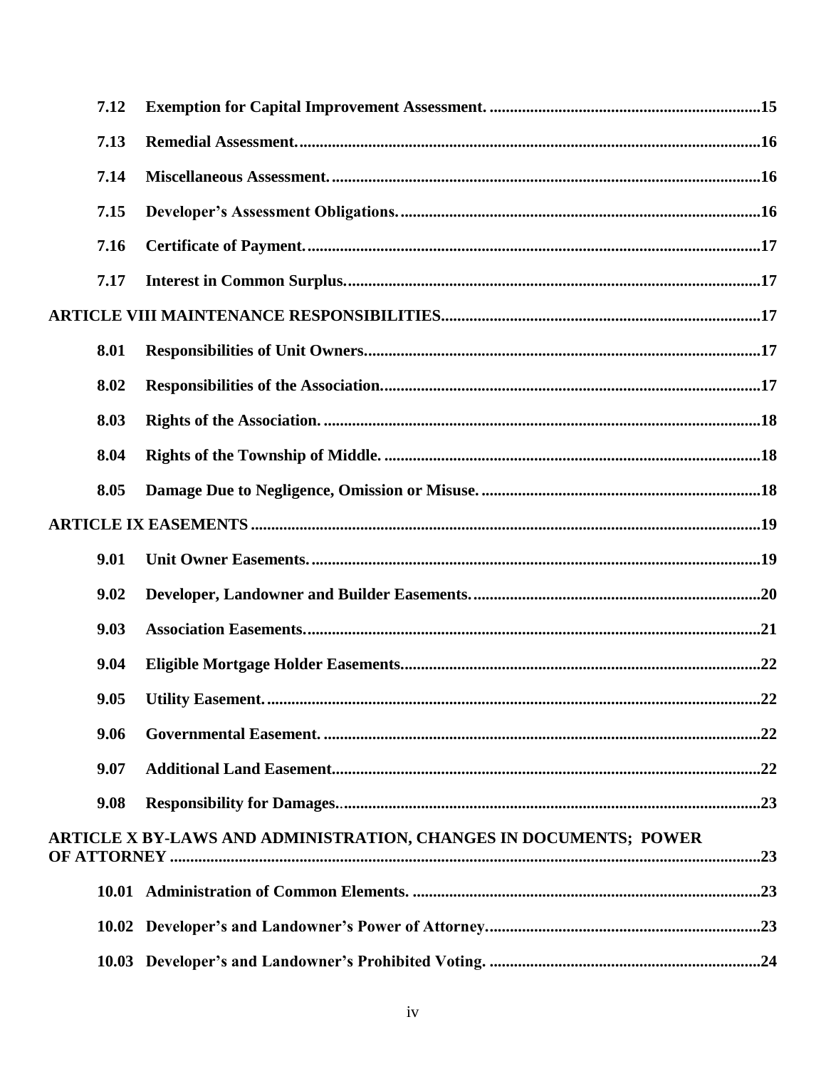| | | |
|---|---|---|
| **7.12** | **Exemption for Capital Improvement Assessment.** | **15** |
| **7.13** | **Remedial Assessment.** | **16** |
| **7.14** | **Miscellaneous Assessment.** | **16** |
| **7.15** | **Developer's Assessment Obligations.** | **16** |
| **7.16** | **Certificate of Payment.** | **17** |
| **7.17** | **Interest in Common Surplus.** | **17** |
| **ARTICLE VIII MAINTENANCE RESPONSIBILITIES** | | **17** |
| **8.01** | **Responsibilities of Unit Owners.** | **17** |
| **8.02** | **Responsibilities of the Association.** | **17** |
| **8.03** | **Rights of the Association.** | **18** |
| **8.04** | **Rights of the Township of Middle.** | **18** |
| **8.05** | **Damage Due to Negligence, Omission or Misuse.** | **18** |
| **ARTICLE IX EASEMENTS** | | **19** |
| **9.01** | **Unit Owner Easements.** | **19** |
| **9.02** | **Developer, Landowner and Builder Easements.** | **20** |
| **9.03** | **Association Easements.** | **21** |
| **9.04** | **Eligible Mortgage Holder Easements.** | **22** |
| **9.05** | **Utility Easement.** | **22** |
| **9.06** | **Governmental Easement.** | **22** |
| **9.07** | **Additional Land Easement.** | **22** |
| **9.08** | **Responsibility for Damages.** | **23** |
| **ARTICLE X BY-LAWS AND ADMINISTRATION, CHANGES IN DOCUMENTS; POWER OF ATTORNEY** | | **23** |
| **10.01** | **Administration of Common Elements.** | **23** |
| **10.02** | **Developer's and Landowner's Power of Attorney.** | **23** |
| **10.03** | **Developer's and Landowner's Prohibited Voting.** | **24** |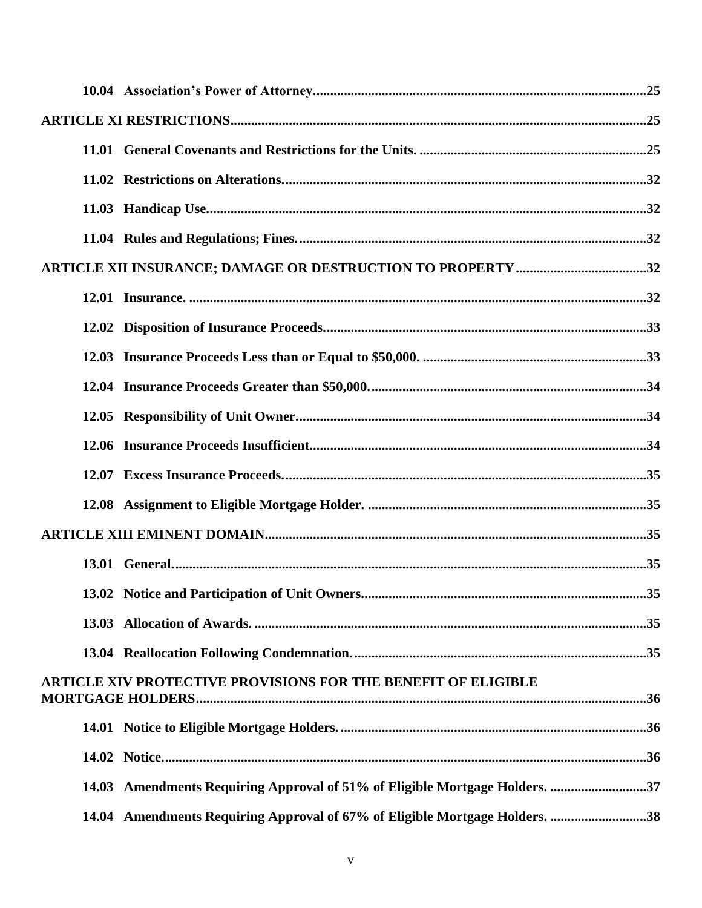**10.04 Association's Power of Attorney.......................................................................................25**

**ARTICLE XI RESTRICTIONS.............................................................................................................25**

**11.01 General Covenants and Restrictions for the Units. ..................................................................25**

**11.02 Restrictions on Alterations.........................................................................................................32**

**11.03 Handicap Use...............................................................................................................................32**

**11.04 Rules and Regulations; Fines.....................................................................................................32**

**ARTICLE XII INSURANCE; DAMAGE OR DESTRUCTION TO PROPERTY......................................32**

**12.01 Insurance. ....................................................................................................................................32**

**12.02 Disposition of Insurance Proceeds.............................................................................................33**

**12.03 Insurance Proceeds Less than or Equal to $50,000. .................................................................33**

**12.04 Insurance Proceeds Greater than $50,000.................................................................................34**

**12.05 Responsibility of Unit Owner.....................................................................................................34**

**12.06 Insurance Proceeds Insufficient.................................................................................................34**

**12.07 Excess Insurance Proceeds.........................................................................................................35**

**12.08 Assignment to Eligible Mortgage Holder. .................................................................................35**

**ARTICLE XIII EMINENT DOMAIN.....................................................................................................35**

**13.01 General.........................................................................................................................................35**

**13.02 Notice and Participation of Unit Owners..................................................................................35**

**13.03 Allocation of Awards. ..................................................................................................................35**

**13.04 Reallocation Following Condemnation......................................................................................35**

**ARTICLE XIV PROTECTIVE PROVISIONS FOR THE BENEFIT OF ELIGIBLE MORTGAGE HOLDERS...............................................................................................................................36**

**14.01 Notice to Eligible Mortgage Holders.........................................................................................36**

**14.02 Notice............................................................................................................................................36**

**14.03 Amendments Requiring Approval of 51% of Eligible Mortgage Holders. ............................37**

**14.04 Amendments Requiring Approval of 67% of Eligible Mortgage Holders. ............................38**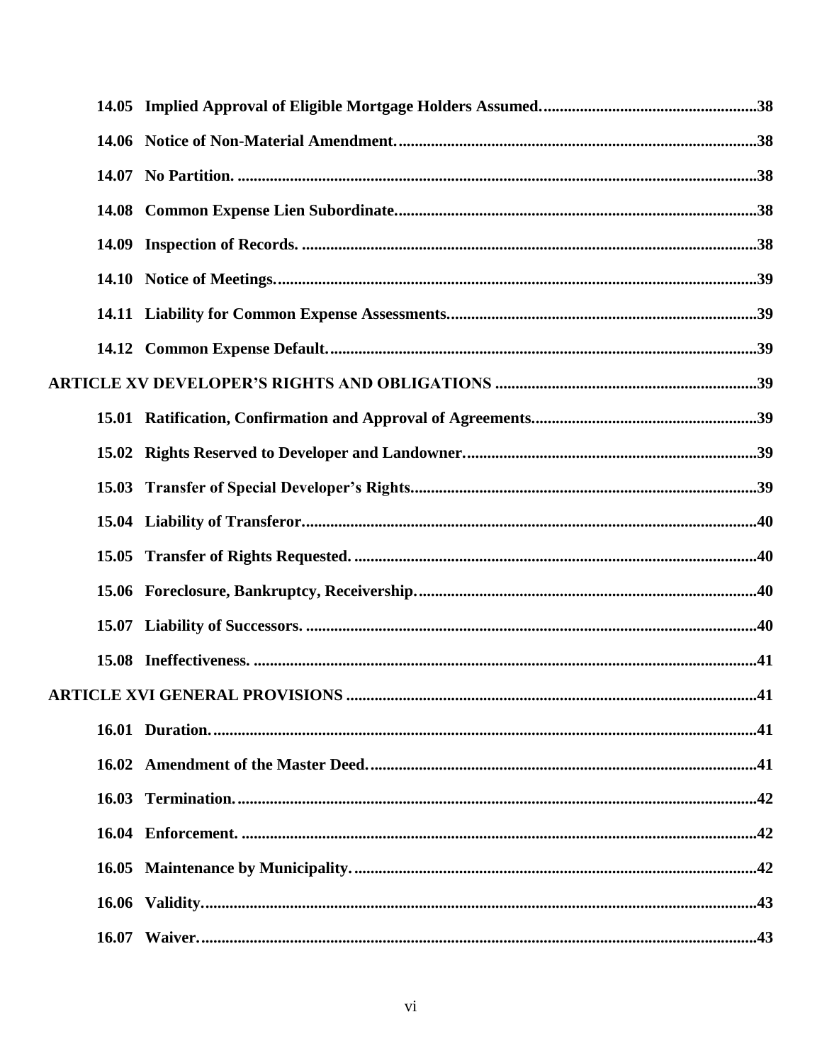**14.05 Implied Approval of Eligible Mortgage Holders Assumed.** .....38

**14.06 Notice of Non-Material Amendment.** .....38

**14.07 No Partition.** .....38

**14.08 Common Expense Lien Subordinate.** .....38

**14.09 Inspection of Records.** .....38

**14.10 Notice of Meetings.** .....39

**14.11 Liability for Common Expense Assessments.** .....39

**14.12 Common Expense Default.** .....39

**ARTICLE XV DEVELOPER'S RIGHTS AND OBLIGATIONS** .....39

**15.01 Ratification, Confirmation and Approval of Agreements.** .....39

**15.02 Rights Reserved to Developer and Landowner.** .....39

**15.03 Transfer of Special Developer's Rights.** .....39

**15.04 Liability of Transferor.** .....40

**15.05 Transfer of Rights Requested.** .....40

**15.06 Foreclosure, Bankruptcy, Receivership.** .....40

**15.07 Liability of Successors.** .....40

**15.08 Ineffectiveness.** .....41

**ARTICLE XVI GENERAL PROVISIONS** .....41

**16.01 Duration.** .....41

**16.02 Amendment of the Master Deed.** .....41

**16.03 Termination.** .....42

**16.04 Enforcement.** .....42

**16.05 Maintenance by Municipality.** .....42

**16.06 Validity.** .....43

**16.07 Waiver.** .....43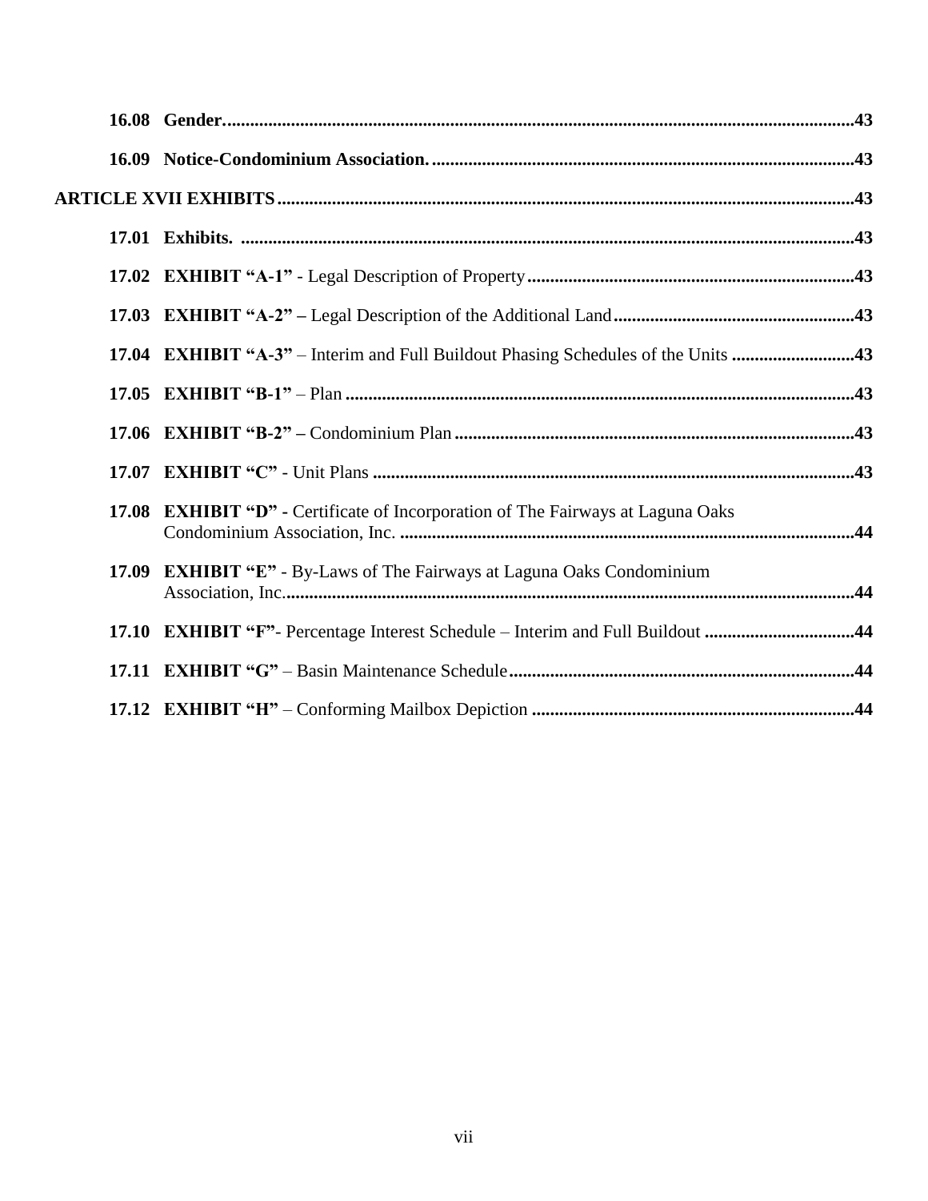**16.08 Gender.** .....43

**16.09 Notice-Condominium Association.** .....43

**ARTICLE XVII EXHIBITS** .....43

**17.01 Exhibits.** .....43

**17.02 EXHIBIT "A-1"** - Legal Description of Property .....43

**17.03 EXHIBIT "A-2" –** Legal Description of the Additional Land .....43

**17.04 EXHIBIT "A-3"** – Interim and Full Buildout Phasing Schedules of the Units .....43

**17.05 EXHIBIT "B-1"** – Plan .....43

**17.06 EXHIBIT "B-2" –** Condominium Plan .....43

**17.07 EXHIBIT "C"** - Unit Plans .....43

**17.08 EXHIBIT "D" -** Certificate of Incorporation of The Fairways at Laguna Oaks Condominium Association, Inc. .....44

**17.09 EXHIBIT "E"** - By-Laws of The Fairways at Laguna Oaks Condominium Association, Inc. .....44

**17.10 EXHIBIT "F"**- Percentage Interest Schedule – Interim and Full Buildout .....44

**17.11 EXHIBIT "G"** – Basin Maintenance Schedule .....44

**17.12 EXHIBIT "H"** – Conforming Mailbox Depiction .....44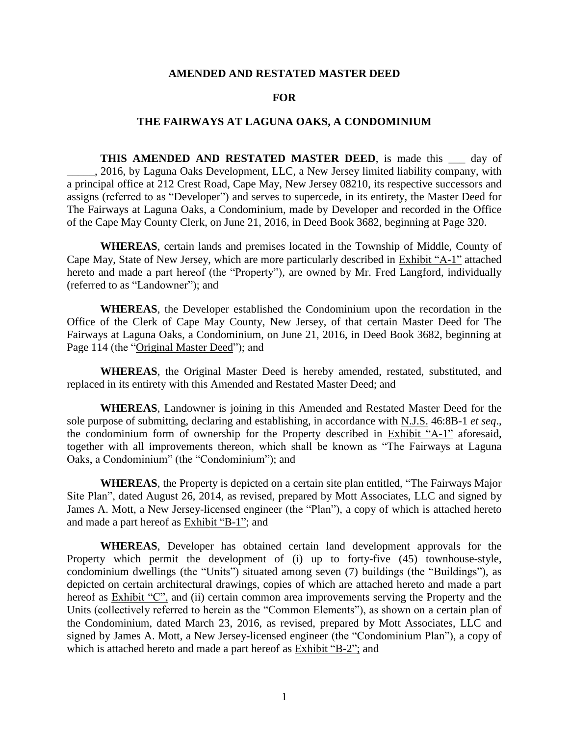**AMENDED AND RESTATED MASTER DEED**

**FOR**

**THE FAIRWAYS AT LAGUNA OAKS, A CONDOMINIUM**

**THIS AMENDED AND RESTATED MASTER DEED**, is made this ___ day of _____, 2016, by Laguna Oaks Development, LLC, a New Jersey limited liability company, with a principal office at 212 Crest Road, Cape May, New Jersey 08210, its respective successors and assigns (referred to as "Developer") and serves to supercede, in its entirety, the Master Deed for The Fairways at Laguna Oaks, a Condominium, made by Developer and recorded in the Office of the Cape May County Clerk, on June 21, 2016, in Deed Book 3682, beginning at Page 320.

**WHEREAS**, certain lands and premises located in the Township of Middle, County of Cape May, State of New Jersey, which are more particularly described in Exhibit "A-1" attached hereto and made a part hereof (the "Property"), are owned by Mr. Fred Langford, individually (referred to as "Landowner"); and

**WHEREAS**, the Developer established the Condominium upon the recordation in the Office of the Clerk of Cape May County, New Jersey, of that certain Master Deed for The Fairways at Laguna Oaks, a Condominium, on June 21, 2016, in Deed Book 3682, beginning at Page 114 (the "Original Master Deed"); and

**WHEREAS**, the Original Master Deed is hereby amended, restated, substituted, and replaced in its entirety with this Amended and Restated Master Deed; and

**WHEREAS**, Landowner is joining in this Amended and Restated Master Deed for the sole purpose of submitting, declaring and establishing, in accordance with N.J.S. 46:8B-1 *et seq*., the condominium form of ownership for the Property described in Exhibit "A-1" aforesaid, together with all improvements thereon, which shall be known as "The Fairways at Laguna Oaks, a Condominium" (the "Condominium"); and

**WHEREAS**, the Property is depicted on a certain site plan entitled, "The Fairways Major Site Plan", dated August 26, 2014, as revised, prepared by Mott Associates, LLC and signed by James A. Mott, a New Jersey-licensed engineer (the "Plan"), a copy of which is attached hereto and made a part hereof as Exhibit "B-1"; and

**WHEREAS**, Developer has obtained certain land development approvals for the Property which permit the development of (i) up to forty-five (45) townhouse-style, condominium dwellings (the "Units") situated among seven (7) buildings (the "Buildings"), as depicted on certain architectural drawings, copies of which are attached hereto and made a part hereof as Exhibit "C", and (ii) certain common area improvements serving the Property and the Units (collectively referred to herein as the "Common Elements"), as shown on a certain plan of the Condominium, dated March 23, 2016, as revised, prepared by Mott Associates, LLC and signed by James A. Mott, a New Jersey-licensed engineer (the "Condominium Plan"), a copy of which is attached hereto and made a part hereof as Exhibit "B-2"; and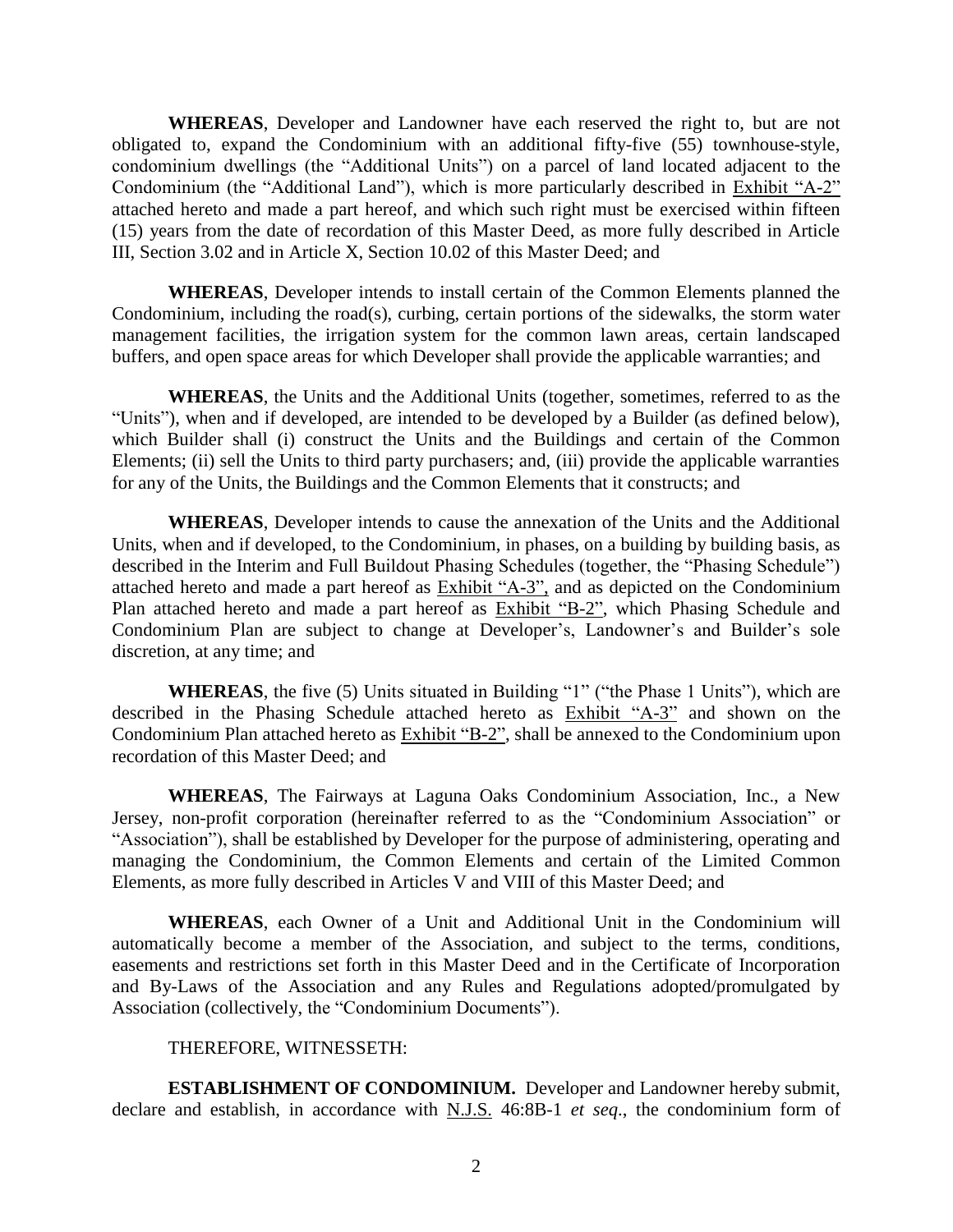**WHEREAS**, Developer and Landowner have each reserved the right to, but are not obligated to, expand the Condominium with an additional fifty-five (55) townhouse-style, condominium dwellings (the "Additional Units") on a parcel of land located adjacent to the Condominium (the "Additional Land"), which is more particularly described in Exhibit "A-2" attached hereto and made a part hereof, and which such right must be exercised within fifteen (15) years from the date of recordation of this Master Deed, as more fully described in Article III, Section 3.02 and in Article X, Section 10.02 of this Master Deed; and

**WHEREAS**, Developer intends to install certain of the Common Elements planned the Condominium, including the road(s), curbing, certain portions of the sidewalks, the storm water management facilities, the irrigation system for the common lawn areas, certain landscaped buffers, and open space areas for which Developer shall provide the applicable warranties; and

**WHEREAS**, the Units and the Additional Units (together, sometimes, referred to as the "Units"), when and if developed, are intended to be developed by a Builder (as defined below), which Builder shall (i) construct the Units and the Buildings and certain of the Common Elements; (ii) sell the Units to third party purchasers; and, (iii) provide the applicable warranties for any of the Units, the Buildings and the Common Elements that it constructs; and

**WHEREAS**, Developer intends to cause the annexation of the Units and the Additional Units, when and if developed, to the Condominium, in phases, on a building by building basis, as described in the Interim and Full Buildout Phasing Schedules (together, the "Phasing Schedule") attached hereto and made a part hereof as Exhibit "A-3", and as depicted on the Condominium Plan attached hereto and made a part hereof as Exhibit "B-2", which Phasing Schedule and Condominium Plan are subject to change at Developer's, Landowner's and Builder's sole discretion, at any time; and

**WHEREAS**, the five (5) Units situated in Building "1" ("the Phase 1 Units"), which are described in the Phasing Schedule attached hereto as Exhibit "A-3" and shown on the Condominium Plan attached hereto as Exhibit "B-2", shall be annexed to the Condominium upon recordation of this Master Deed; and

**WHEREAS**, The Fairways at Laguna Oaks Condominium Association, Inc., a New Jersey, non-profit corporation (hereinafter referred to as the "Condominium Association" or "Association"), shall be established by Developer for the purpose of administering, operating and managing the Condominium, the Common Elements and certain of the Limited Common Elements, as more fully described in Articles V and VIII of this Master Deed; and

**WHEREAS**, each Owner of a Unit and Additional Unit in the Condominium will automatically become a member of the Association, and subject to the terms, conditions, easements and restrictions set forth in this Master Deed and in the Certificate of Incorporation and By-Laws of the Association and any Rules and Regulations adopted/promulgated by Association (collectively, the "Condominium Documents").

THEREFORE, WITNESSETH:

**ESTABLISHMENT OF CONDOMINIUM.** Developer and Landowner hereby submit, declare and establish, in accordance with N.J.S. 46:8B-1 *et seq*., the condominium form of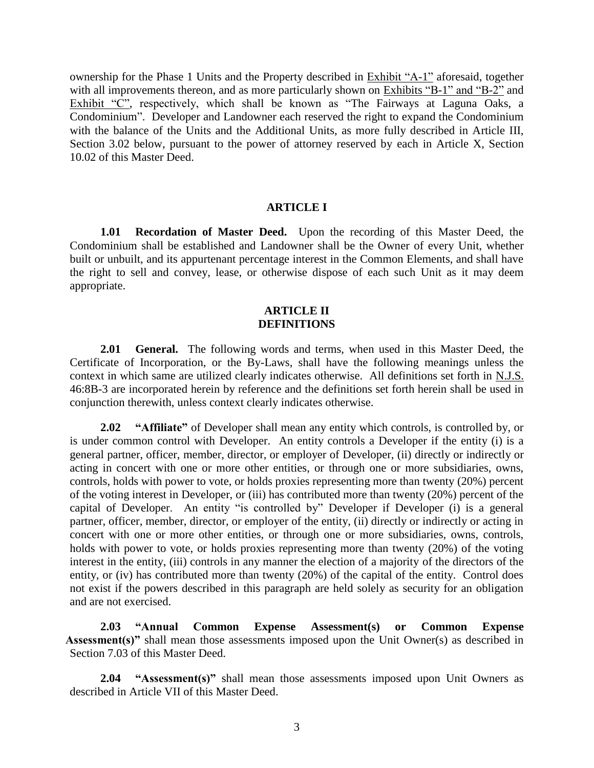ownership for the Phase 1 Units and the Property described in Exhibit "A-1" aforesaid, together with all improvements thereon, and as more particularly shown on Exhibits "B-1" and "B-2" and Exhibit "C", respectively, which shall be known as "The Fairways at Laguna Oaks, a Condominium". Developer and Landowner each reserved the right to expand the Condominium with the balance of the Units and the Additional Units, as more fully described in Article III, Section 3.02 below, pursuant to the power of attorney reserved by each in Article X, Section 10.02 of this Master Deed.

## ARTICLE I

**1.01 Recordation of Master Deed.** Upon the recording of this Master Deed, the Condominium shall be established and Landowner shall be the Owner of every Unit, whether built or unbuilt, and its appurtenant percentage interest in the Common Elements, and shall have the right to sell and convey, lease, or otherwise dispose of each such Unit as it may deem appropriate.

## ARTICLE II
## DEFINITIONS

**2.01 General.** The following words and terms, when used in this Master Deed, the Certificate of Incorporation, or the By-Laws, shall have the following meanings unless the context in which same are utilized clearly indicates otherwise. All definitions set forth in N.J.S. 46:8B-3 are incorporated herein by reference and the definitions set forth herein shall be used in conjunction therewith, unless context clearly indicates otherwise.

**2.02 "Affiliate"** of Developer shall mean any entity which controls, is controlled by, or is under common control with Developer. An entity controls a Developer if the entity (i) is a general partner, officer, member, director, or employer of Developer, (ii) directly or indirectly or acting in concert with one or more other entities, or through one or more subsidiaries, owns, controls, holds with power to vote, or holds proxies representing more than twenty (20%) percent of the voting interest in Developer, or (iii) has contributed more than twenty (20%) percent of the capital of Developer. An entity "is controlled by" Developer if Developer (i) is a general partner, officer, member, director, or employer of the entity, (ii) directly or indirectly or acting in concert with one or more other entities, or through one or more subsidiaries, owns, controls, holds with power to vote, or holds proxies representing more than twenty (20%) of the voting interest in the entity, (iii) controls in any manner the election of a majority of the directors of the entity, or (iv) has contributed more than twenty (20%) of the capital of the entity. Control does not exist if the powers described in this paragraph are held solely as security for an obligation and are not exercised.

**2.03 "Annual Common Expense Assessment(s) or Common Expense Assessment(s)"** shall mean those assessments imposed upon the Unit Owner(s) as described in Section 7.03 of this Master Deed.

**2.04 "Assessment(s)"** shall mean those assessments imposed upon Unit Owners as described in Article VII of this Master Deed.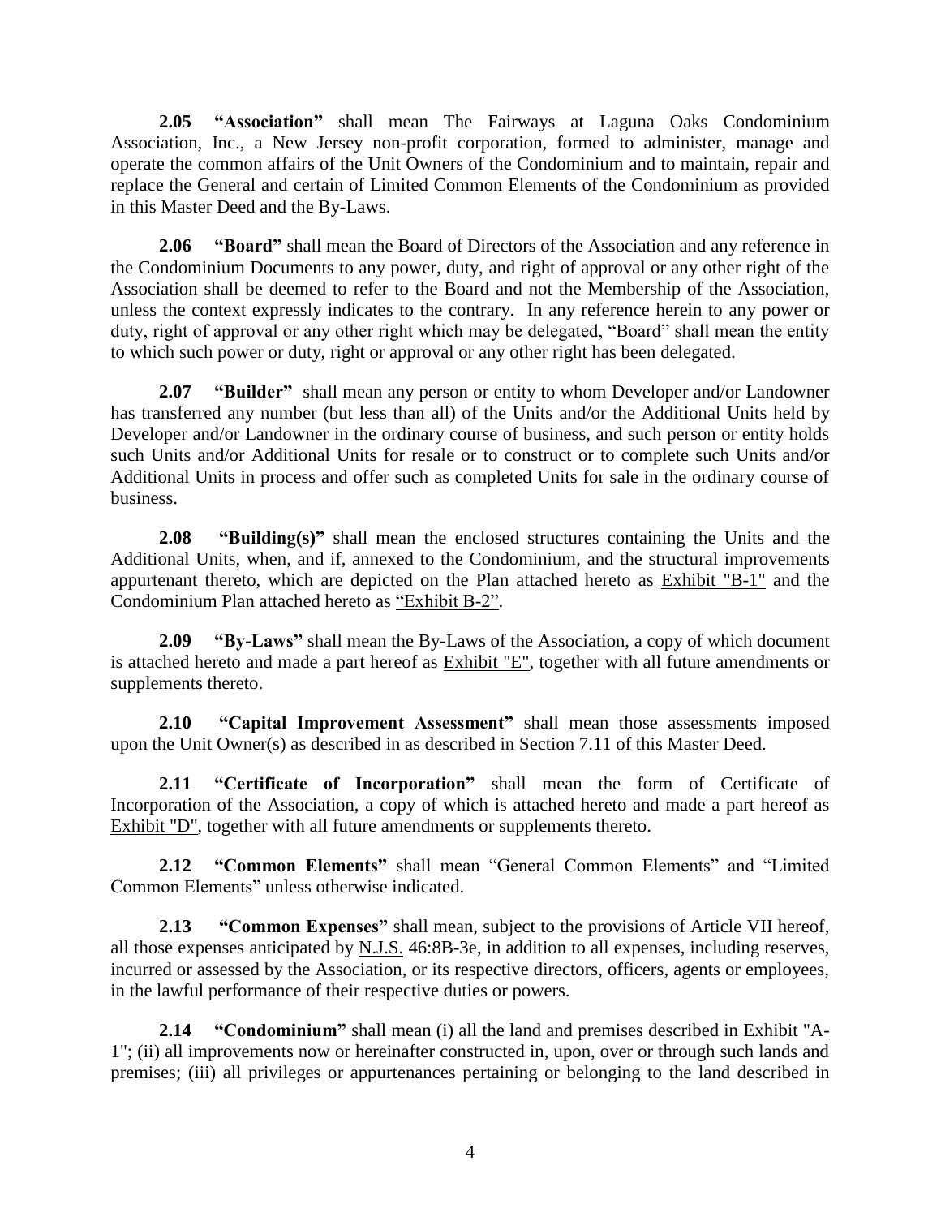**2.05 "Association"** shall mean The Fairways at Laguna Oaks Condominium Association, Inc., a New Jersey non-profit corporation, formed to administer, manage and operate the common affairs of the Unit Owners of the Condominium and to maintain, repair and replace the General and certain of Limited Common Elements of the Condominium as provided in this Master Deed and the By-Laws.

**2.06 "Board"** shall mean the Board of Directors of the Association and any reference in the Condominium Documents to any power, duty, and right of approval or any other right of the Association shall be deemed to refer to the Board and not the Membership of the Association, unless the context expressly indicates to the contrary. In any reference herein to any power or duty, right of approval or any other right which may be delegated, "Board" shall mean the entity to which such power or duty, right or approval or any other right has been delegated.

**2.07 "Builder"** shall mean any person or entity to whom Developer and/or Landowner has transferred any number (but less than all) of the Units and/or the Additional Units held by Developer and/or Landowner in the ordinary course of business, and such person or entity holds such Units and/or Additional Units for resale or to construct or to complete such Units and/or Additional Units in process and offer such as completed Units for sale in the ordinary course of business.

**2.08 "Building(s)"** shall mean the enclosed structures containing the Units and the Additional Units, when, and if, annexed to the Condominium, and the structural improvements appurtenant thereto, which are depicted on the Plan attached hereto as Exhibit "B-1" and the Condominium Plan attached hereto as "Exhibit B-2".

**2.09 "By-Laws"** shall mean the By-Laws of the Association, a copy of which document is attached hereto and made a part hereof as Exhibit "E", together with all future amendments or supplements thereto.

**2.10 "Capital Improvement Assessment"** shall mean those assessments imposed upon the Unit Owner(s) as described in as described in Section 7.11 of this Master Deed.

**2.11 "Certificate of Incorporation"** shall mean the form of Certificate of Incorporation of the Association, a copy of which is attached hereto and made a part hereof as Exhibit "D", together with all future amendments or supplements thereto.

**2.12 "Common Elements"** shall mean "General Common Elements" and "Limited Common Elements" unless otherwise indicated.

**2.13 "Common Expenses"** shall mean, subject to the provisions of Article VII hereof, all those expenses anticipated by N.J.S. 46:8B-3e, in addition to all expenses, including reserves, incurred or assessed by the Association, or its respective directors, officers, agents or employees, in the lawful performance of their respective duties or powers.

**2.14 "Condominium"** shall mean (i) all the land and premises described in Exhibit "A-1"; (ii) all improvements now or hereinafter constructed in, upon, over or through such lands and premises; (iii) all privileges or appurtenances pertaining or belonging to the land described in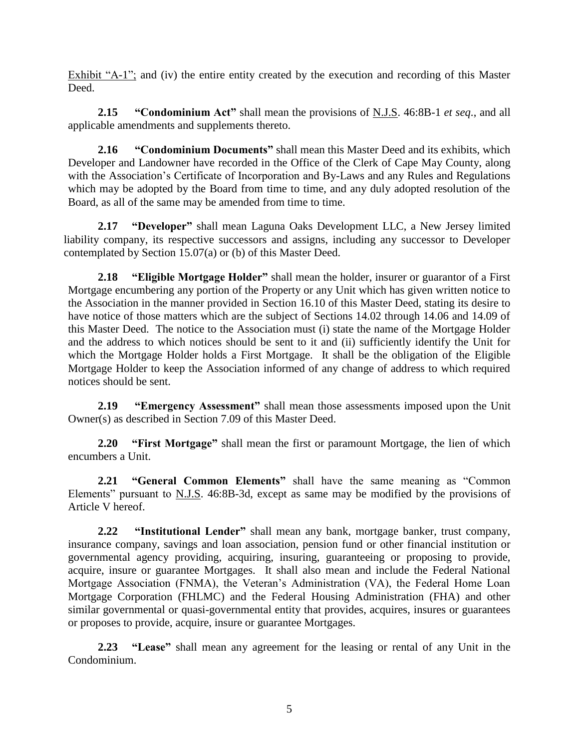Exhibit "A-1"; and (iv) the entire entity created by the execution and recording of this Master Deed.

**2.15 "Condominium Act"** shall mean the provisions of N.J.S. 46:8B-1 *et seq.*, and all applicable amendments and supplements thereto.

**2.16 "Condominium Documents"** shall mean this Master Deed and its exhibits, which Developer and Landowner have recorded in the Office of the Clerk of Cape May County, along with the Association's Certificate of Incorporation and By-Laws and any Rules and Regulations which may be adopted by the Board from time to time, and any duly adopted resolution of the Board, as all of the same may be amended from time to time.

**2.17 "Developer"** shall mean Laguna Oaks Development LLC, a New Jersey limited liability company, its respective successors and assigns, including any successor to Developer contemplated by Section 15.07(a) or (b) of this Master Deed.

**2.18 "Eligible Mortgage Holder"** shall mean the holder, insurer or guarantor of a First Mortgage encumbering any portion of the Property or any Unit which has given written notice to the Association in the manner provided in Section 16.10 of this Master Deed, stating its desire to have notice of those matters which are the subject of Sections 14.02 through 14.06 and 14.09 of this Master Deed. The notice to the Association must (i) state the name of the Mortgage Holder and the address to which notices should be sent to it and (ii) sufficiently identify the Unit for which the Mortgage Holder holds a First Mortgage. It shall be the obligation of the Eligible Mortgage Holder to keep the Association informed of any change of address to which required notices should be sent.

**2.19 "Emergency Assessment"** shall mean those assessments imposed upon the Unit Owner(s) as described in Section 7.09 of this Master Deed.

**2.20 "First Mortgage"** shall mean the first or paramount Mortgage, the lien of which encumbers a Unit.

**2.21 "General Common Elements"** shall have the same meaning as "Common Elements" pursuant to N.J.S. 46:8B-3d, except as same may be modified by the provisions of Article V hereof.

**2.22 "Institutional Lender"** shall mean any bank, mortgage banker, trust company, insurance company, savings and loan association, pension fund or other financial institution or governmental agency providing, acquiring, insuring, guaranteeing or proposing to provide, acquire, insure or guarantee Mortgages. It shall also mean and include the Federal National Mortgage Association (FNMA), the Veteran's Administration (VA), the Federal Home Loan Mortgage Corporation (FHLMC) and the Federal Housing Administration (FHA) and other similar governmental or quasi-governmental entity that provides, acquires, insures or guarantees or proposes to provide, acquire, insure or guarantee Mortgages.

**2.23 "Lease"** shall mean any agreement for the leasing or rental of any Unit in the Condominium.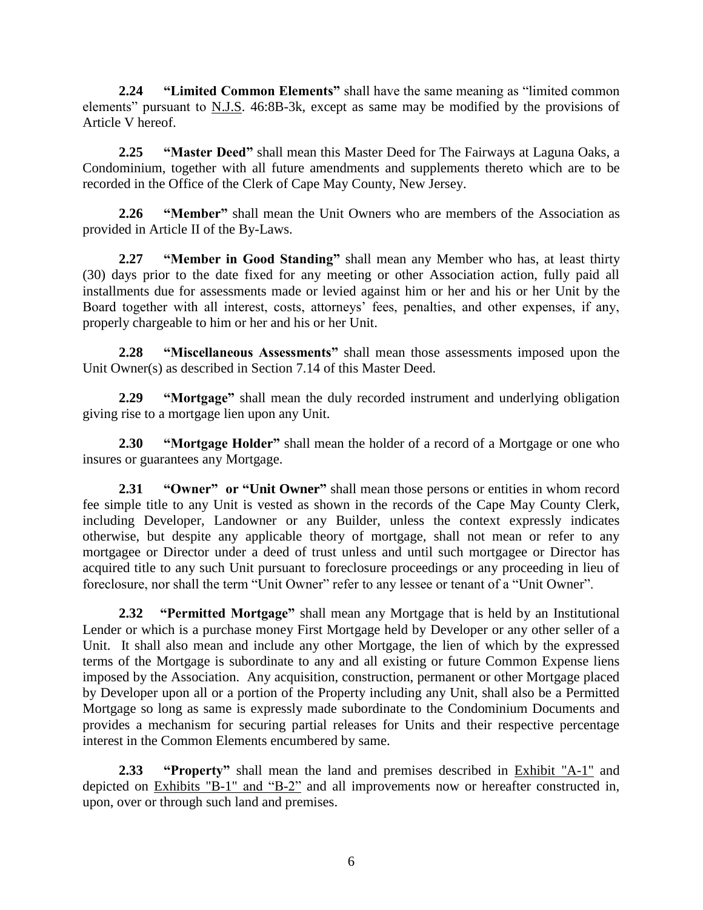**2.24 "Limited Common Elements"** shall have the same meaning as "limited common elements" pursuant to N.J.S. 46:8B-3k, except as same may be modified by the provisions of Article V hereof.

**2.25 "Master Deed"** shall mean this Master Deed for The Fairways at Laguna Oaks, a Condominium, together with all future amendments and supplements thereto which are to be recorded in the Office of the Clerk of Cape May County, New Jersey.

**2.26 "Member"** shall mean the Unit Owners who are members of the Association as provided in Article II of the By-Laws.

**2.27 "Member in Good Standing"** shall mean any Member who has, at least thirty (30) days prior to the date fixed for any meeting or other Association action, fully paid all installments due for assessments made or levied against him or her and his or her Unit by the Board together with all interest, costs, attorneys' fees, penalties, and other expenses, if any, properly chargeable to him or her and his or her Unit.

**2.28 "Miscellaneous Assessments"** shall mean those assessments imposed upon the Unit Owner(s) as described in Section 7.14 of this Master Deed.

**2.29 "Mortgage"** shall mean the duly recorded instrument and underlying obligation giving rise to a mortgage lien upon any Unit.

**2.30 "Mortgage Holder"** shall mean the holder of a record of a Mortgage or one who insures or guarantees any Mortgage.

**2.31 "Owner" or "Unit Owner"** shall mean those persons or entities in whom record fee simple title to any Unit is vested as shown in the records of the Cape May County Clerk, including Developer, Landowner or any Builder, unless the context expressly indicates otherwise, but despite any applicable theory of mortgage, shall not mean or refer to any mortgagee or Director under a deed of trust unless and until such mortgagee or Director has acquired title to any such Unit pursuant to foreclosure proceedings or any proceeding in lieu of foreclosure, nor shall the term "Unit Owner" refer to any lessee or tenant of a "Unit Owner".

**2.32 "Permitted Mortgage"** shall mean any Mortgage that is held by an Institutional Lender or which is a purchase money First Mortgage held by Developer or any other seller of a Unit. It shall also mean and include any other Mortgage, the lien of which by the expressed terms of the Mortgage is subordinate to any and all existing or future Common Expense liens imposed by the Association. Any acquisition, construction, permanent or other Mortgage placed by Developer upon all or a portion of the Property including any Unit, shall also be a Permitted Mortgage so long as same is expressly made subordinate to the Condominium Documents and provides a mechanism for securing partial releases for Units and their respective percentage interest in the Common Elements encumbered by same.

**2.33 "Property"** shall mean the land and premises described in Exhibit "A-1" and depicted on Exhibits "B-1" and "B-2" and all improvements now or hereafter constructed in, upon, over or through such land and premises.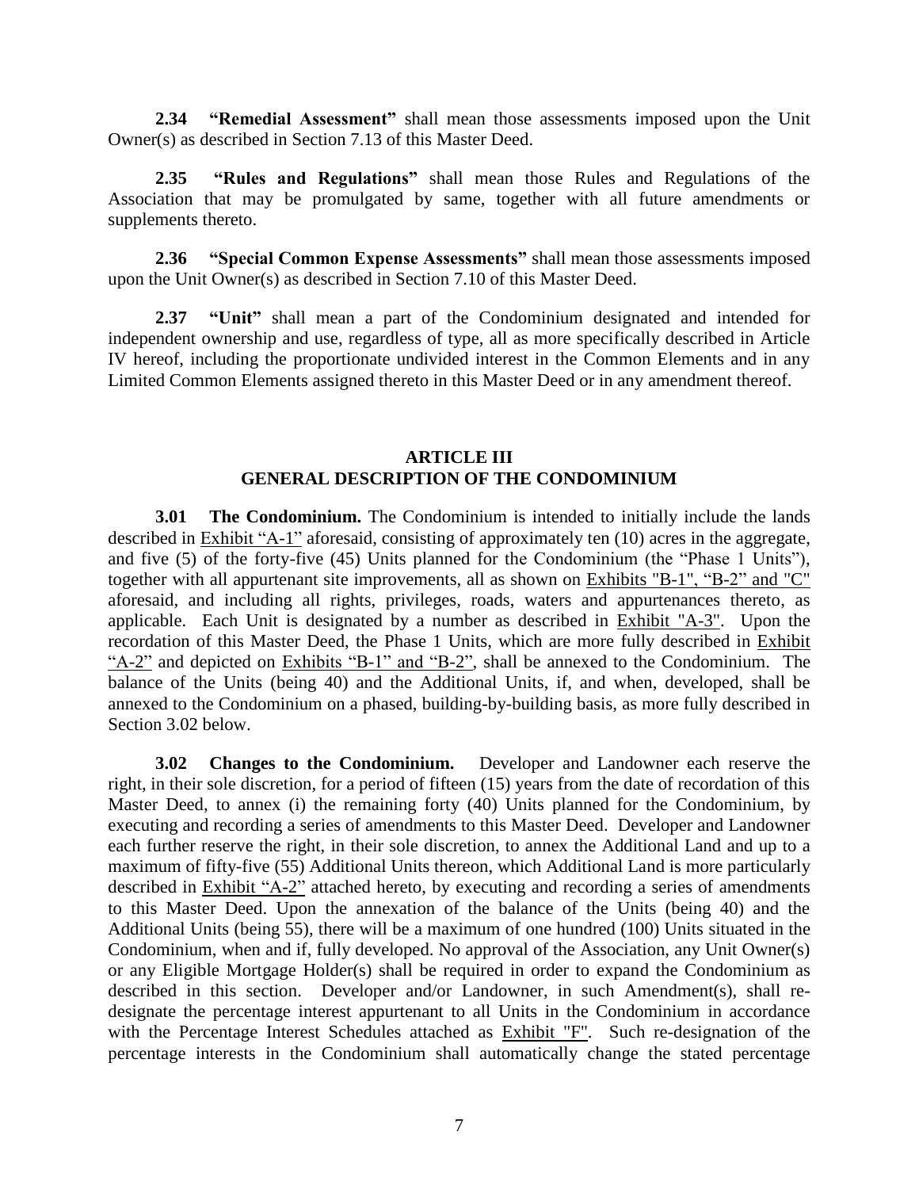**2.34 "Remedial Assessment"** shall mean those assessments imposed upon the Unit Owner(s) as described in Section 7.13 of this Master Deed.

**2.35 "Rules and Regulations"** shall mean those Rules and Regulations of the Association that may be promulgated by same, together with all future amendments or supplements thereto.

**2.36 "Special Common Expense Assessments"** shall mean those assessments imposed upon the Unit Owner(s) as described in Section 7.10 of this Master Deed.

**2.37 "Unit"** shall mean a part of the Condominium designated and intended for independent ownership and use, regardless of type, all as more specifically described in Article IV hereof, including the proportionate undivided interest in the Common Elements and in any Limited Common Elements assigned thereto in this Master Deed or in any amendment thereof.

## ARTICLE III
## GENERAL DESCRIPTION OF THE CONDOMINIUM

**3.01 The Condominium.** The Condominium is intended to initially include the lands described in Exhibit "A-1" aforesaid, consisting of approximately ten (10) acres in the aggregate, and five (5) of the forty-five (45) Units planned for the Condominium (the "Phase 1 Units"), together with all appurtenant site improvements, all as shown on Exhibits "B-1", "B-2" and "C" aforesaid, and including all rights, privileges, roads, waters and appurtenances thereto, as applicable. Each Unit is designated by a number as described in Exhibit "A-3". Upon the recordation of this Master Deed, the Phase 1 Units, which are more fully described in Exhibit "A-2" and depicted on Exhibits "B-1" and "B-2", shall be annexed to the Condominium. The balance of the Units (being 40) and the Additional Units, if, and when, developed, shall be annexed to the Condominium on a phased, building-by-building basis, as more fully described in Section 3.02 below.

**3.02 Changes to the Condominium.** Developer and Landowner each reserve the right, in their sole discretion, for a period of fifteen (15) years from the date of recordation of this Master Deed, to annex (i) the remaining forty (40) Units planned for the Condominium, by executing and recording a series of amendments to this Master Deed. Developer and Landowner each further reserve the right, in their sole discretion, to annex the Additional Land and up to a maximum of fifty-five (55) Additional Units thereon, which Additional Land is more particularly described in Exhibit "A-2" attached hereto, by executing and recording a series of amendments to this Master Deed. Upon the annexation of the balance of the Units (being 40) and the Additional Units (being 55), there will be a maximum of one hundred (100) Units situated in the Condominium, when and if, fully developed. No approval of the Association, any Unit Owner(s) or any Eligible Mortgage Holder(s) shall be required in order to expand the Condominium as described in this section. Developer and/or Landowner, in such Amendment(s), shall re-designate the percentage interest appurtenant to all Units in the Condominium in accordance with the Percentage Interest Schedules attached as Exhibit "F". Such re-designation of the percentage interests in the Condominium shall automatically change the stated percentage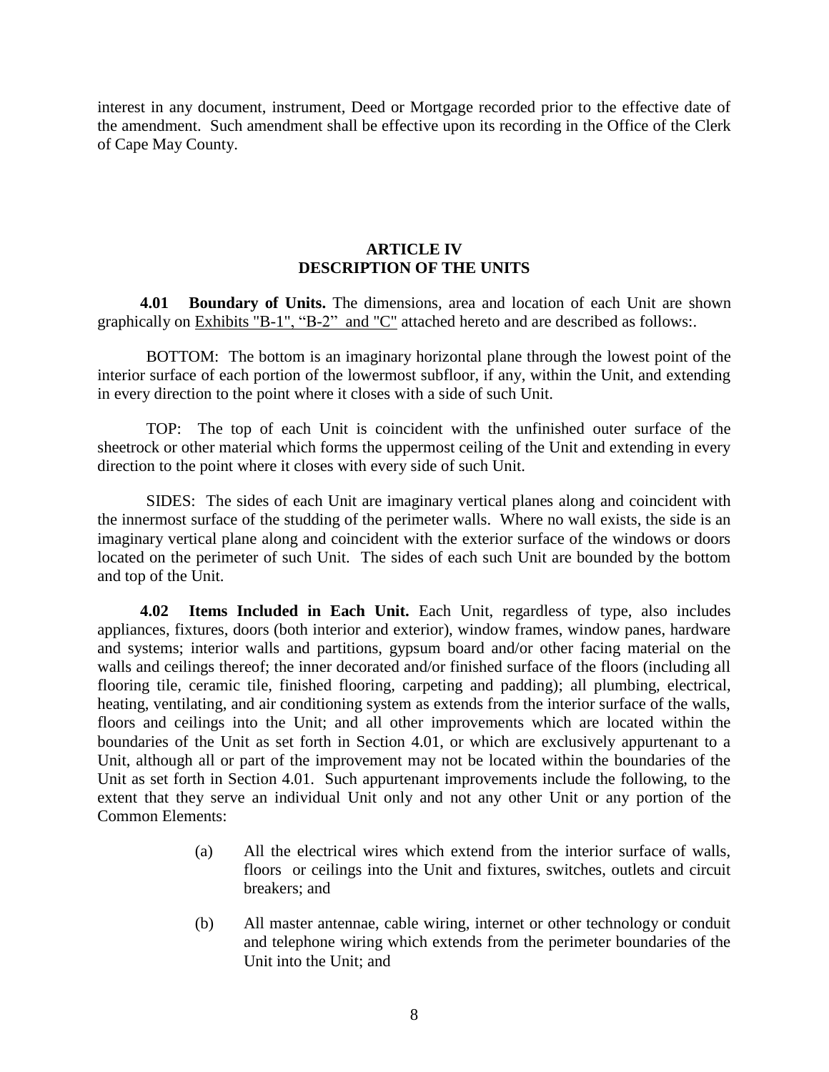interest in any document, instrument, Deed or Mortgage recorded prior to the effective date of the amendment. Such amendment shall be effective upon its recording in the Office of the Clerk of Cape May County.

## ARTICLE IV
## DESCRIPTION OF THE UNITS

**4.01 Boundary of Units.** The dimensions, area and location of each Unit are shown graphically on Exhibits "B-1", "B-2" and "C" attached hereto and are described as follows:.

BOTTOM: The bottom is an imaginary horizontal plane through the lowest point of the interior surface of each portion of the lowermost subfloor, if any, within the Unit, and extending in every direction to the point where it closes with a side of such Unit.

TOP: The top of each Unit is coincident with the unfinished outer surface of the sheetrock or other material which forms the uppermost ceiling of the Unit and extending in every direction to the point where it closes with every side of such Unit.

SIDES: The sides of each Unit are imaginary vertical planes along and coincident with the innermost surface of the studding of the perimeter walls. Where no wall exists, the side is an imaginary vertical plane along and coincident with the exterior surface of the windows or doors located on the perimeter of such Unit. The sides of each such Unit are bounded by the bottom and top of the Unit.

**4.02 Items Included in Each Unit.** Each Unit, regardless of type, also includes appliances, fixtures, doors (both interior and exterior), window frames, window panes, hardware and systems; interior walls and partitions, gypsum board and/or other facing material on the walls and ceilings thereof; the inner decorated and/or finished surface of the floors (including all flooring tile, ceramic tile, finished flooring, carpeting and padding); all plumbing, electrical, heating, ventilating, and air conditioning system as extends from the interior surface of the walls, floors and ceilings into the Unit; and all other improvements which are located within the boundaries of the Unit as set forth in Section 4.01, or which are exclusively appurtenant to a Unit, although all or part of the improvement may not be located within the boundaries of the Unit as set forth in Section 4.01. Such appurtenant improvements include the following, to the extent that they serve an individual Unit only and not any other Unit or any portion of the Common Elements:

(a) All the electrical wires which extend from the interior surface of walls, floors or ceilings into the Unit and fixtures, switches, outlets and circuit breakers; and

(b) All master antennae, cable wiring, internet or other technology or conduit and telephone wiring which extends from the perimeter boundaries of the Unit into the Unit; and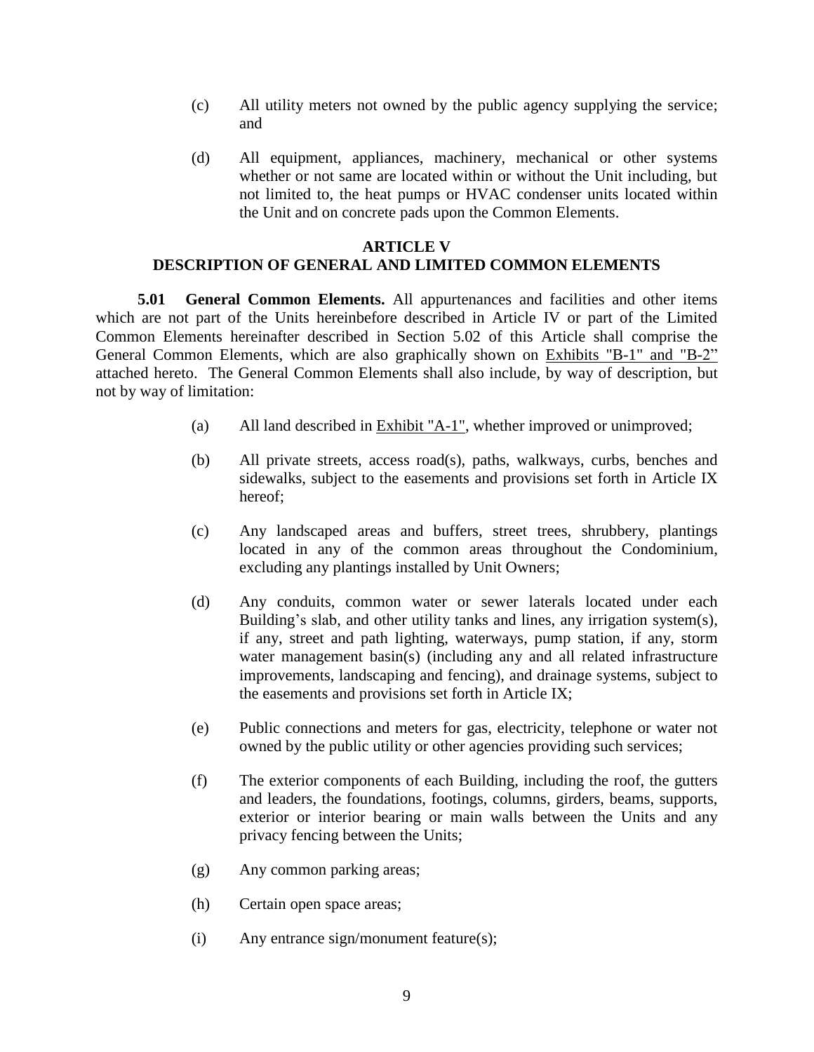(c) All utility meters not owned by the public agency supplying the service; and

(d) All equipment, appliances, machinery, mechanical or other systems whether or not same are located within or without the Unit including, but not limited to, the heat pumps or HVAC condenser units located within the Unit and on concrete pads upon the Common Elements.

## ARTICLE V
## DESCRIPTION OF GENERAL AND LIMITED COMMON ELEMENTS

**5.01 General Common Elements.** All appurtenances and facilities and other items which are not part of the Units hereinbefore described in Article IV or part of the Limited Common Elements hereinafter described in Section 5.02 of this Article shall comprise the General Common Elements, which are also graphically shown on Exhibits "B-1" and "B-2" attached hereto. The General Common Elements shall also include, by way of description, but not by way of limitation:

(a) All land described in Exhibit "A-1", whether improved or unimproved;

(b) All private streets, access road(s), paths, walkways, curbs, benches and sidewalks, subject to the easements and provisions set forth in Article IX hereof;

(c) Any landscaped areas and buffers, street trees, shrubbery, plantings located in any of the common areas throughout the Condominium, excluding any plantings installed by Unit Owners;

(d) Any conduits, common water or sewer laterals located under each Building's slab, and other utility tanks and lines, any irrigation system(s), if any, street and path lighting, waterways, pump station, if any, storm water management basin(s) (including any and all related infrastructure improvements, landscaping and fencing), and drainage systems, subject to the easements and provisions set forth in Article IX;

(e) Public connections and meters for gas, electricity, telephone or water not owned by the public utility or other agencies providing such services;

(f) The exterior components of each Building, including the roof, the gutters and leaders, the foundations, footings, columns, girders, beams, supports, exterior or interior bearing or main walls between the Units and any privacy fencing between the Units;

(g) Any common parking areas;

(h) Certain open space areas;

(i) Any entrance sign/monument feature(s);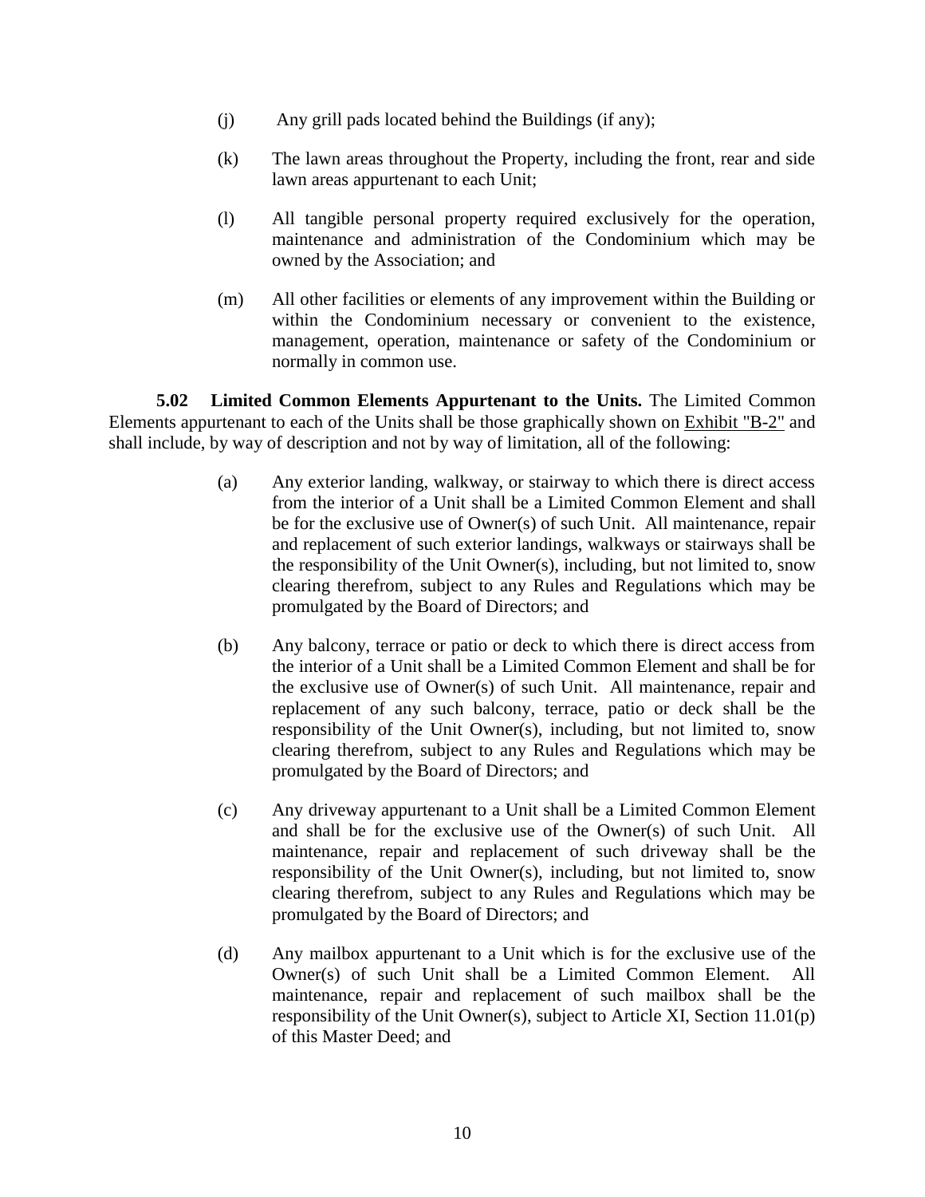(j) Any grill pads located behind the Buildings (if any);

(k) The lawn areas throughout the Property, including the front, rear and side lawn areas appurtenant to each Unit;

(l) All tangible personal property required exclusively for the operation, maintenance and administration of the Condominium which may be owned by the Association; and

(m) All other facilities or elements of any improvement within the Building or within the Condominium necessary or convenient to the existence, management, operation, maintenance or safety of the Condominium or normally in common use.

**5.02 Limited Common Elements Appurtenant to the Units.** The Limited Common Elements appurtenant to each of the Units shall be those graphically shown on Exhibit "B-2" and shall include, by way of description and not by way of limitation, all of the following:

(a) Any exterior landing, walkway, or stairway to which there is direct access from the interior of a Unit shall be a Limited Common Element and shall be for the exclusive use of Owner(s) of such Unit. All maintenance, repair and replacement of such exterior landings, walkways or stairways shall be the responsibility of the Unit Owner(s), including, but not limited to, snow clearing therefrom, subject to any Rules and Regulations which may be promulgated by the Board of Directors; and

(b) Any balcony, terrace or patio or deck to which there is direct access from the interior of a Unit shall be a Limited Common Element and shall be for the exclusive use of Owner(s) of such Unit. All maintenance, repair and replacement of any such balcony, terrace, patio or deck shall be the responsibility of the Unit Owner(s), including, but not limited to, snow clearing therefrom, subject to any Rules and Regulations which may be promulgated by the Board of Directors; and

(c) Any driveway appurtenant to a Unit shall be a Limited Common Element and shall be for the exclusive use of the Owner(s) of such Unit. All maintenance, repair and replacement of such driveway shall be the responsibility of the Unit Owner(s), including, but not limited to, snow clearing therefrom, subject to any Rules and Regulations which may be promulgated by the Board of Directors; and

(d) Any mailbox appurtenant to a Unit which is for the exclusive use of the Owner(s) of such Unit shall be a Limited Common Element. All maintenance, repair and replacement of such mailbox shall be the responsibility of the Unit Owner(s), subject to Article XI, Section 11.01(p) of this Master Deed; and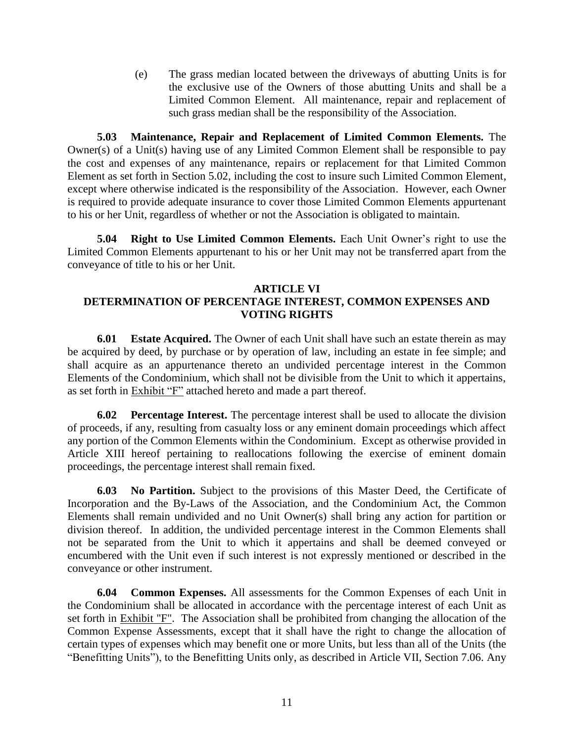(e) The grass median located between the driveways of abutting Units is for the exclusive use of the Owners of those abutting Units and shall be a Limited Common Element. All maintenance, repair and replacement of such grass median shall be the responsibility of the Association.

**5.03 Maintenance, Repair and Replacement of Limited Common Elements.** The Owner(s) of a Unit(s) having use of any Limited Common Element shall be responsible to pay the cost and expenses of any maintenance, repairs or replacement for that Limited Common Element as set forth in Section 5.02, including the cost to insure such Limited Common Element, except where otherwise indicated is the responsibility of the Association. However, each Owner is required to provide adequate insurance to cover those Limited Common Elements appurtenant to his or her Unit, regardless of whether or not the Association is obligated to maintain.

**5.04 Right to Use Limited Common Elements.** Each Unit Owner's right to use the Limited Common Elements appurtenant to his or her Unit may not be transferred apart from the conveyance of title to his or her Unit.

## ARTICLE VI
## DETERMINATION OF PERCENTAGE INTEREST, COMMON EXPENSES AND VOTING RIGHTS

**6.01 Estate Acquired.** The Owner of each Unit shall have such an estate therein as may be acquired by deed, by purchase or by operation of law, including an estate in fee simple; and shall acquire as an appurtenance thereto an undivided percentage interest in the Common Elements of the Condominium, which shall not be divisible from the Unit to which it appertains, as set forth in Exhibit "F" attached hereto and made a part thereof.

**6.02 Percentage Interest.** The percentage interest shall be used to allocate the division of proceeds, if any, resulting from casualty loss or any eminent domain proceedings which affect any portion of the Common Elements within the Condominium. Except as otherwise provided in Article XIII hereof pertaining to reallocations following the exercise of eminent domain proceedings, the percentage interest shall remain fixed.

**6.03 No Partition.** Subject to the provisions of this Master Deed, the Certificate of Incorporation and the By-Laws of the Association, and the Condominium Act, the Common Elements shall remain undivided and no Unit Owner(s) shall bring any action for partition or division thereof. In addition, the undivided percentage interest in the Common Elements shall not be separated from the Unit to which it appertains and shall be deemed conveyed or encumbered with the Unit even if such interest is not expressly mentioned or described in the conveyance or other instrument.

**6.04 Common Expenses.** All assessments for the Common Expenses of each Unit in the Condominium shall be allocated in accordance with the percentage interest of each Unit as set forth in Exhibit "F". The Association shall be prohibited from changing the allocation of the Common Expense Assessments, except that it shall have the right to change the allocation of certain types of expenses which may benefit one or more Units, but less than all of the Units (the "Benefitting Units"), to the Benefitting Units only, as described in Article VII, Section 7.06. Any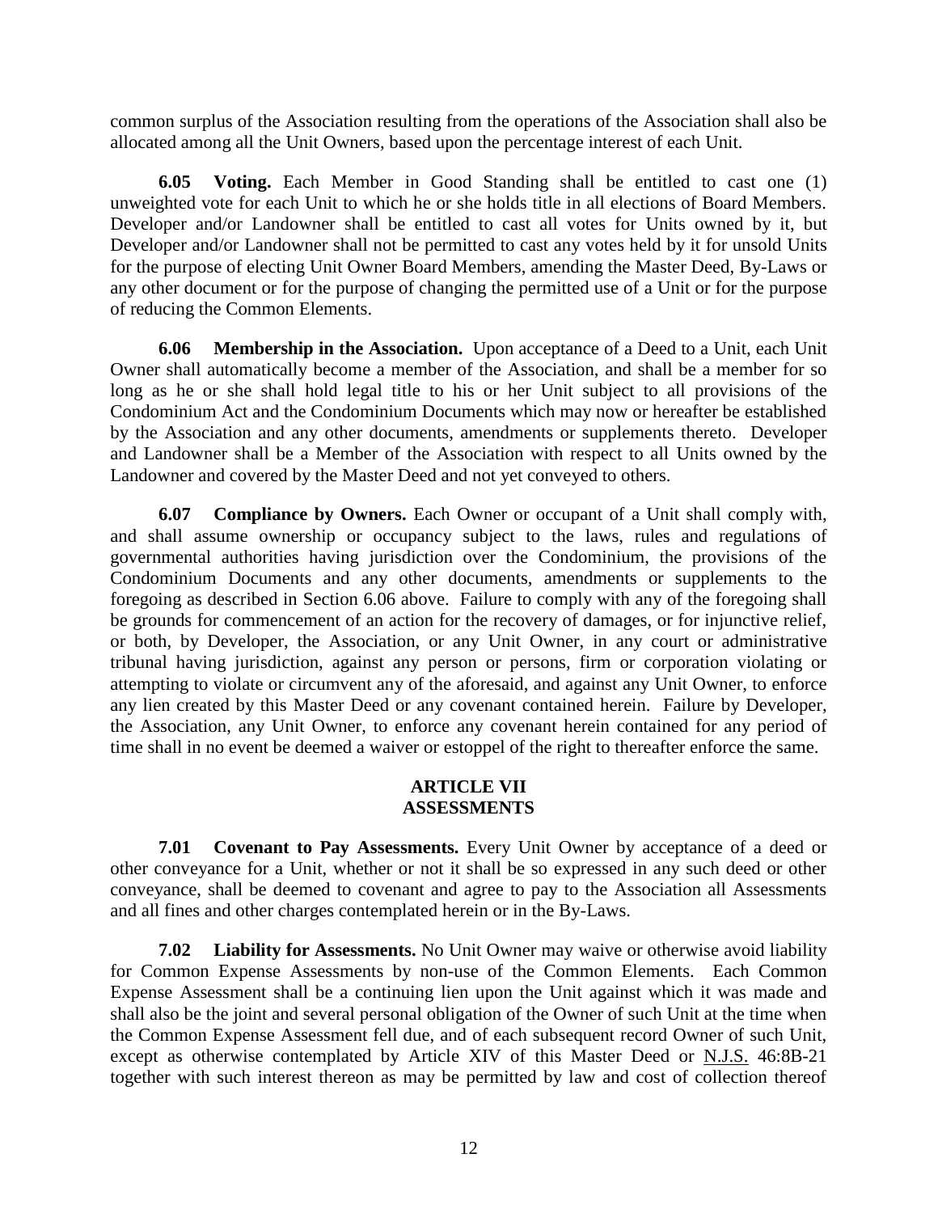common surplus of the Association resulting from the operations of the Association shall also be allocated among all the Unit Owners, based upon the percentage interest of each Unit.

**6.05 Voting.** Each Member in Good Standing shall be entitled to cast one (1) unweighted vote for each Unit to which he or she holds title in all elections of Board Members. Developer and/or Landowner shall be entitled to cast all votes for Units owned by it, but Developer and/or Landowner shall not be permitted to cast any votes held by it for unsold Units for the purpose of electing Unit Owner Board Members, amending the Master Deed, By-Laws or any other document or for the purpose of changing the permitted use of a Unit or for the purpose of reducing the Common Elements.

**6.06 Membership in the Association.** Upon acceptance of a Deed to a Unit, each Unit Owner shall automatically become a member of the Association, and shall be a member for so long as he or she shall hold legal title to his or her Unit subject to all provisions of the Condominium Act and the Condominium Documents which may now or hereafter be established by the Association and any other documents, amendments or supplements thereto. Developer and Landowner shall be a Member of the Association with respect to all Units owned by the Landowner and covered by the Master Deed and not yet conveyed to others.

**6.07 Compliance by Owners.** Each Owner or occupant of a Unit shall comply with, and shall assume ownership or occupancy subject to the laws, rules and regulations of governmental authorities having jurisdiction over the Condominium, the provisions of the Condominium Documents and any other documents, amendments or supplements to the foregoing as described in Section 6.06 above. Failure to comply with any of the foregoing shall be grounds for commencement of an action for the recovery of damages, or for injunctive relief, or both, by Developer, the Association, or any Unit Owner, in any court or administrative tribunal having jurisdiction, against any person or persons, firm or corporation violating or attempting to violate or circumvent any of the aforesaid, and against any Unit Owner, to enforce any lien created by this Master Deed or any covenant contained herein. Failure by Developer, the Association, any Unit Owner, to enforce any covenant herein contained for any period of time shall in no event be deemed a waiver or estoppel of the right to thereafter enforce the same.

## ARTICLE VII
## ASSESSMENTS

**7.01 Covenant to Pay Assessments.** Every Unit Owner by acceptance of a deed or other conveyance for a Unit, whether or not it shall be so expressed in any such deed or other conveyance, shall be deemed to covenant and agree to pay to the Association all Assessments and all fines and other charges contemplated herein or in the By-Laws.

**7.02 Liability for Assessments.** No Unit Owner may waive or otherwise avoid liability for Common Expense Assessments by non-use of the Common Elements. Each Common Expense Assessment shall be a continuing lien upon the Unit against which it was made and shall also be the joint and several personal obligation of the Owner of such Unit at the time when the Common Expense Assessment fell due, and of each subsequent record Owner of such Unit, except as otherwise contemplated by Article XIV of this Master Deed or N.J.S. 46:8B-21 together with such interest thereon as may be permitted by law and cost of collection thereof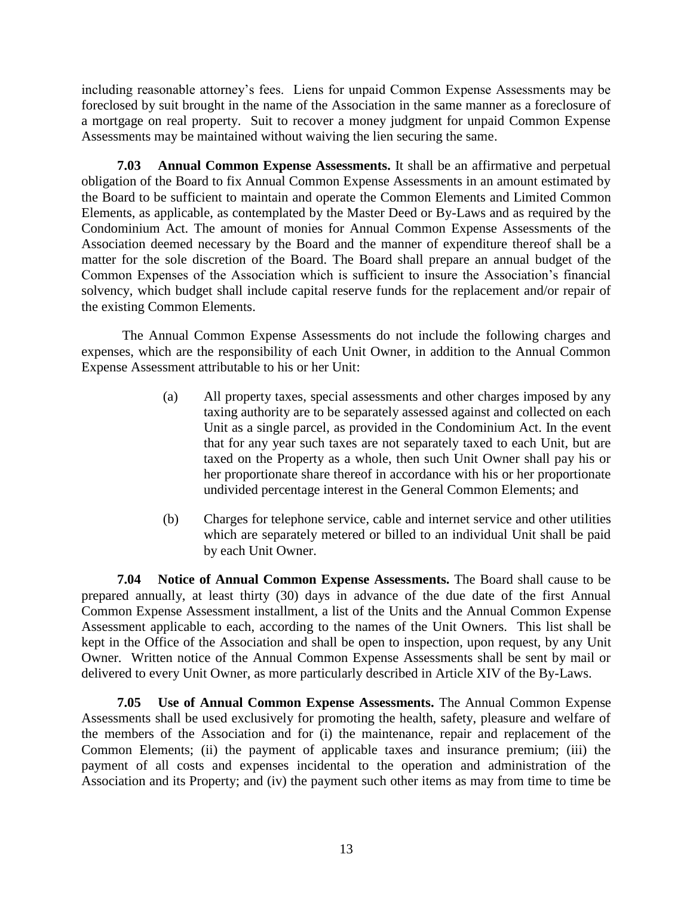including reasonable attorney's fees. Liens for unpaid Common Expense Assessments may be foreclosed by suit brought in the name of the Association in the same manner as a foreclosure of a mortgage on real property. Suit to recover a money judgment for unpaid Common Expense Assessments may be maintained without waiving the lien securing the same.

**7.03 Annual Common Expense Assessments.** It shall be an affirmative and perpetual obligation of the Board to fix Annual Common Expense Assessments in an amount estimated by the Board to be sufficient to maintain and operate the Common Elements and Limited Common Elements, as applicable, as contemplated by the Master Deed or By-Laws and as required by the Condominium Act. The amount of monies for Annual Common Expense Assessments of the Association deemed necessary by the Board and the manner of expenditure thereof shall be a matter for the sole discretion of the Board. The Board shall prepare an annual budget of the Common Expenses of the Association which is sufficient to insure the Association's financial solvency, which budget shall include capital reserve funds for the replacement and/or repair of the existing Common Elements.

The Annual Common Expense Assessments do not include the following charges and expenses, which are the responsibility of each Unit Owner, in addition to the Annual Common Expense Assessment attributable to his or her Unit:

(a) All property taxes, special assessments and other charges imposed by any taxing authority are to be separately assessed against and collected on each Unit as a single parcel, as provided in the Condominium Act. In the event that for any year such taxes are not separately taxed to each Unit, but are taxed on the Property as a whole, then such Unit Owner shall pay his or her proportionate share thereof in accordance with his or her proportionate undivided percentage interest in the General Common Elements; and

(b) Charges for telephone service, cable and internet service and other utilities which are separately metered or billed to an individual Unit shall be paid by each Unit Owner.

**7.04 Notice of Annual Common Expense Assessments.** The Board shall cause to be prepared annually, at least thirty (30) days in advance of the due date of the first Annual Common Expense Assessment installment, a list of the Units and the Annual Common Expense Assessment applicable to each, according to the names of the Unit Owners. This list shall be kept in the Office of the Association and shall be open to inspection, upon request, by any Unit Owner. Written notice of the Annual Common Expense Assessments shall be sent by mail or delivered to every Unit Owner, as more particularly described in Article XIV of the By-Laws.

**7.05 Use of Annual Common Expense Assessments.** The Annual Common Expense Assessments shall be used exclusively for promoting the health, safety, pleasure and welfare of the members of the Association and for (i) the maintenance, repair and replacement of the Common Elements; (ii) the payment of applicable taxes and insurance premium; (iii) the payment of all costs and expenses incidental to the operation and administration of the Association and its Property; and (iv) the payment such other items as may from time to time be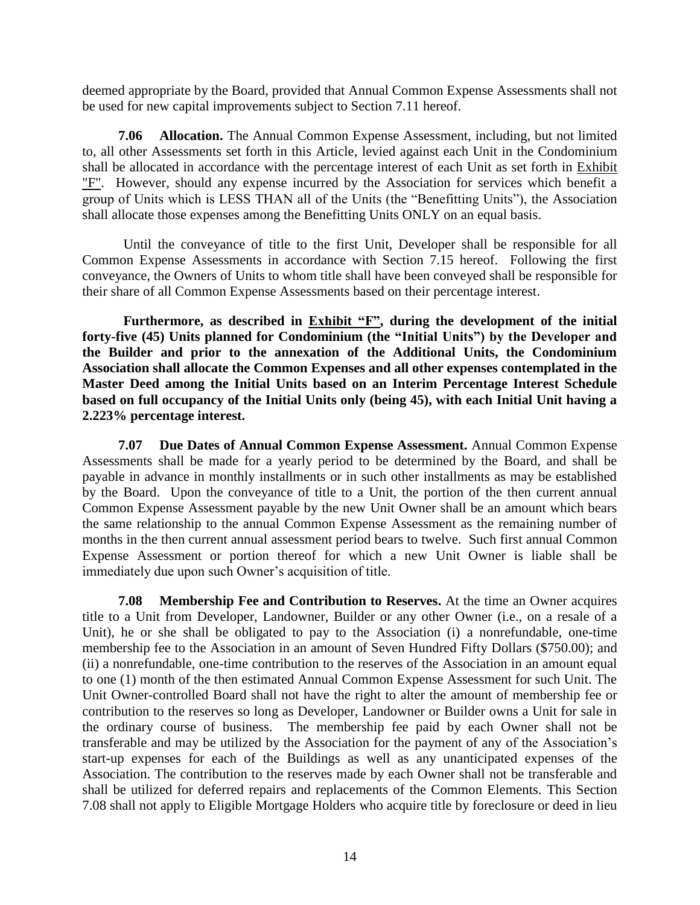deemed appropriate by the Board, provided that Annual Common Expense Assessments shall not be used for new capital improvements subject to Section 7.11 hereof.

**7.06 Allocation.** The Annual Common Expense Assessment, including, but not limited to, all other Assessments set forth in this Article, levied against each Unit in the Condominium shall be allocated in accordance with the percentage interest of each Unit as set forth in Exhibit "F". However, should any expense incurred by the Association for services which benefit a group of Units which is LESS THAN all of the Units (the "Benefitting Units"), the Association shall allocate those expenses among the Benefitting Units ONLY on an equal basis.

Until the conveyance of title to the first Unit, Developer shall be responsible for all Common Expense Assessments in accordance with Section 7.15 hereof. Following the first conveyance, the Owners of Units to whom title shall have been conveyed shall be responsible for their share of all Common Expense Assessments based on their percentage interest.

**Furthermore, as described in Exhibit "F", during the development of the initial forty-five (45) Units planned for Condominium (the "Initial Units") by the Developer and the Builder and prior to the annexation of the Additional Units, the Condominium Association shall allocate the Common Expenses and all other expenses contemplated in the Master Deed among the Initial Units based on an Interim Percentage Interest Schedule based on full occupancy of the Initial Units only (being 45), with each Initial Unit having a 2.223% percentage interest.**

**7.07 Due Dates of Annual Common Expense Assessment.** Annual Common Expense Assessments shall be made for a yearly period to be determined by the Board, and shall be payable in advance in monthly installments or in such other installments as may be established by the Board. Upon the conveyance of title to a Unit, the portion of the then current annual Common Expense Assessment payable by the new Unit Owner shall be an amount which bears the same relationship to the annual Common Expense Assessment as the remaining number of months in the then current annual assessment period bears to twelve. Such first annual Common Expense Assessment or portion thereof for which a new Unit Owner is liable shall be immediately due upon such Owner's acquisition of title.

**7.08 Membership Fee and Contribution to Reserves.** At the time an Owner acquires title to a Unit from Developer, Landowner, Builder or any other Owner (i.e., on a resale of a Unit), he or she shall be obligated to pay to the Association (i) a nonrefundable, one-time membership fee to the Association in an amount of Seven Hundred Fifty Dollars ($750.00); and (ii) a nonrefundable, one-time contribution to the reserves of the Association in an amount equal to one (1) month of the then estimated Annual Common Expense Assessment for such Unit. The Unit Owner-controlled Board shall not have the right to alter the amount of membership fee or contribution to the reserves so long as Developer, Landowner or Builder owns a Unit for sale in the ordinary course of business. The membership fee paid by each Owner shall not be transferable and may be utilized by the Association for the payment of any of the Association's start-up expenses for each of the Buildings as well as any unanticipated expenses of the Association. The contribution to the reserves made by each Owner shall not be transferable and shall be utilized for deferred repairs and replacements of the Common Elements. This Section 7.08 shall not apply to Eligible Mortgage Holders who acquire title by foreclosure or deed in lieu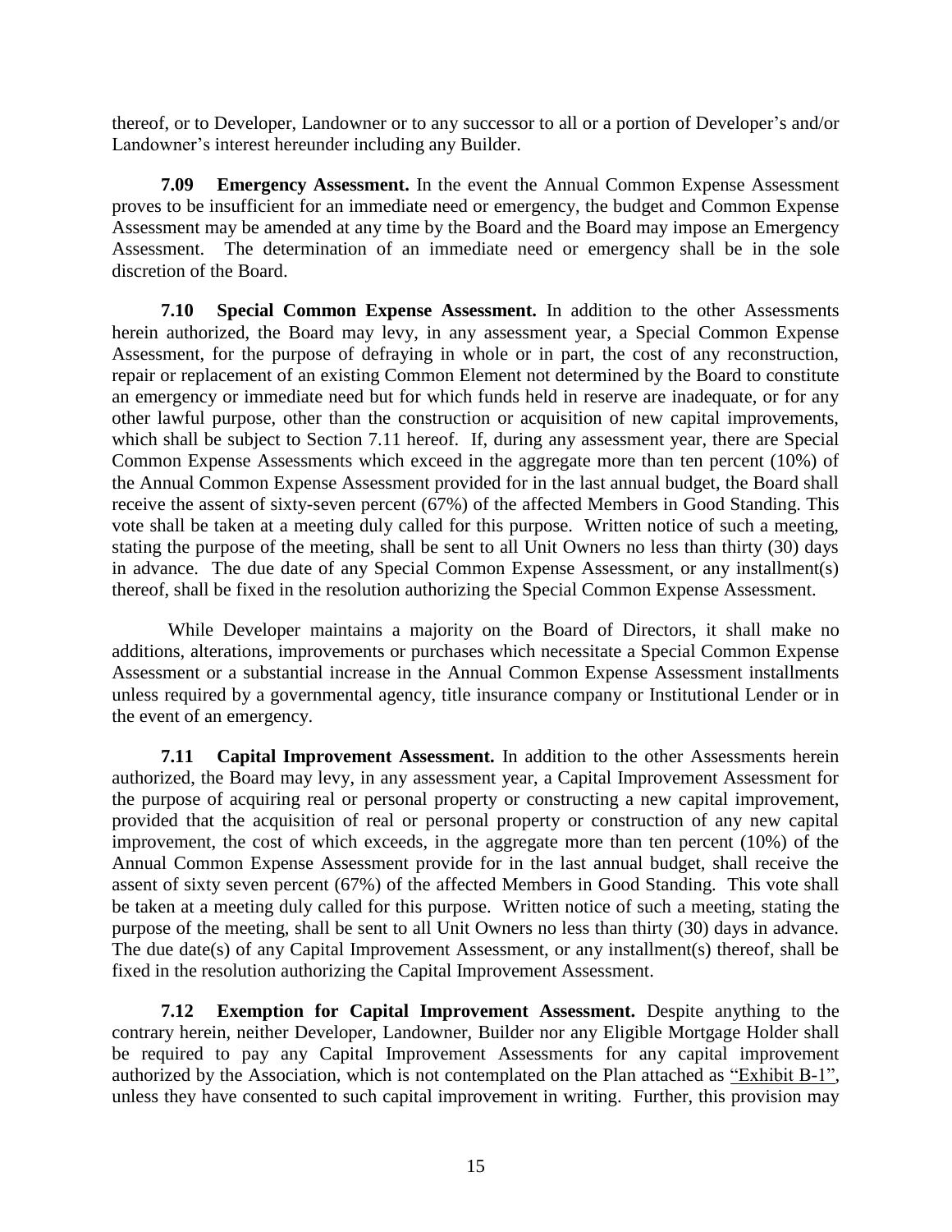thereof, or to Developer, Landowner or to any successor to all or a portion of Developer's and/or Landowner's interest hereunder including any Builder.

**7.09 Emergency Assessment.** In the event the Annual Common Expense Assessment proves to be insufficient for an immediate need or emergency, the budget and Common Expense Assessment may be amended at any time by the Board and the Board may impose an Emergency Assessment. The determination of an immediate need or emergency shall be in the sole discretion of the Board.

**7.10 Special Common Expense Assessment.** In addition to the other Assessments herein authorized, the Board may levy, in any assessment year, a Special Common Expense Assessment, for the purpose of defraying in whole or in part, the cost of any reconstruction, repair or replacement of an existing Common Element not determined by the Board to constitute an emergency or immediate need but for which funds held in reserve are inadequate, or for any other lawful purpose, other than the construction or acquisition of new capital improvements, which shall be subject to Section 7.11 hereof. If, during any assessment year, there are Special Common Expense Assessments which exceed in the aggregate more than ten percent (10%) of the Annual Common Expense Assessment provided for in the last annual budget, the Board shall receive the assent of sixty-seven percent (67%) of the affected Members in Good Standing. This vote shall be taken at a meeting duly called for this purpose. Written notice of such a meeting, stating the purpose of the meeting, shall be sent to all Unit Owners no less than thirty (30) days in advance. The due date of any Special Common Expense Assessment, or any installment(s) thereof, shall be fixed in the resolution authorizing the Special Common Expense Assessment.

While Developer maintains a majority on the Board of Directors, it shall make no additions, alterations, improvements or purchases which necessitate a Special Common Expense Assessment or a substantial increase in the Annual Common Expense Assessment installments unless required by a governmental agency, title insurance company or Institutional Lender or in the event of an emergency.

**7.11 Capital Improvement Assessment.** In addition to the other Assessments herein authorized, the Board may levy, in any assessment year, a Capital Improvement Assessment for the purpose of acquiring real or personal property or constructing a new capital improvement, provided that the acquisition of real or personal property or construction of any new capital improvement, the cost of which exceeds, in the aggregate more than ten percent (10%) of the Annual Common Expense Assessment provide for in the last annual budget, shall receive the assent of sixty seven percent (67%) of the affected Members in Good Standing. This vote shall be taken at a meeting duly called for this purpose. Written notice of such a meeting, stating the purpose of the meeting, shall be sent to all Unit Owners no less than thirty (30) days in advance. The due date(s) of any Capital Improvement Assessment, or any installment(s) thereof, shall be fixed in the resolution authorizing the Capital Improvement Assessment.

**7.12 Exemption for Capital Improvement Assessment.** Despite anything to the contrary herein, neither Developer, Landowner, Builder nor any Eligible Mortgage Holder shall be required to pay any Capital Improvement Assessments for any capital improvement authorized by the Association, which is not contemplated on the Plan attached as "Exhibit B-1", unless they have consented to such capital improvement in writing. Further, this provision may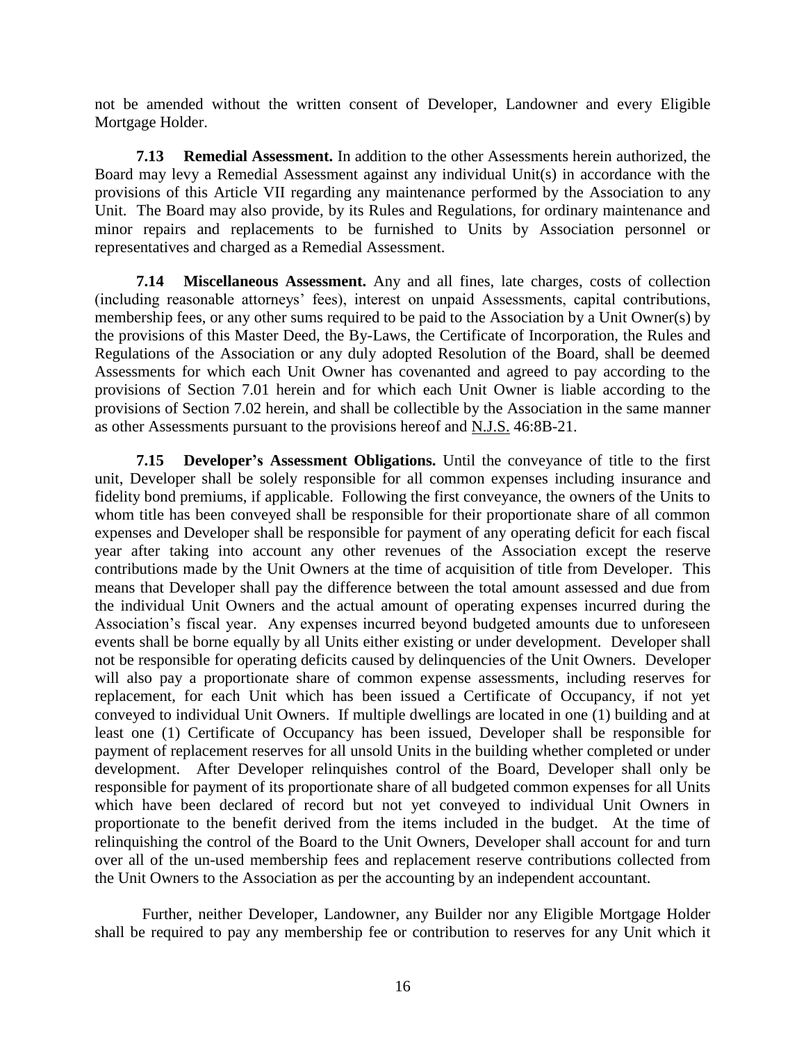not be amended without the written consent of Developer, Landowner and every Eligible Mortgage Holder.

**7.13 Remedial Assessment.** In addition to the other Assessments herein authorized, the Board may levy a Remedial Assessment against any individual Unit(s) in accordance with the provisions of this Article VII regarding any maintenance performed by the Association to any Unit. The Board may also provide, by its Rules and Regulations, for ordinary maintenance and minor repairs and replacements to be furnished to Units by Association personnel or representatives and charged as a Remedial Assessment.

**7.14 Miscellaneous Assessment.** Any and all fines, late charges, costs of collection (including reasonable attorneys' fees), interest on unpaid Assessments, capital contributions, membership fees, or any other sums required to be paid to the Association by a Unit Owner(s) by the provisions of this Master Deed, the By-Laws, the Certificate of Incorporation, the Rules and Regulations of the Association or any duly adopted Resolution of the Board, shall be deemed Assessments for which each Unit Owner has covenanted and agreed to pay according to the provisions of Section 7.01 herein and for which each Unit Owner is liable according to the provisions of Section 7.02 herein, and shall be collectible by the Association in the same manner as other Assessments pursuant to the provisions hereof and N.J.S. 46:8B-21.

**7.15 Developer's Assessment Obligations.** Until the conveyance of title to the first unit, Developer shall be solely responsible for all common expenses including insurance and fidelity bond premiums, if applicable. Following the first conveyance, the owners of the Units to whom title has been conveyed shall be responsible for their proportionate share of all common expenses and Developer shall be responsible for payment of any operating deficit for each fiscal year after taking into account any other revenues of the Association except the reserve contributions made by the Unit Owners at the time of acquisition of title from Developer. This means that Developer shall pay the difference between the total amount assessed and due from the individual Unit Owners and the actual amount of operating expenses incurred during the Association's fiscal year. Any expenses incurred beyond budgeted amounts due to unforeseen events shall be borne equally by all Units either existing or under development. Developer shall not be responsible for operating deficits caused by delinquencies of the Unit Owners. Developer will also pay a proportionate share of common expense assessments, including reserves for replacement, for each Unit which has been issued a Certificate of Occupancy, if not yet conveyed to individual Unit Owners. If multiple dwellings are located in one (1) building and at least one (1) Certificate of Occupancy has been issued, Developer shall be responsible for payment of replacement reserves for all unsold Units in the building whether completed or under development. After Developer relinquishes control of the Board, Developer shall only be responsible for payment of its proportionate share of all budgeted common expenses for all Units which have been declared of record but not yet conveyed to individual Unit Owners in proportionate to the benefit derived from the items included in the budget. At the time of relinquishing the control of the Board to the Unit Owners, Developer shall account for and turn over all of the un-used membership fees and replacement reserve contributions collected from the Unit Owners to the Association as per the accounting by an independent accountant.

Further, neither Developer, Landowner, any Builder nor any Eligible Mortgage Holder shall be required to pay any membership fee or contribution to reserves for any Unit which it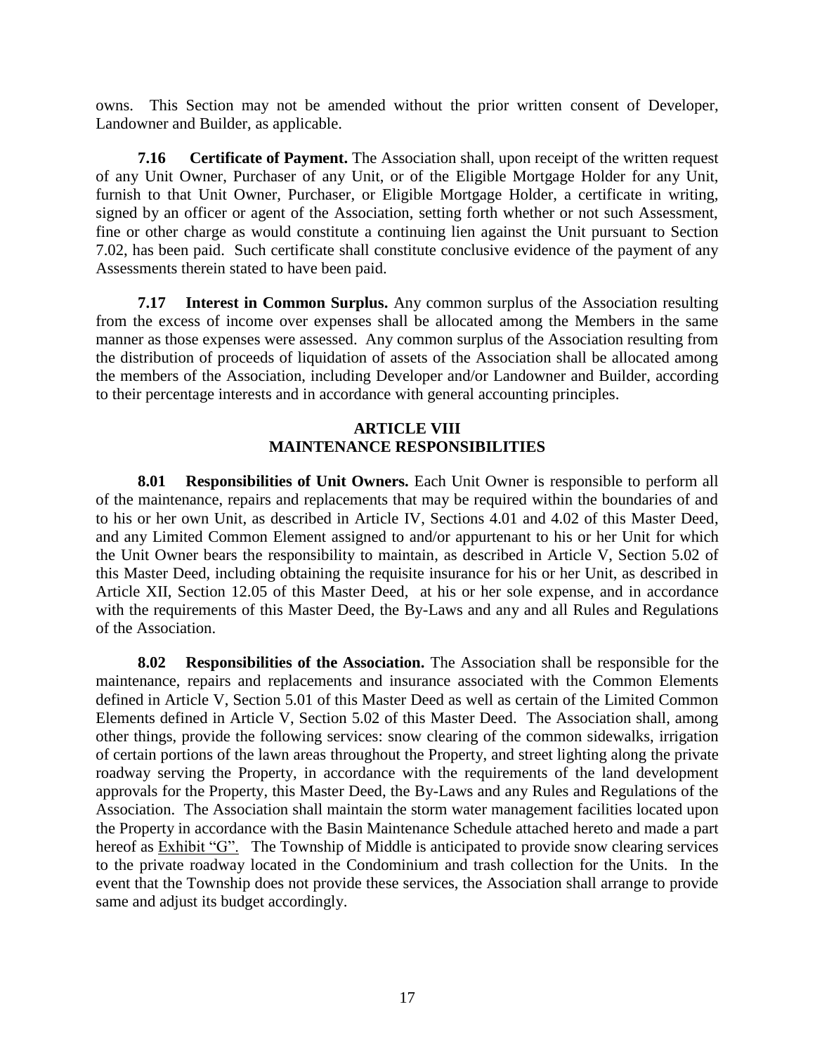owns. This Section may not be amended without the prior written consent of Developer, Landowner and Builder, as applicable.

**7.16 Certificate of Payment.** The Association shall, upon receipt of the written request of any Unit Owner, Purchaser of any Unit, or of the Eligible Mortgage Holder for any Unit, furnish to that Unit Owner, Purchaser, or Eligible Mortgage Holder, a certificate in writing, signed by an officer or agent of the Association, setting forth whether or not such Assessment, fine or other charge as would constitute a continuing lien against the Unit pursuant to Section 7.02, has been paid. Such certificate shall constitute conclusive evidence of the payment of any Assessments therein stated to have been paid.

**7.17 Interest in Common Surplus.** Any common surplus of the Association resulting from the excess of income over expenses shall be allocated among the Members in the same manner as those expenses were assessed. Any common surplus of the Association resulting from the distribution of proceeds of liquidation of assets of the Association shall be allocated among the members of the Association, including Developer and/or Landowner and Builder, according to their percentage interests and in accordance with general accounting principles.

## ARTICLE VIII
## MAINTENANCE RESPONSIBILITIES

**8.01 Responsibilities of Unit Owners.** Each Unit Owner is responsible to perform all of the maintenance, repairs and replacements that may be required within the boundaries of and to his or her own Unit, as described in Article IV, Sections 4.01 and 4.02 of this Master Deed, and any Limited Common Element assigned to and/or appurtenant to his or her Unit for which the Unit Owner bears the responsibility to maintain, as described in Article V, Section 5.02 of this Master Deed, including obtaining the requisite insurance for his or her Unit, as described in Article XII, Section 12.05 of this Master Deed, at his or her sole expense, and in accordance with the requirements of this Master Deed, the By-Laws and any and all Rules and Regulations of the Association.

**8.02 Responsibilities of the Association.** The Association shall be responsible for the maintenance, repairs and replacements and insurance associated with the Common Elements defined in Article V, Section 5.01 of this Master Deed as well as certain of the Limited Common Elements defined in Article V, Section 5.02 of this Master Deed. The Association shall, among other things, provide the following services: snow clearing of the common sidewalks, irrigation of certain portions of the lawn areas throughout the Property, and street lighting along the private roadway serving the Property, in accordance with the requirements of the land development approvals for the Property, this Master Deed, the By-Laws and any Rules and Regulations of the Association. The Association shall maintain the storm water management facilities located upon the Property in accordance with the Basin Maintenance Schedule attached hereto and made a part hereof as Exhibit "G". The Township of Middle is anticipated to provide snow clearing services to the private roadway located in the Condominium and trash collection for the Units. In the event that the Township does not provide these services, the Association shall arrange to provide same and adjust its budget accordingly.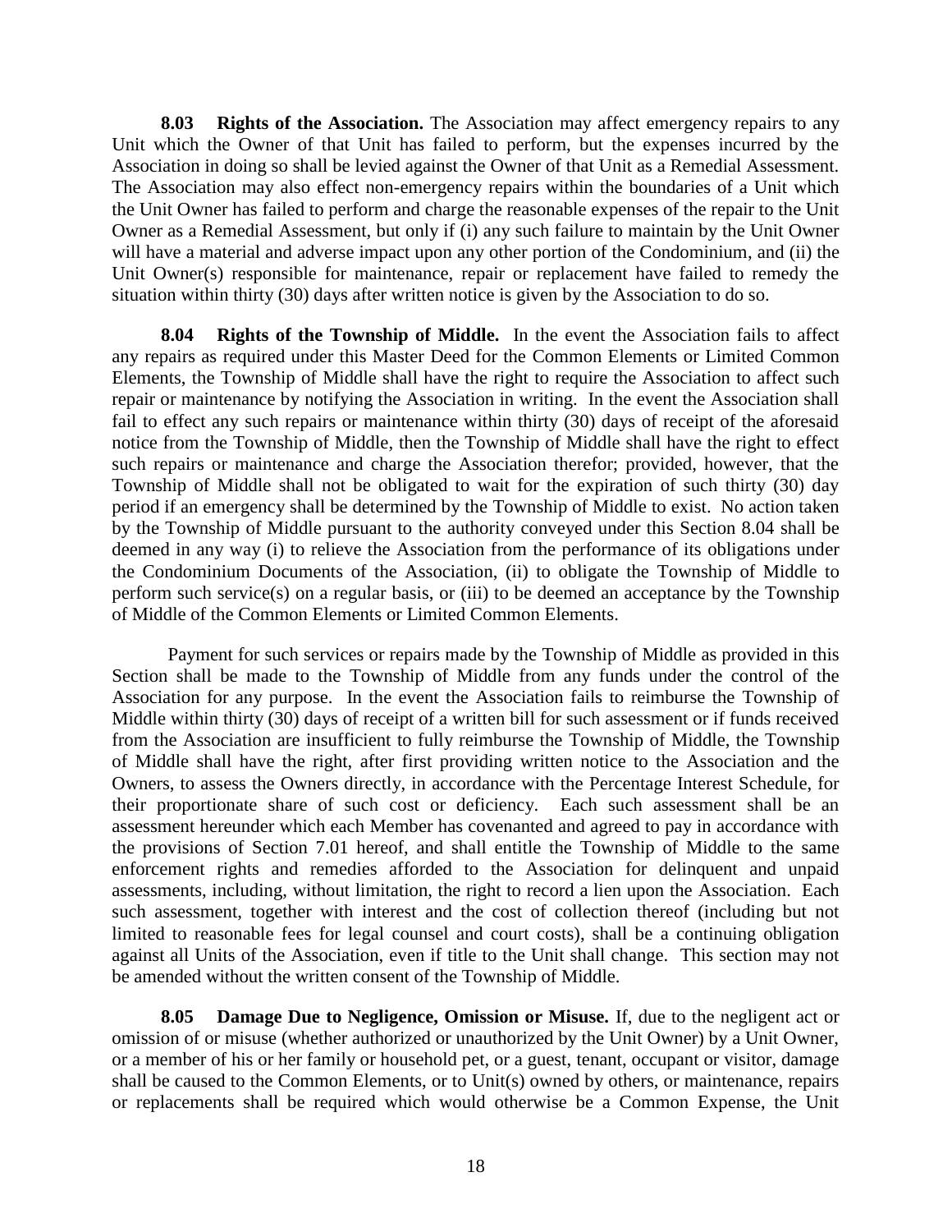**8.03 Rights of the Association.** The Association may affect emergency repairs to any Unit which the Owner of that Unit has failed to perform, but the expenses incurred by the Association in doing so shall be levied against the Owner of that Unit as a Remedial Assessment. The Association may also effect non-emergency repairs within the boundaries of a Unit which the Unit Owner has failed to perform and charge the reasonable expenses of the repair to the Unit Owner as a Remedial Assessment, but only if (i) any such failure to maintain by the Unit Owner will have a material and adverse impact upon any other portion of the Condominium, and (ii) the Unit Owner(s) responsible for maintenance, repair or replacement have failed to remedy the situation within thirty (30) days after written notice is given by the Association to do so.

**8.04 Rights of the Township of Middle.** In the event the Association fails to affect any repairs as required under this Master Deed for the Common Elements or Limited Common Elements, the Township of Middle shall have the right to require the Association to affect such repair or maintenance by notifying the Association in writing. In the event the Association shall fail to effect any such repairs or maintenance within thirty (30) days of receipt of the aforesaid notice from the Township of Middle, then the Township of Middle shall have the right to effect such repairs or maintenance and charge the Association therefor; provided, however, that the Township of Middle shall not be obligated to wait for the expiration of such thirty (30) day period if an emergency shall be determined by the Township of Middle to exist. No action taken by the Township of Middle pursuant to the authority conveyed under this Section 8.04 shall be deemed in any way (i) to relieve the Association from the performance of its obligations under the Condominium Documents of the Association, (ii) to obligate the Township of Middle to perform such service(s) on a regular basis, or (iii) to be deemed an acceptance by the Township of Middle of the Common Elements or Limited Common Elements.

Payment for such services or repairs made by the Township of Middle as provided in this Section shall be made to the Township of Middle from any funds under the control of the Association for any purpose. In the event the Association fails to reimburse the Township of Middle within thirty (30) days of receipt of a written bill for such assessment or if funds received from the Association are insufficient to fully reimburse the Township of Middle, the Township of Middle shall have the right, after first providing written notice to the Association and the Owners, to assess the Owners directly, in accordance with the Percentage Interest Schedule, for their proportionate share of such cost or deficiency. Each such assessment shall be an assessment hereunder which each Member has covenanted and agreed to pay in accordance with the provisions of Section 7.01 hereof, and shall entitle the Township of Middle to the same enforcement rights and remedies afforded to the Association for delinquent and unpaid assessments, including, without limitation, the right to record a lien upon the Association. Each such assessment, together with interest and the cost of collection thereof (including but not limited to reasonable fees for legal counsel and court costs), shall be a continuing obligation against all Units of the Association, even if title to the Unit shall change. This section may not be amended without the written consent of the Township of Middle.

**8.05 Damage Due to Negligence, Omission or Misuse.** If, due to the negligent act or omission of or misuse (whether authorized or unauthorized by the Unit Owner) by a Unit Owner, or a member of his or her family or household pet, or a guest, tenant, occupant or visitor, damage shall be caused to the Common Elements, or to Unit(s) owned by others, or maintenance, repairs or replacements shall be required which would otherwise be a Common Expense, the Unit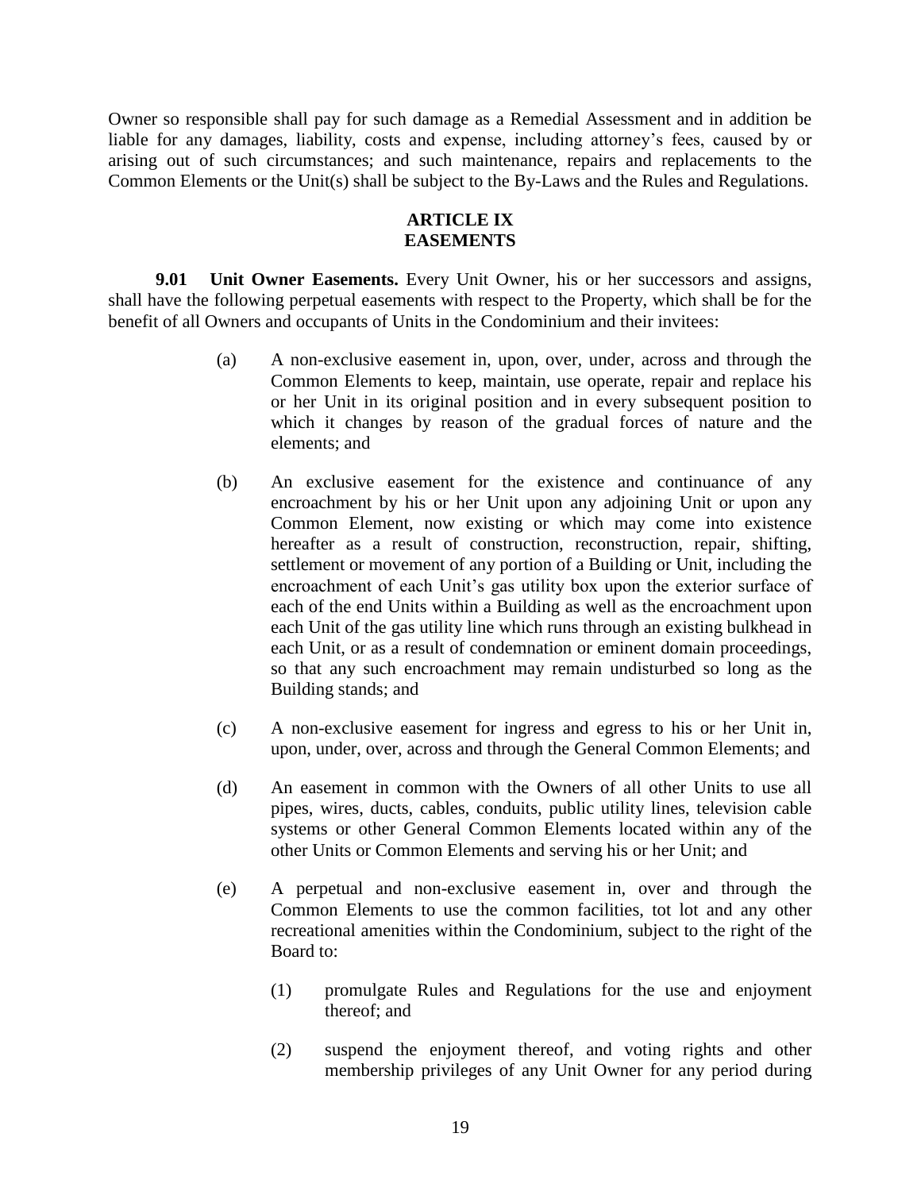Owner so responsible shall pay for such damage as a Remedial Assessment and in addition be liable for any damages, liability, costs and expense, including attorney's fees, caused by or arising out of such circumstances; and such maintenance, repairs and replacements to the Common Elements or the Unit(s) shall be subject to the By-Laws and the Rules and Regulations.

## ARTICLE IX
## EASEMENTS

**9.01 Unit Owner Easements.** Every Unit Owner, his or her successors and assigns, shall have the following perpetual easements with respect to the Property, which shall be for the benefit of all Owners and occupants of Units in the Condominium and their invitees:

(a) A non-exclusive easement in, upon, over, under, across and through the Common Elements to keep, maintain, use operate, repair and replace his or her Unit in its original position and in every subsequent position to which it changes by reason of the gradual forces of nature and the elements; and

(b) An exclusive easement for the existence and continuance of any encroachment by his or her Unit upon any adjoining Unit or upon any Common Element, now existing or which may come into existence hereafter as a result of construction, reconstruction, repair, shifting, settlement or movement of any portion of a Building or Unit, including the encroachment of each Unit's gas utility box upon the exterior surface of each of the end Units within a Building as well as the encroachment upon each Unit of the gas utility line which runs through an existing bulkhead in each Unit, or as a result of condemnation or eminent domain proceedings, so that any such encroachment may remain undisturbed so long as the Building stands; and

(c) A non-exclusive easement for ingress and egress to his or her Unit in, upon, under, over, across and through the General Common Elements; and

(d) An easement in common with the Owners of all other Units to use all pipes, wires, ducts, cables, conduits, public utility lines, television cable systems or other General Common Elements located within any of the other Units or Common Elements and serving his or her Unit; and

(e) A perpetual and non-exclusive easement in, over and through the Common Elements to use the common facilities, tot lot and any other recreational amenities within the Condominium, subject to the right of the Board to:

(1) promulgate Rules and Regulations for the use and enjoyment thereof; and

(2) suspend the enjoyment thereof, and voting rights and other membership privileges of any Unit Owner for any period during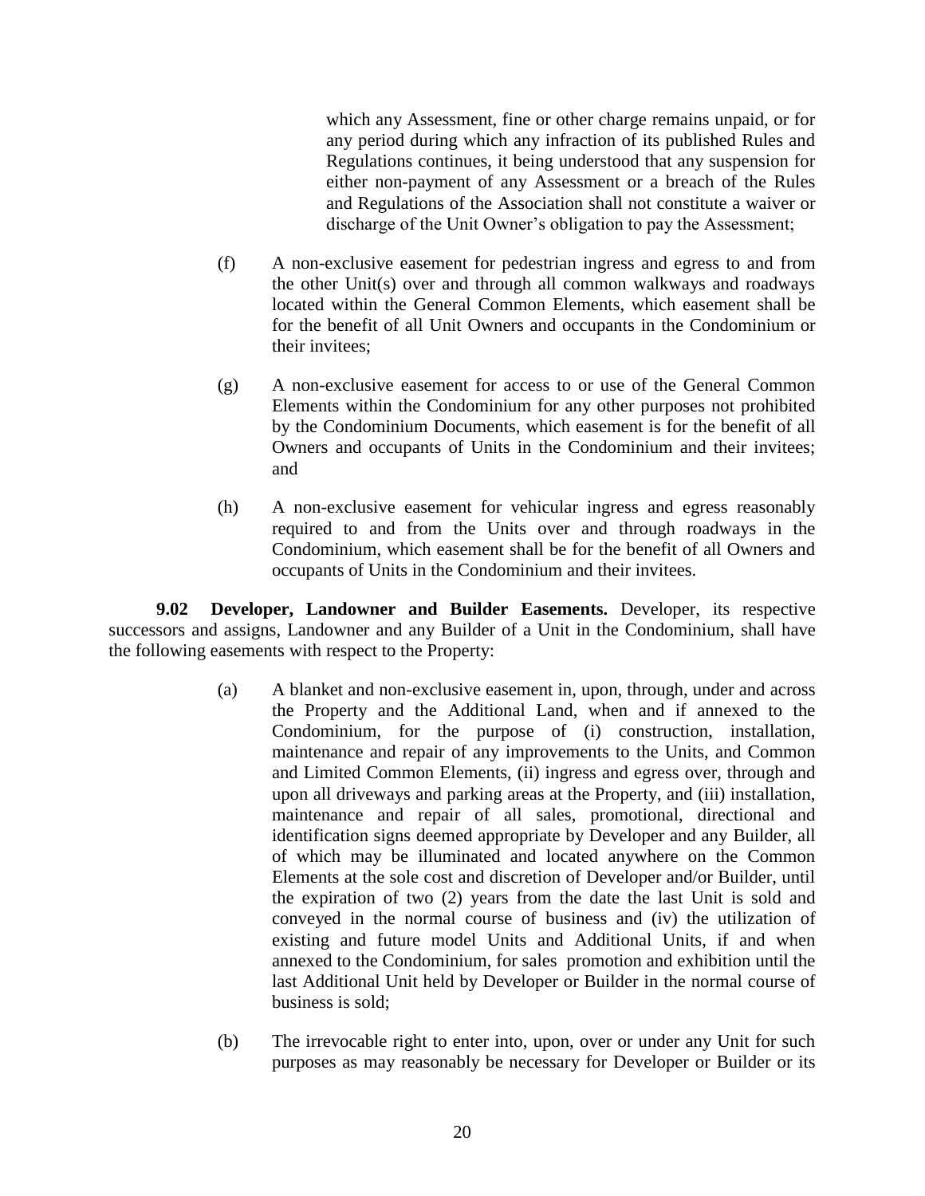which any Assessment, fine or other charge remains unpaid, or for any period during which any infraction of its published Rules and Regulations continues, it being understood that any suspension for either non-payment of any Assessment or a breach of the Rules and Regulations of the Association shall not constitute a waiver or discharge of the Unit Owner's obligation to pay the Assessment;

(f) A non-exclusive easement for pedestrian ingress and egress to and from the other Unit(s) over and through all common walkways and roadways located within the General Common Elements, which easement shall be for the benefit of all Unit Owners and occupants in the Condominium or their invitees;

(g) A non-exclusive easement for access to or use of the General Common Elements within the Condominium for any other purposes not prohibited by the Condominium Documents, which easement is for the benefit of all Owners and occupants of Units in the Condominium and their invitees; and

(h) A non-exclusive easement for vehicular ingress and egress reasonably required to and from the Units over and through roadways in the Condominium, which easement shall be for the benefit of all Owners and occupants of Units in the Condominium and their invitees.

**9.02 Developer, Landowner and Builder Easements.** Developer, its respective successors and assigns, Landowner and any Builder of a Unit in the Condominium, shall have the following easements with respect to the Property:

(a) A blanket and non-exclusive easement in, upon, through, under and across the Property and the Additional Land, when and if annexed to the Condominium, for the purpose of (i) construction, installation, maintenance and repair of any improvements to the Units, and Common and Limited Common Elements, (ii) ingress and egress over, through and upon all driveways and parking areas at the Property, and (iii) installation, maintenance and repair of all sales, promotional, directional and identification signs deemed appropriate by Developer and any Builder, all of which may be illuminated and located anywhere on the Common Elements at the sole cost and discretion of Developer and/or Builder, until the expiration of two (2) years from the date the last Unit is sold and conveyed in the normal course of business and (iv) the utilization of existing and future model Units and Additional Units, if and when annexed to the Condominium, for sales promotion and exhibition until the last Additional Unit held by Developer or Builder in the normal course of business is sold;

(b) The irrevocable right to enter into, upon, over or under any Unit for such purposes as may reasonably be necessary for Developer or Builder or its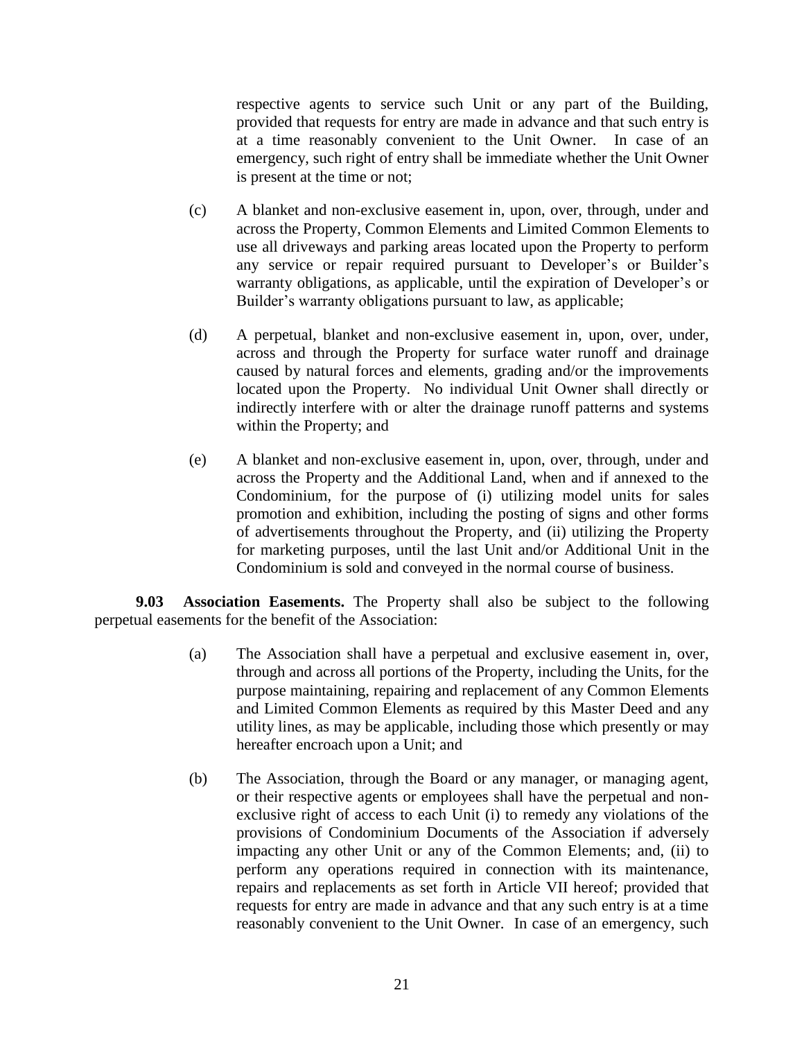respective agents to service such Unit or any part of the Building, provided that requests for entry are made in advance and that such entry is at a time reasonably convenient to the Unit Owner. In case of an emergency, such right of entry shall be immediate whether the Unit Owner is present at the time or not;

(c) A blanket and non-exclusive easement in, upon, over, through, under and across the Property, Common Elements and Limited Common Elements to use all driveways and parking areas located upon the Property to perform any service or repair required pursuant to Developer's or Builder's warranty obligations, as applicable, until the expiration of Developer's or Builder's warranty obligations pursuant to law, as applicable;

(d) A perpetual, blanket and non-exclusive easement in, upon, over, under, across and through the Property for surface water runoff and drainage caused by natural forces and elements, grading and/or the improvements located upon the Property. No individual Unit Owner shall directly or indirectly interfere with or alter the drainage runoff patterns and systems within the Property; and

(e) A blanket and non-exclusive easement in, upon, over, through, under and across the Property and the Additional Land, when and if annexed to the Condominium, for the purpose of (i) utilizing model units for sales promotion and exhibition, including the posting of signs and other forms of advertisements throughout the Property, and (ii) utilizing the Property for marketing purposes, until the last Unit and/or Additional Unit in the Condominium is sold and conveyed in the normal course of business.

**9.03 Association Easements.** The Property shall also be subject to the following perpetual easements for the benefit of the Association:

(a) The Association shall have a perpetual and exclusive easement in, over, through and across all portions of the Property, including the Units, for the purpose maintaining, repairing and replacement of any Common Elements and Limited Common Elements as required by this Master Deed and any utility lines, as may be applicable, including those which presently or may hereafter encroach upon a Unit; and

(b) The Association, through the Board or any manager, or managing agent, or their respective agents or employees shall have the perpetual and non-exclusive right of access to each Unit (i) to remedy any violations of the provisions of Condominium Documents of the Association if adversely impacting any other Unit or any of the Common Elements; and, (ii) to perform any operations required in connection with its maintenance, repairs and replacements as set forth in Article VII hereof; provided that requests for entry are made in advance and that any such entry is at a time reasonably convenient to the Unit Owner. In case of an emergency, such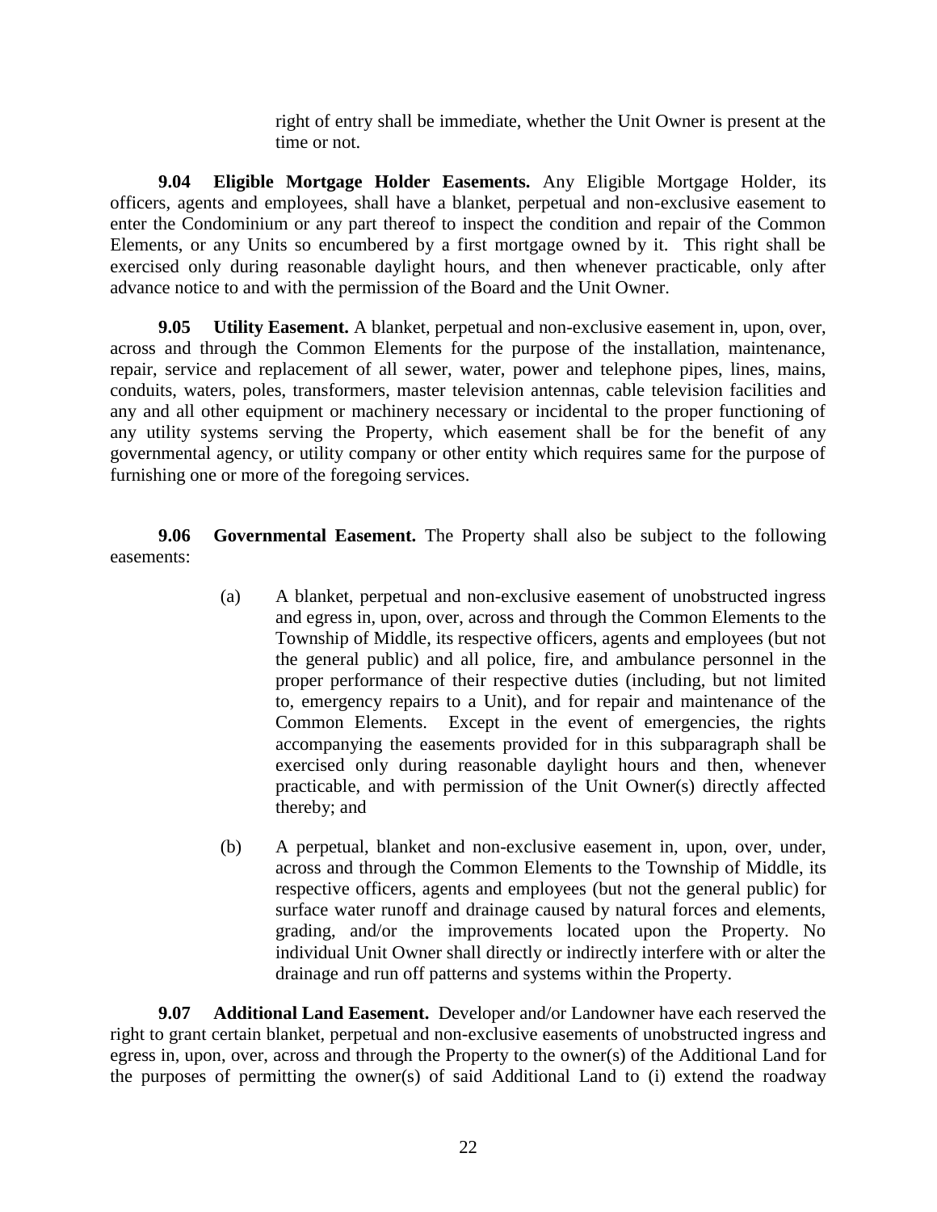right of entry shall be immediate, whether the Unit Owner is present at the time or not.

**9.04 Eligible Mortgage Holder Easements.** Any Eligible Mortgage Holder, its officers, agents and employees, shall have a blanket, perpetual and non-exclusive easement to enter the Condominium or any part thereof to inspect the condition and repair of the Common Elements, or any Units so encumbered by a first mortgage owned by it. This right shall be exercised only during reasonable daylight hours, and then whenever practicable, only after advance notice to and with the permission of the Board and the Unit Owner.

**9.05 Utility Easement.** A blanket, perpetual and non-exclusive easement in, upon, over, across and through the Common Elements for the purpose of the installation, maintenance, repair, service and replacement of all sewer, water, power and telephone pipes, lines, mains, conduits, waters, poles, transformers, master television antennas, cable television facilities and any and all other equipment or machinery necessary or incidental to the proper functioning of any utility systems serving the Property, which easement shall be for the benefit of any governmental agency, or utility company or other entity which requires same for the purpose of furnishing one or more of the foregoing services.

**9.06 Governmental Easement.** The Property shall also be subject to the following easements:

(a) A blanket, perpetual and non-exclusive easement of unobstructed ingress and egress in, upon, over, across and through the Common Elements to the Township of Middle, its respective officers, agents and employees (but not the general public) and all police, fire, and ambulance personnel in the proper performance of their respective duties (including, but not limited to, emergency repairs to a Unit), and for repair and maintenance of the Common Elements. Except in the event of emergencies, the rights accompanying the easements provided for in this subparagraph shall be exercised only during reasonable daylight hours and then, whenever practicable, and with permission of the Unit Owner(s) directly affected thereby; and

(b) A perpetual, blanket and non-exclusive easement in, upon, over, under, across and through the Common Elements to the Township of Middle, its respective officers, agents and employees (but not the general public) for surface water runoff and drainage caused by natural forces and elements, grading, and/or the improvements located upon the Property. No individual Unit Owner shall directly or indirectly interfere with or alter the drainage and run off patterns and systems within the Property.

**9.07 Additional Land Easement.** Developer and/or Landowner have each reserved the right to grant certain blanket, perpetual and non-exclusive easements of unobstructed ingress and egress in, upon, over, across and through the Property to the owner(s) of the Additional Land for the purposes of permitting the owner(s) of said Additional Land to (i) extend the roadway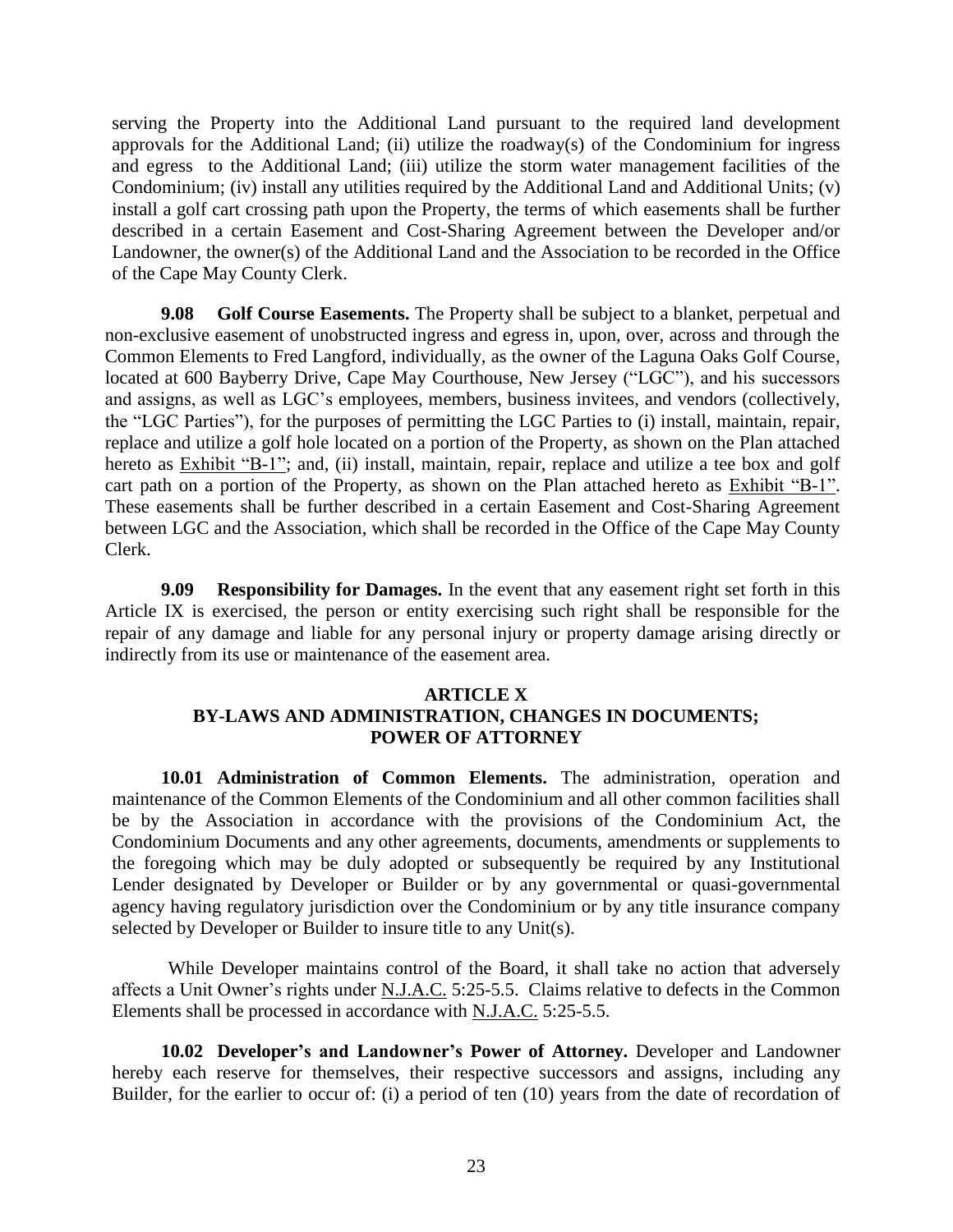serving the Property into the Additional Land pursuant to the required land development approvals for the Additional Land; (ii) utilize the roadway(s) of the Condominium for ingress and egress to the Additional Land; (iii) utilize the storm water management facilities of the Condominium; (iv) install any utilities required by the Additional Land and Additional Units; (v) install a golf cart crossing path upon the Property, the terms of which easements shall be further described in a certain Easement and Cost-Sharing Agreement between the Developer and/or Landowner, the owner(s) of the Additional Land and the Association to be recorded in the Office of the Cape May County Clerk.

**9.08 Golf Course Easements.** The Property shall be subject to a blanket, perpetual and non-exclusive easement of unobstructed ingress and egress in, upon, over, across and through the Common Elements to Fred Langford, individually, as the owner of the Laguna Oaks Golf Course, located at 600 Bayberry Drive, Cape May Courthouse, New Jersey ("LGC"), and his successors and assigns, as well as LGC's employees, members, business invitees, and vendors (collectively, the "LGC Parties"), for the purposes of permitting the LGC Parties to (i) install, maintain, repair, replace and utilize a golf hole located on a portion of the Property, as shown on the Plan attached hereto as Exhibit "B-1"; and, (ii) install, maintain, repair, replace and utilize a tee box and golf cart path on a portion of the Property, as shown on the Plan attached hereto as Exhibit "B-1". These easements shall be further described in a certain Easement and Cost-Sharing Agreement between LGC and the Association, which shall be recorded in the Office of the Cape May County Clerk.

**9.09 Responsibility for Damages.** In the event that any easement right set forth in this Article IX is exercised, the person or entity exercising such right shall be responsible for the repair of any damage and liable for any personal injury or property damage arising directly or indirectly from its use or maintenance of the easement area.

## ARTICLE X
## BY-LAWS AND ADMINISTRATION, CHANGES IN DOCUMENTS; POWER OF ATTORNEY

**10.01 Administration of Common Elements.** The administration, operation and maintenance of the Common Elements of the Condominium and all other common facilities shall be by the Association in accordance with the provisions of the Condominium Act, the Condominium Documents and any other agreements, documents, amendments or supplements to the foregoing which may be duly adopted or subsequently be required by any Institutional Lender designated by Developer or Builder or by any governmental or quasi-governmental agency having regulatory jurisdiction over the Condominium or by any title insurance company selected by Developer or Builder to insure title to any Unit(s).

While Developer maintains control of the Board, it shall take no action that adversely affects a Unit Owner's rights under N.J.A.C. 5:25-5.5. Claims relative to defects in the Common Elements shall be processed in accordance with N.J.A.C. 5:25-5.5.

**10.02 Developer's and Landowner's Power of Attorney.** Developer and Landowner hereby each reserve for themselves, their respective successors and assigns, including any Builder, for the earlier to occur of: (i) a period of ten (10) years from the date of recordation of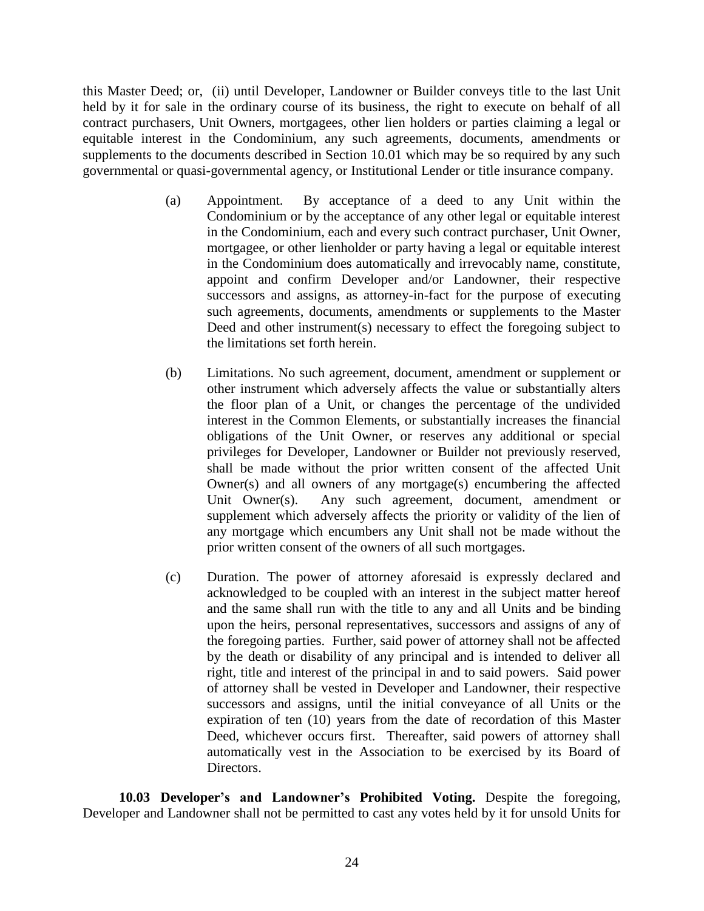this Master Deed; or, (ii) until Developer, Landowner or Builder conveys title to the last Unit held by it for sale in the ordinary course of its business, the right to execute on behalf of all contract purchasers, Unit Owners, mortgagees, other lien holders or parties claiming a legal or equitable interest in the Condominium, any such agreements, documents, amendments or supplements to the documents described in Section 10.01 which may be so required by any such governmental or quasi-governmental agency, or Institutional Lender or title insurance company.

(a) Appointment. By acceptance of a deed to any Unit within the Condominium or by the acceptance of any other legal or equitable interest in the Condominium, each and every such contract purchaser, Unit Owner, mortgagee, or other lienholder or party having a legal or equitable interest in the Condominium does automatically and irrevocably name, constitute, appoint and confirm Developer and/or Landowner, their respective successors and assigns, as attorney-in-fact for the purpose of executing such agreements, documents, amendments or supplements to the Master Deed and other instrument(s) necessary to effect the foregoing subject to the limitations set forth herein.

(b) Limitations. No such agreement, document, amendment or supplement or other instrument which adversely affects the value or substantially alters the floor plan of a Unit, or changes the percentage of the undivided interest in the Common Elements, or substantially increases the financial obligations of the Unit Owner, or reserves any additional or special privileges for Developer, Landowner or Builder not previously reserved, shall be made without the prior written consent of the affected Unit Owner(s) and all owners of any mortgage(s) encumbering the affected Unit Owner(s). Any such agreement, document, amendment or supplement which adversely affects the priority or validity of the lien of any mortgage which encumbers any Unit shall not be made without the prior written consent of the owners of all such mortgages.

(c) Duration. The power of attorney aforesaid is expressly declared and acknowledged to be coupled with an interest in the subject matter hereof and the same shall run with the title to any and all Units and be binding upon the heirs, personal representatives, successors and assigns of any of the foregoing parties. Further, said power of attorney shall not be affected by the death or disability of any principal and is intended to deliver all right, title and interest of the principal in and to said powers. Said power of attorney shall be vested in Developer and Landowner, their respective successors and assigns, until the initial conveyance of all Units or the expiration of ten (10) years from the date of recordation of this Master Deed, whichever occurs first. Thereafter, said powers of attorney shall automatically vest in the Association to be exercised by its Board of Directors.

**10.03 Developer's and Landowner's Prohibited Voting.** Despite the foregoing, Developer and Landowner shall not be permitted to cast any votes held by it for unsold Units for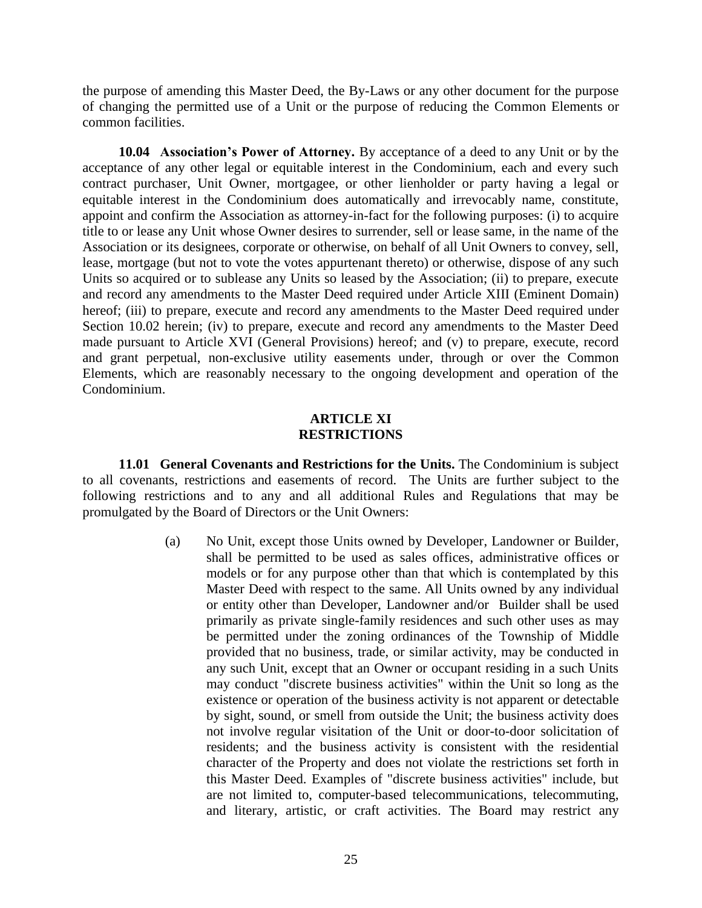the purpose of amending this Master Deed, the By-Laws or any other document for the purpose of changing the permitted use of a Unit or the purpose of reducing the Common Elements or common facilities.

**10.04 Association's Power of Attorney.** By acceptance of a deed to any Unit or by the acceptance of any other legal or equitable interest in the Condominium, each and every such contract purchaser, Unit Owner, mortgagee, or other lienholder or party having a legal or equitable interest in the Condominium does automatically and irrevocably name, constitute, appoint and confirm the Association as attorney-in-fact for the following purposes: (i) to acquire title to or lease any Unit whose Owner desires to surrender, sell or lease same, in the name of the Association or its designees, corporate or otherwise, on behalf of all Unit Owners to convey, sell, lease, mortgage (but not to vote the votes appurtenant thereto) or otherwise, dispose of any such Units so acquired or to sublease any Units so leased by the Association; (ii) to prepare, execute and record any amendments to the Master Deed required under Article XIII (Eminent Domain) hereof; (iii) to prepare, execute and record any amendments to the Master Deed required under Section 10.02 herein; (iv) to prepare, execute and record any amendments to the Master Deed made pursuant to Article XVI (General Provisions) hereof; and (v) to prepare, execute, record and grant perpetual, non-exclusive utility easements under, through or over the Common Elements, which are reasonably necessary to the ongoing development and operation of the Condominium.

## ARTICLE XI
## RESTRICTIONS

**11.01 General Covenants and Restrictions for the Units.** The Condominium is subject to all covenants, restrictions and easements of record. The Units are further subject to the following restrictions and to any and all additional Rules and Regulations that may be promulgated by the Board of Directors or the Unit Owners:

(a) No Unit, except those Units owned by Developer, Landowner or Builder, shall be permitted to be used as sales offices, administrative offices or models or for any purpose other than that which is contemplated by this Master Deed with respect to the same. All Units owned by any individual or entity other than Developer, Landowner and/or Builder shall be used primarily as private single-family residences and such other uses as may be permitted under the zoning ordinances of the Township of Middle provided that no business, trade, or similar activity, may be conducted in any such Unit, except that an Owner or occupant residing in a such Units may conduct "discrete business activities" within the Unit so long as the existence or operation of the business activity is not apparent or detectable by sight, sound, or smell from outside the Unit; the business activity does not involve regular visitation of the Unit or door-to-door solicitation of residents; and the business activity is consistent with the residential character of the Property and does not violate the restrictions set forth in this Master Deed. Examples of "discrete business activities" include, but are not limited to, computer-based telecommunications, telecommuting, and literary, artistic, or craft activities. The Board may restrict any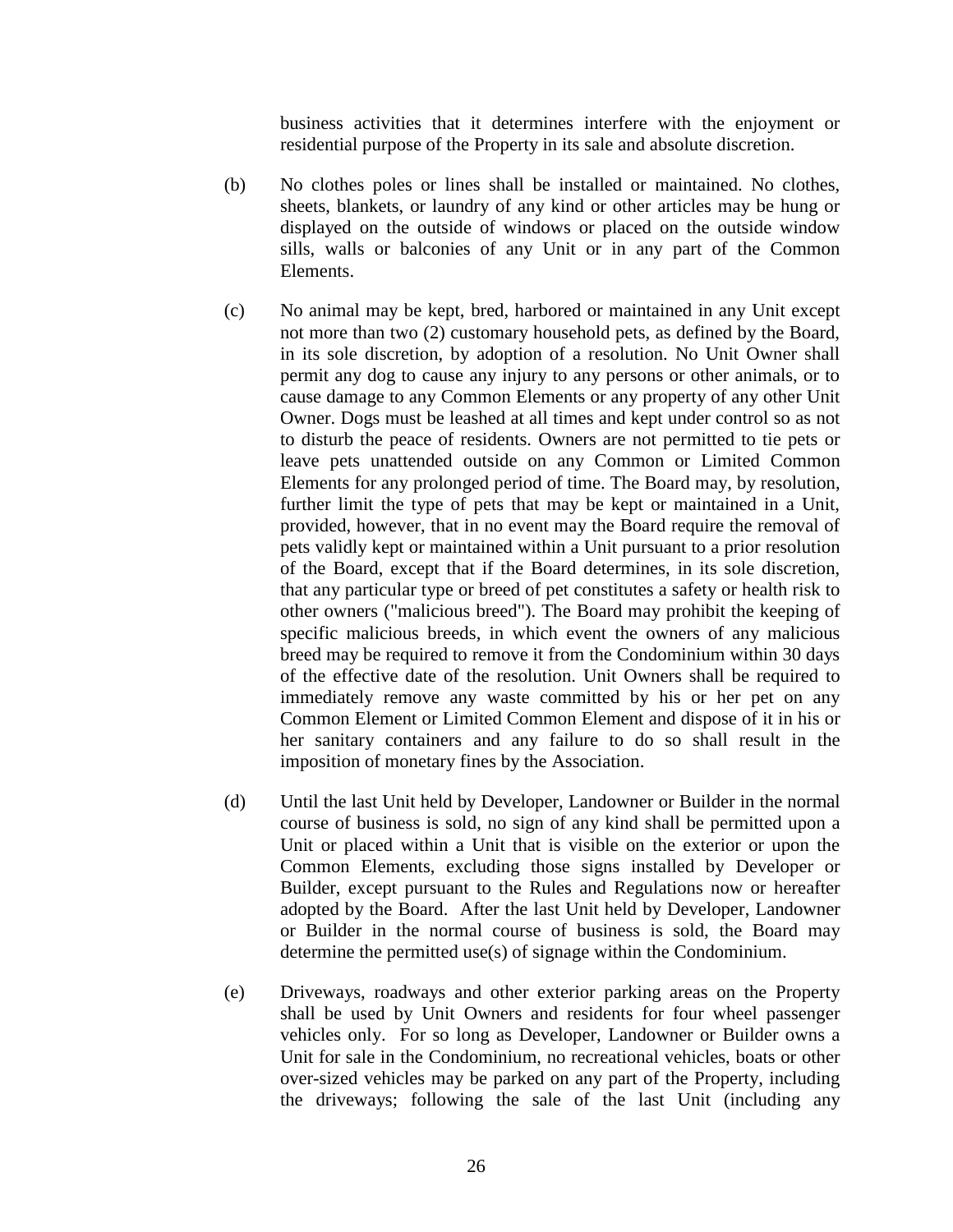business activities that it determines interfere with the enjoyment or residential purpose of the Property in its sale and absolute discretion.

(b) No clothes poles or lines shall be installed or maintained. No clothes, sheets, blankets, or laundry of any kind or other articles may be hung or displayed on the outside of windows or placed on the outside window sills, walls or balconies of any Unit or in any part of the Common Elements.

(c) No animal may be kept, bred, harbored or maintained in any Unit except not more than two (2) customary household pets, as defined by the Board, in its sole discretion, by adoption of a resolution. No Unit Owner shall permit any dog to cause any injury to any persons or other animals, or to cause damage to any Common Elements or any property of any other Unit Owner. Dogs must be leashed at all times and kept under control so as not to disturb the peace of residents. Owners are not permitted to tie pets or leave pets unattended outside on any Common or Limited Common Elements for any prolonged period of time. The Board may, by resolution, further limit the type of pets that may be kept or maintained in a Unit, provided, however, that in no event may the Board require the removal of pets validly kept or maintained within a Unit pursuant to a prior resolution of the Board, except that if the Board determines, in its sole discretion, that any particular type or breed of pet constitutes a safety or health risk to other owners ("malicious breed"). The Board may prohibit the keeping of specific malicious breeds, in which event the owners of any malicious breed may be required to remove it from the Condominium within 30 days of the effective date of the resolution. Unit Owners shall be required to immediately remove any waste committed by his or her pet on any Common Element or Limited Common Element and dispose of it in his or her sanitary containers and any failure to do so shall result in the imposition of monetary fines by the Association.

(d) Until the last Unit held by Developer, Landowner or Builder in the normal course of business is sold, no sign of any kind shall be permitted upon a Unit or placed within a Unit that is visible on the exterior or upon the Common Elements, excluding those signs installed by Developer or Builder, except pursuant to the Rules and Regulations now or hereafter adopted by the Board. After the last Unit held by Developer, Landowner or Builder in the normal course of business is sold, the Board may determine the permitted use(s) of signage within the Condominium.

(e) Driveways, roadways and other exterior parking areas on the Property shall be used by Unit Owners and residents for four wheel passenger vehicles only. For so long as Developer, Landowner or Builder owns a Unit for sale in the Condominium, no recreational vehicles, boats or other over-sized vehicles may be parked on any part of the Property, including the driveways; following the sale of the last Unit (including any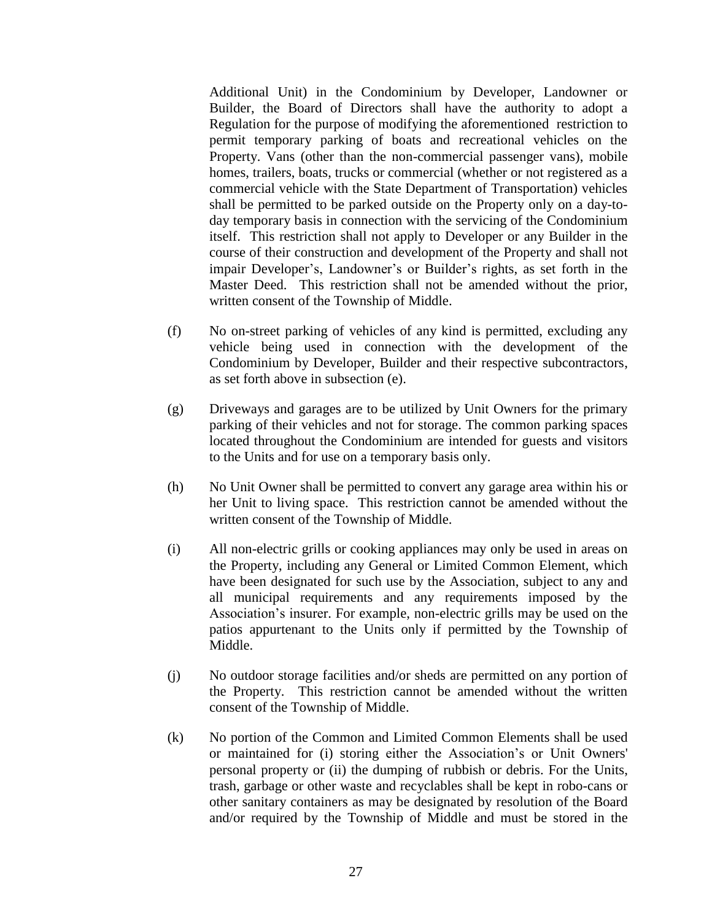Additional Unit) in the Condominium by Developer, Landowner or Builder, the Board of Directors shall have the authority to adopt a Regulation for the purpose of modifying the aforementioned restriction to permit temporary parking of boats and recreational vehicles on the Property. Vans (other than the non-commercial passenger vans), mobile homes, trailers, boats, trucks or commercial (whether or not registered as a commercial vehicle with the State Department of Transportation) vehicles shall be permitted to be parked outside on the Property only on a day-to-day temporary basis in connection with the servicing of the Condominium itself. This restriction shall not apply to Developer or any Builder in the course of their construction and development of the Property and shall not impair Developer's, Landowner's or Builder's rights, as set forth in the Master Deed. This restriction shall not be amended without the prior, written consent of the Township of Middle.

(f) No on-street parking of vehicles of any kind is permitted, excluding any vehicle being used in connection with the development of the Condominium by Developer, Builder and their respective subcontractors, as set forth above in subsection (e).

(g) Driveways and garages are to be utilized by Unit Owners for the primary parking of their vehicles and not for storage. The common parking spaces located throughout the Condominium are intended for guests and visitors to the Units and for use on a temporary basis only.

(h) No Unit Owner shall be permitted to convert any garage area within his or her Unit to living space. This restriction cannot be amended without the written consent of the Township of Middle.

(i) All non-electric grills or cooking appliances may only be used in areas on the Property, including any General or Limited Common Element, which have been designated for such use by the Association, subject to any and all municipal requirements and any requirements imposed by the Association's insurer. For example, non-electric grills may be used on the patios appurtenant to the Units only if permitted by the Township of Middle.

(j) No outdoor storage facilities and/or sheds are permitted on any portion of the Property. This restriction cannot be amended without the written consent of the Township of Middle.

(k) No portion of the Common and Limited Common Elements shall be used or maintained for (i) storing either the Association's or Unit Owners' personal property or (ii) the dumping of rubbish or debris. For the Units, trash, garbage or other waste and recyclables shall be kept in robo-cans or other sanitary containers as may be designated by resolution of the Board and/or required by the Township of Middle and must be stored in the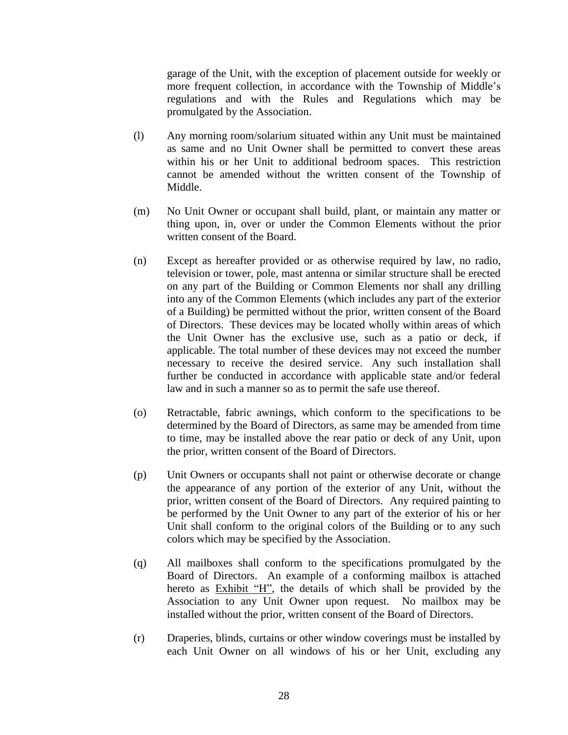garage of the Unit, with the exception of placement outside for weekly or more frequent collection, in accordance with the Township of Middle's regulations and with the Rules and Regulations which may be promulgated by the Association.

(l) Any morning room/solarium situated within any Unit must be maintained as same and no Unit Owner shall be permitted to convert these areas within his or her Unit to additional bedroom spaces. This restriction cannot be amended without the written consent of the Township of Middle.

(m) No Unit Owner or occupant shall build, plant, or maintain any matter or thing upon, in, over or under the Common Elements without the prior written consent of the Board.

(n) Except as hereafter provided or as otherwise required by law, no radio, television or tower, pole, mast antenna or similar structure shall be erected on any part of the Building or Common Elements nor shall any drilling into any of the Common Elements (which includes any part of the exterior of a Building) be permitted without the prior, written consent of the Board of Directors. These devices may be located wholly within areas of which the Unit Owner has the exclusive use, such as a patio or deck, if applicable. The total number of these devices may not exceed the number necessary to receive the desired service. Any such installation shall further be conducted in accordance with applicable state and/or federal law and in such a manner so as to permit the safe use thereof.

(o) Retractable, fabric awnings, which conform to the specifications to be determined by the Board of Directors, as same may be amended from time to time, may be installed above the rear patio or deck of any Unit, upon the prior, written consent of the Board of Directors.

(p) Unit Owners or occupants shall not paint or otherwise decorate or change the appearance of any portion of the exterior of any Unit, without the prior, written consent of the Board of Directors. Any required painting to be performed by the Unit Owner to any part of the exterior of his or her Unit shall conform to the original colors of the Building or to any such colors which may be specified by the Association.

(q) All mailboxes shall conform to the specifications promulgated by the Board of Directors. An example of a conforming mailbox is attached hereto as <u>Exhibit "H"</u>, the details of which shall be provided by the Association to any Unit Owner upon request. No mailbox may be installed without the prior, written consent of the Board of Directors.

(r) Draperies, blinds, curtains or other window coverings must be installed by each Unit Owner on all windows of his or her Unit, excluding any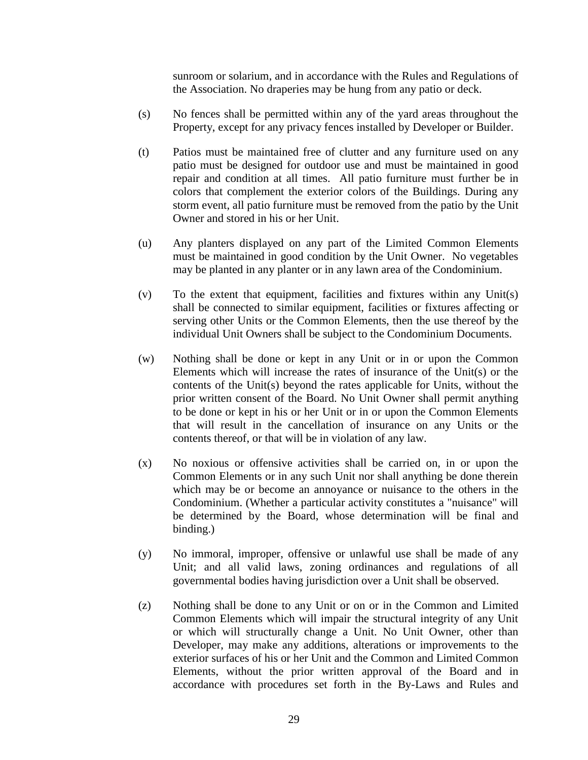sunroom or solarium, and in accordance with the Rules and Regulations of the Association. No draperies may be hung from any patio or deck.

(s) No fences shall be permitted within any of the yard areas throughout the Property, except for any privacy fences installed by Developer or Builder.

(t) Patios must be maintained free of clutter and any furniture used on any patio must be designed for outdoor use and must be maintained in good repair and condition at all times. All patio furniture must further be in colors that complement the exterior colors of the Buildings. During any storm event, all patio furniture must be removed from the patio by the Unit Owner and stored in his or her Unit.

(u) Any planters displayed on any part of the Limited Common Elements must be maintained in good condition by the Unit Owner. No vegetables may be planted in any planter or in any lawn area of the Condominium.

(v) To the extent that equipment, facilities and fixtures within any Unit(s) shall be connected to similar equipment, facilities or fixtures affecting or serving other Units or the Common Elements, then the use thereof by the individual Unit Owners shall be subject to the Condominium Documents.

(w) Nothing shall be done or kept in any Unit or in or upon the Common Elements which will increase the rates of insurance of the Unit(s) or the contents of the Unit(s) beyond the rates applicable for Units, without the prior written consent of the Board. No Unit Owner shall permit anything to be done or kept in his or her Unit or in or upon the Common Elements that will result in the cancellation of insurance on any Units or the contents thereof, or that will be in violation of any law.

(x) No noxious or offensive activities shall be carried on, in or upon the Common Elements or in any such Unit nor shall anything be done therein which may be or become an annoyance or nuisance to the others in the Condominium. (Whether a particular activity constitutes a "nuisance" will be determined by the Board, whose determination will be final and binding.)

(y) No immoral, improper, offensive or unlawful use shall be made of any Unit; and all valid laws, zoning ordinances and regulations of all governmental bodies having jurisdiction over a Unit shall be observed.

(z) Nothing shall be done to any Unit or on or in the Common and Limited Common Elements which will impair the structural integrity of any Unit or which will structurally change a Unit. No Unit Owner, other than Developer, may make any additions, alterations or improvements to the exterior surfaces of his or her Unit and the Common and Limited Common Elements, without the prior written approval of the Board and in accordance with procedures set forth in the By-Laws and Rules and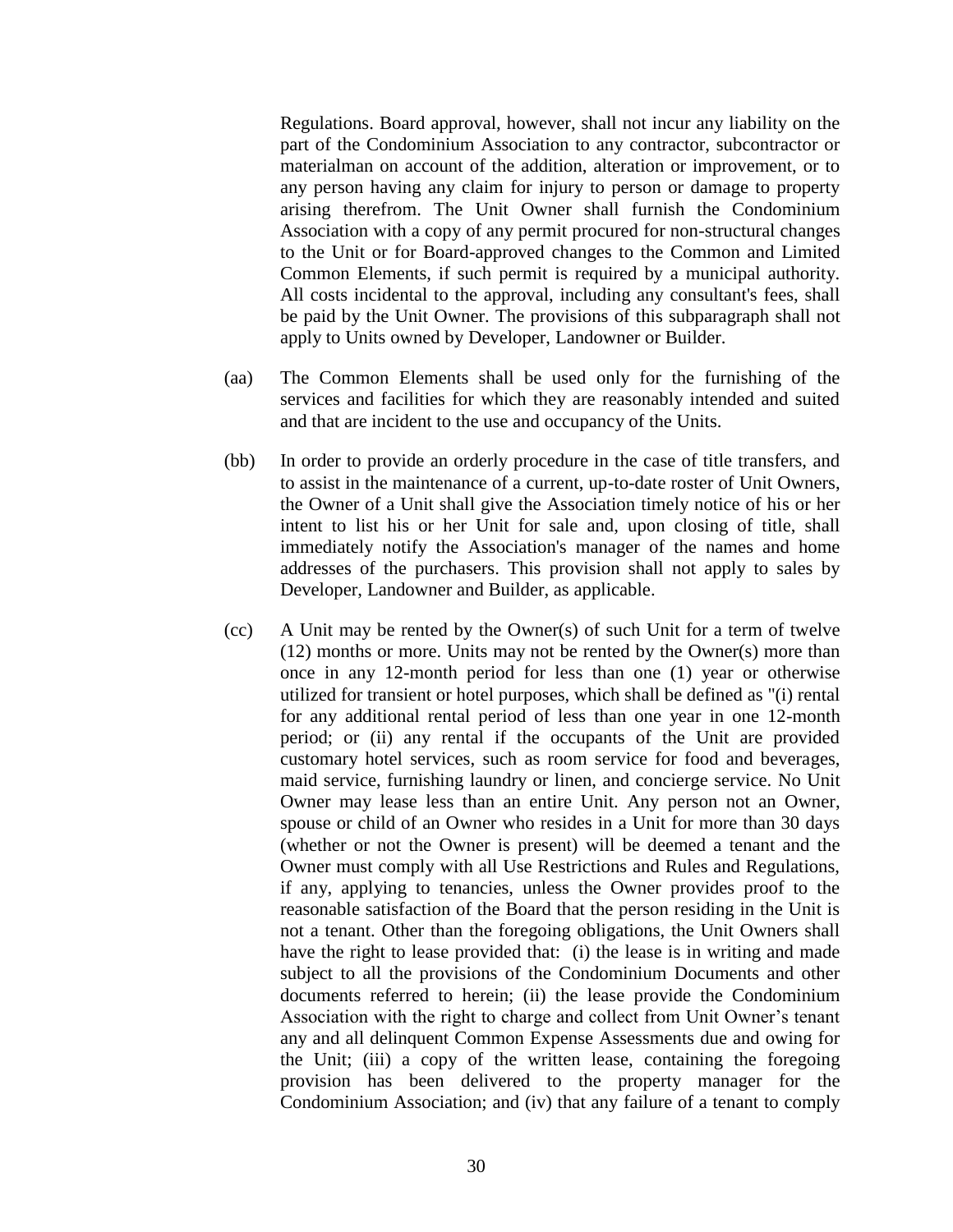Regulations. Board approval, however, shall not incur any liability on the part of the Condominium Association to any contractor, subcontractor or materialman on account of the addition, alteration or improvement, or to any person having any claim for injury to person or damage to property arising therefrom. The Unit Owner shall furnish the Condominium Association with a copy of any permit procured for non-structural changes to the Unit or for Board-approved changes to the Common and Limited Common Elements, if such permit is required by a municipal authority. All costs incidental to the approval, including any consultant's fees, shall be paid by the Unit Owner. The provisions of this subparagraph shall not apply to Units owned by Developer, Landowner or Builder.

(aa) The Common Elements shall be used only for the furnishing of the services and facilities for which they are reasonably intended and suited and that are incident to the use and occupancy of the Units.

(bb) In order to provide an orderly procedure in the case of title transfers, and to assist in the maintenance of a current, up-to-date roster of Unit Owners, the Owner of a Unit shall give the Association timely notice of his or her intent to list his or her Unit for sale and, upon closing of title, shall immediately notify the Association's manager of the names and home addresses of the purchasers. This provision shall not apply to sales by Developer, Landowner and Builder, as applicable.

(cc) A Unit may be rented by the Owner(s) of such Unit for a term of twelve (12) months or more. Units may not be rented by the Owner(s) more than once in any 12-month period for less than one (1) year or otherwise utilized for transient or hotel purposes, which shall be defined as "(i) rental for any additional rental period of less than one year in one 12-month period; or (ii) any rental if the occupants of the Unit are provided customary hotel services, such as room service for food and beverages, maid service, furnishing laundry or linen, and concierge service. No Unit Owner may lease less than an entire Unit. Any person not an Owner, spouse or child of an Owner who resides in a Unit for more than 30 days (whether or not the Owner is present) will be deemed a tenant and the Owner must comply with all Use Restrictions and Rules and Regulations, if any, applying to tenancies, unless the Owner provides proof to the reasonable satisfaction of the Board that the person residing in the Unit is not a tenant. Other than the foregoing obligations, the Unit Owners shall have the right to lease provided that: (i) the lease is in writing and made subject to all the provisions of the Condominium Documents and other documents referred to herein; (ii) the lease provide the Condominium Association with the right to charge and collect from Unit Owner's tenant any and all delinquent Common Expense Assessments due and owing for the Unit; (iii) a copy of the written lease, containing the foregoing provision has been delivered to the property manager for the Condominium Association; and (iv) that any failure of a tenant to comply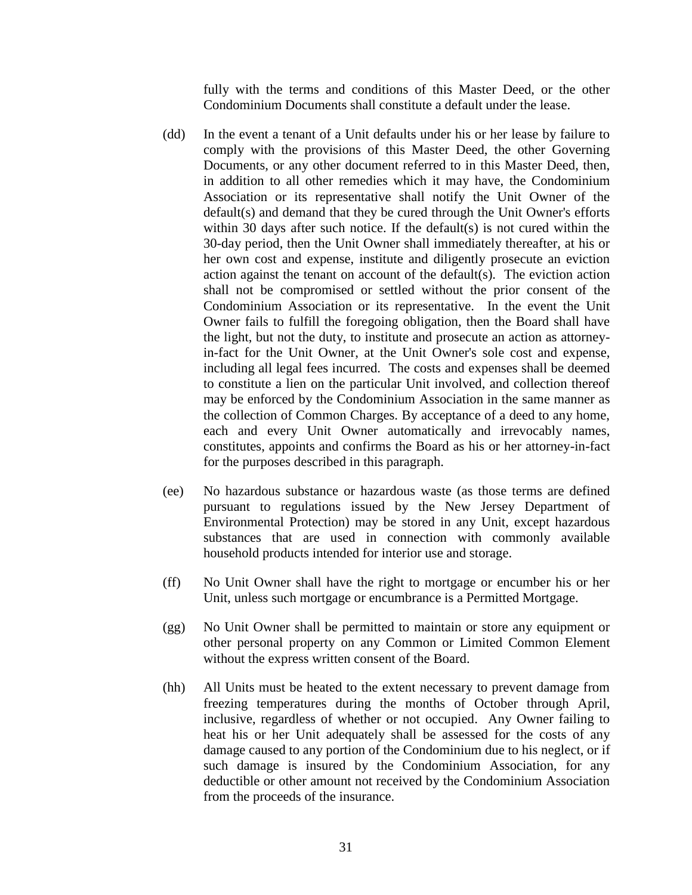fully with the terms and conditions of this Master Deed, or the other Condominium Documents shall constitute a default under the lease.

(dd) In the event a tenant of a Unit defaults under his or her lease by failure to comply with the provisions of this Master Deed, the other Governing Documents, or any other document referred to in this Master Deed, then, in addition to all other remedies which it may have, the Condominium Association or its representative shall notify the Unit Owner of the default(s) and demand that they be cured through the Unit Owner's efforts within 30 days after such notice. If the default(s) is not cured within the 30-day period, then the Unit Owner shall immediately thereafter, at his or her own cost and expense, institute and diligently prosecute an eviction action against the tenant on account of the default(s). The eviction action shall not be compromised or settled without the prior consent of the Condominium Association or its representative. In the event the Unit Owner fails to fulfill the foregoing obligation, then the Board shall have the light, but not the duty, to institute and prosecute an action as attorney-in-fact for the Unit Owner, at the Unit Owner's sole cost and expense, including all legal fees incurred. The costs and expenses shall be deemed to constitute a lien on the particular Unit involved, and collection thereof may be enforced by the Condominium Association in the same manner as the collection of Common Charges. By acceptance of a deed to any home, each and every Unit Owner automatically and irrevocably names, constitutes, appoints and confirms the Board as his or her attorney-in-fact for the purposes described in this paragraph.

(ee) No hazardous substance or hazardous waste (as those terms are defined pursuant to regulations issued by the New Jersey Department of Environmental Protection) may be stored in any Unit, except hazardous substances that are used in connection with commonly available household products intended for interior use and storage.

(ff) No Unit Owner shall have the right to mortgage or encumber his or her Unit, unless such mortgage or encumbrance is a Permitted Mortgage.

(gg) No Unit Owner shall be permitted to maintain or store any equipment or other personal property on any Common or Limited Common Element without the express written consent of the Board.

(hh) All Units must be heated to the extent necessary to prevent damage from freezing temperatures during the months of October through April, inclusive, regardless of whether or not occupied. Any Owner failing to heat his or her Unit adequately shall be assessed for the costs of any damage caused to any portion of the Condominium due to his neglect, or if such damage is insured by the Condominium Association, for any deductible or other amount not received by the Condominium Association from the proceeds of the insurance.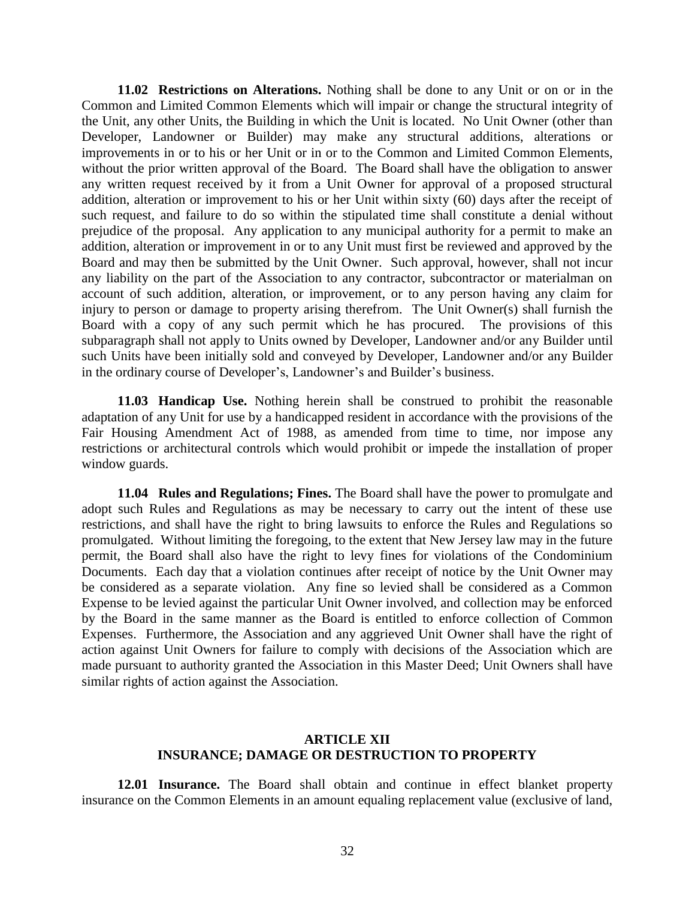**11.02 Restrictions on Alterations.** Nothing shall be done to any Unit or on or in the Common and Limited Common Elements which will impair or change the structural integrity of the Unit, any other Units, the Building in which the Unit is located. No Unit Owner (other than Developer, Landowner or Builder) may make any structural additions, alterations or improvements in or to his or her Unit or in or to the Common and Limited Common Elements, without the prior written approval of the Board. The Board shall have the obligation to answer any written request received by it from a Unit Owner for approval of a proposed structural addition, alteration or improvement to his or her Unit within sixty (60) days after the receipt of such request, and failure to do so within the stipulated time shall constitute a denial without prejudice of the proposal. Any application to any municipal authority for a permit to make an addition, alteration or improvement in or to any Unit must first be reviewed and approved by the Board and may then be submitted by the Unit Owner. Such approval, however, shall not incur any liability on the part of the Association to any contractor, subcontractor or materialman on account of such addition, alteration, or improvement, or to any person having any claim for injury to person or damage to property arising therefrom. The Unit Owner(s) shall furnish the Board with a copy of any such permit which he has procured. The provisions of this subparagraph shall not apply to Units owned by Developer, Landowner and/or any Builder until such Units have been initially sold and conveyed by Developer, Landowner and/or any Builder in the ordinary course of Developer's, Landowner's and Builder's business.

**11.03 Handicap Use.** Nothing herein shall be construed to prohibit the reasonable adaptation of any Unit for use by a handicapped resident in accordance with the provisions of the Fair Housing Amendment Act of 1988, as amended from time to time, nor impose any restrictions or architectural controls which would prohibit or impede the installation of proper window guards.

**11.04 Rules and Regulations; Fines.** The Board shall have the power to promulgate and adopt such Rules and Regulations as may be necessary to carry out the intent of these use restrictions, and shall have the right to bring lawsuits to enforce the Rules and Regulations so promulgated. Without limiting the foregoing, to the extent that New Jersey law may in the future permit, the Board shall also have the right to levy fines for violations of the Condominium Documents. Each day that a violation continues after receipt of notice by the Unit Owner may be considered as a separate violation. Any fine so levied shall be considered as a Common Expense to be levied against the particular Unit Owner involved, and collection may be enforced by the Board in the same manner as the Board is entitled to enforce collection of Common Expenses. Furthermore, the Association and any aggrieved Unit Owner shall have the right of action against Unit Owners for failure to comply with decisions of the Association which are made pursuant to authority granted the Association in this Master Deed; Unit Owners shall have similar rights of action against the Association.

## ARTICLE XII
## INSURANCE; DAMAGE OR DESTRUCTION TO PROPERTY

**12.01 Insurance.** The Board shall obtain and continue in effect blanket property insurance on the Common Elements in an amount equaling replacement value (exclusive of land,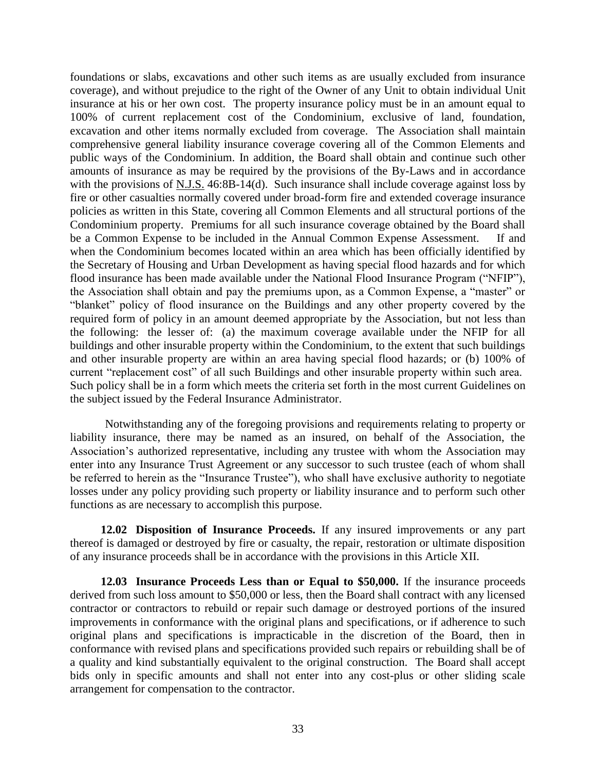foundations or slabs, excavations and other such items as are usually excluded from insurance coverage), and without prejudice to the right of the Owner of any Unit to obtain individual Unit insurance at his or her own cost. The property insurance policy must be in an amount equal to 100% of current replacement cost of the Condominium, exclusive of land, foundation, excavation and other items normally excluded from coverage. The Association shall maintain comprehensive general liability insurance coverage covering all of the Common Elements and public ways of the Condominium. In addition, the Board shall obtain and continue such other amounts of insurance as may be required by the provisions of the By-Laws and in accordance with the provisions of N.J.S. 46:8B-14(d). Such insurance shall include coverage against loss by fire or other casualties normally covered under broad-form fire and extended coverage insurance policies as written in this State, covering all Common Elements and all structural portions of the Condominium property. Premiums for all such insurance coverage obtained by the Board shall be a Common Expense to be included in the Annual Common Expense Assessment. If and when the Condominium becomes located within an area which has been officially identified by the Secretary of Housing and Urban Development as having special flood hazards and for which flood insurance has been made available under the National Flood Insurance Program ("NFIP"), the Association shall obtain and pay the premiums upon, as a Common Expense, a "master" or "blanket" policy of flood insurance on the Buildings and any other property covered by the required form of policy in an amount deemed appropriate by the Association, but not less than the following: the lesser of: (a) the maximum coverage available under the NFIP for all buildings and other insurable property within the Condominium, to the extent that such buildings and other insurable property are within an area having special flood hazards; or (b) 100% of current "replacement cost" of all such Buildings and other insurable property within such area. Such policy shall be in a form which meets the criteria set forth in the most current Guidelines on the subject issued by the Federal Insurance Administrator.

Notwithstanding any of the foregoing provisions and requirements relating to property or liability insurance, there may be named as an insured, on behalf of the Association, the Association's authorized representative, including any trustee with whom the Association may enter into any Insurance Trust Agreement or any successor to such trustee (each of whom shall be referred to herein as the "Insurance Trustee"), who shall have exclusive authority to negotiate losses under any policy providing such property or liability insurance and to perform such other functions as are necessary to accomplish this purpose.

**12.02 Disposition of Insurance Proceeds.** If any insured improvements or any part thereof is damaged or destroyed by fire or casualty, the repair, restoration or ultimate disposition of any insurance proceeds shall be in accordance with the provisions in this Article XII.

**12.03 Insurance Proceeds Less than or Equal to $50,000.** If the insurance proceeds derived from such loss amount to $50,000 or less, then the Board shall contract with any licensed contractor or contractors to rebuild or repair such damage or destroyed portions of the insured improvements in conformance with the original plans and specifications, or if adherence to such original plans and specifications is impracticable in the discretion of the Board, then in conformance with revised plans and specifications provided such repairs or rebuilding shall be of a quality and kind substantially equivalent to the original construction. The Board shall accept bids only in specific amounts and shall not enter into any cost-plus or other sliding scale arrangement for compensation to the contractor.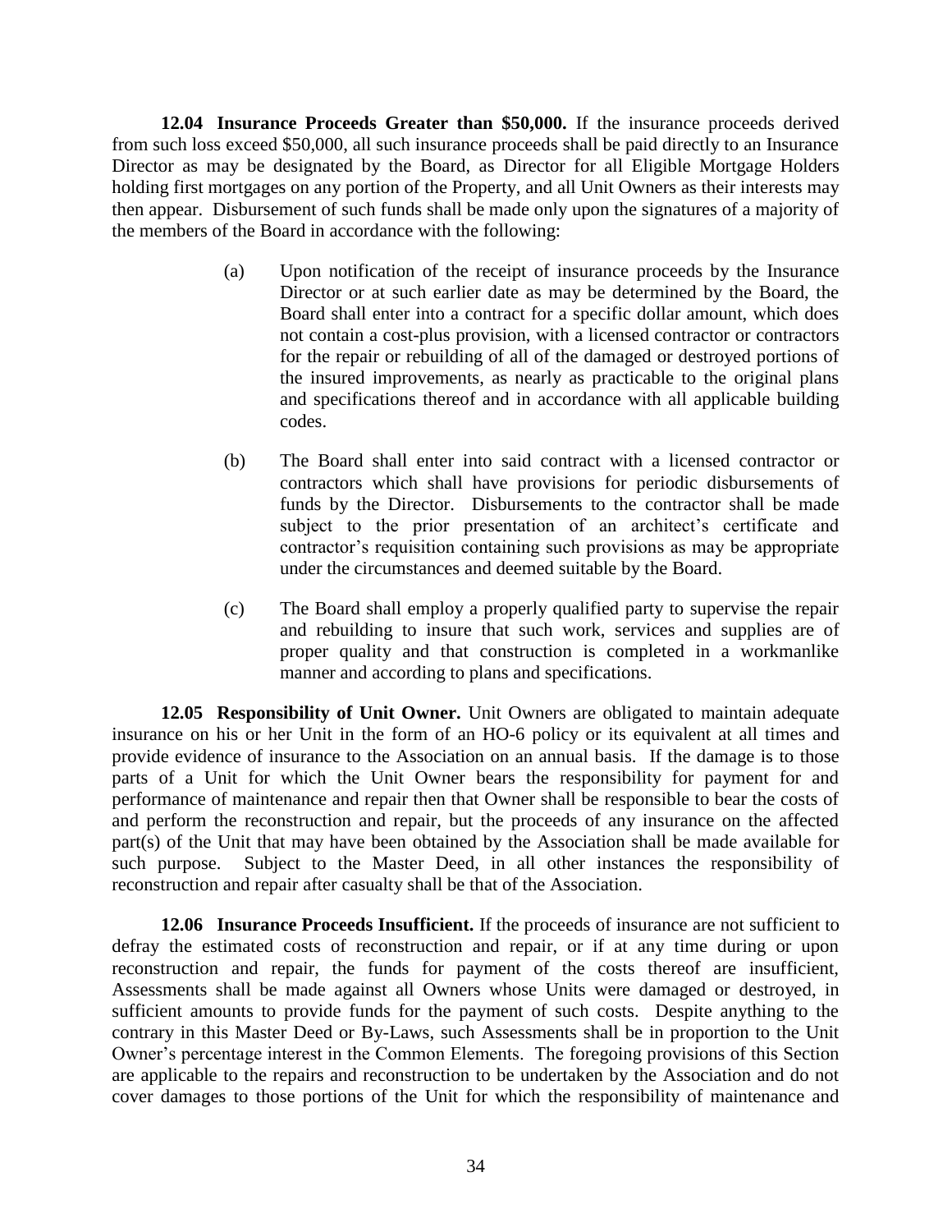**12.04 Insurance Proceeds Greater than $50,000.** If the insurance proceeds derived from such loss exceed $50,000, all such insurance proceeds shall be paid directly to an Insurance Director as may be designated by the Board, as Director for all Eligible Mortgage Holders holding first mortgages on any portion of the Property, and all Unit Owners as their interests may then appear. Disbursement of such funds shall be made only upon the signatures of a majority of the members of the Board in accordance with the following:

(a) Upon notification of the receipt of insurance proceeds by the Insurance Director or at such earlier date as may be determined by the Board, the Board shall enter into a contract for a specific dollar amount, which does not contain a cost-plus provision, with a licensed contractor or contractors for the repair or rebuilding of all of the damaged or destroyed portions of the insured improvements, as nearly as practicable to the original plans and specifications thereof and in accordance with all applicable building codes.

(b) The Board shall enter into said contract with a licensed contractor or contractors which shall have provisions for periodic disbursements of funds by the Director. Disbursements to the contractor shall be made subject to the prior presentation of an architect's certificate and contractor's requisition containing such provisions as may be appropriate under the circumstances and deemed suitable by the Board.

(c) The Board shall employ a properly qualified party to supervise the repair and rebuilding to insure that such work, services and supplies are of proper quality and that construction is completed in a workmanlike manner and according to plans and specifications.

**12.05 Responsibility of Unit Owner.** Unit Owners are obligated to maintain adequate insurance on his or her Unit in the form of an HO-6 policy or its equivalent at all times and provide evidence of insurance to the Association on an annual basis. If the damage is to those parts of a Unit for which the Unit Owner bears the responsibility for payment for and performance of maintenance and repair then that Owner shall be responsible to bear the costs of and perform the reconstruction and repair, but the proceeds of any insurance on the affected part(s) of the Unit that may have been obtained by the Association shall be made available for such purpose. Subject to the Master Deed, in all other instances the responsibility of reconstruction and repair after casualty shall be that of the Association.

**12.06 Insurance Proceeds Insufficient.** If the proceeds of insurance are not sufficient to defray the estimated costs of reconstruction and repair, or if at any time during or upon reconstruction and repair, the funds for payment of the costs thereof are insufficient, Assessments shall be made against all Owners whose Units were damaged or destroyed, in sufficient amounts to provide funds for the payment of such costs. Despite anything to the contrary in this Master Deed or By-Laws, such Assessments shall be in proportion to the Unit Owner's percentage interest in the Common Elements. The foregoing provisions of this Section are applicable to the repairs and reconstruction to be undertaken by the Association and do not cover damages to those portions of the Unit for which the responsibility of maintenance and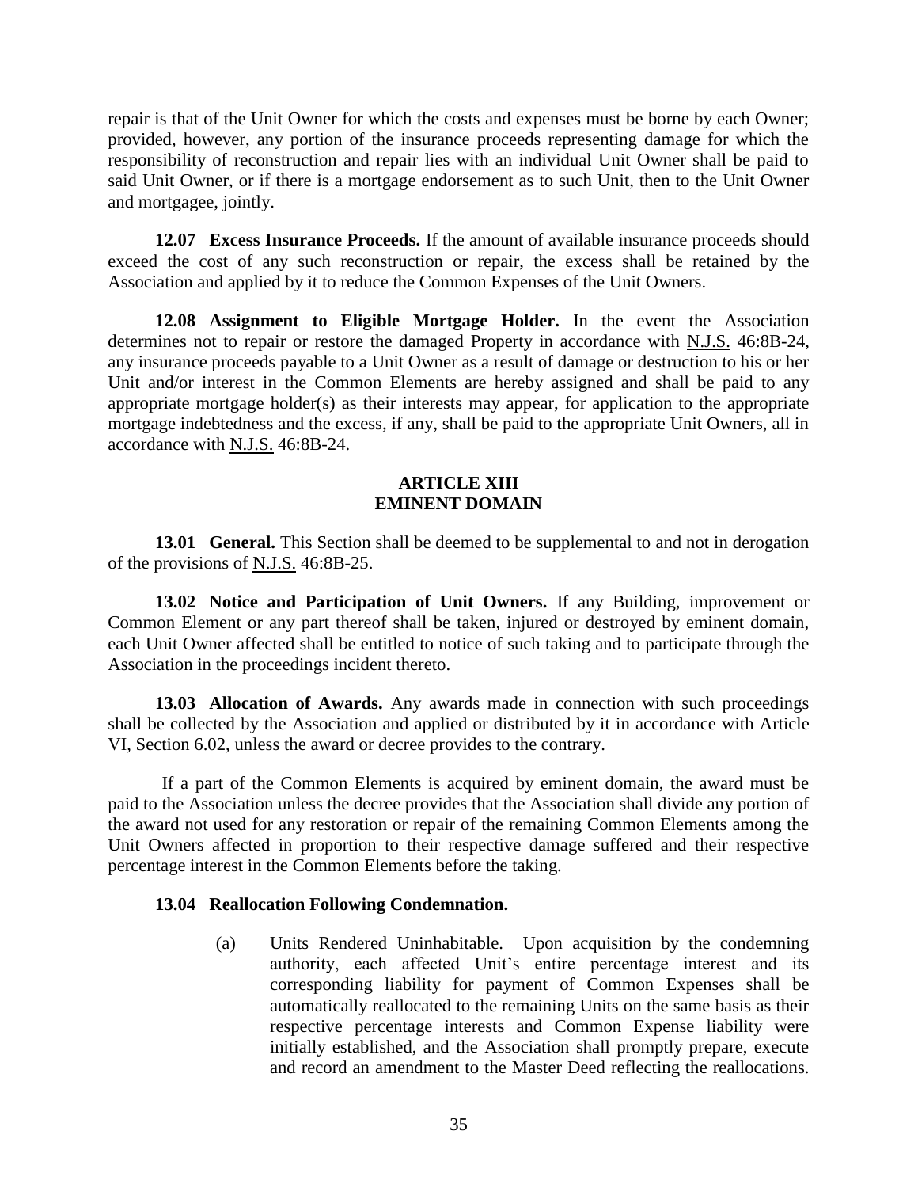repair is that of the Unit Owner for which the costs and expenses must be borne by each Owner; provided, however, any portion of the insurance proceeds representing damage for which the responsibility of reconstruction and repair lies with an individual Unit Owner shall be paid to said Unit Owner, or if there is a mortgage endorsement as to such Unit, then to the Unit Owner and mortgagee, jointly.

**12.07 Excess Insurance Proceeds.** If the amount of available insurance proceeds should exceed the cost of any such reconstruction or repair, the excess shall be retained by the Association and applied by it to reduce the Common Expenses of the Unit Owners.

**12.08 Assignment to Eligible Mortgage Holder.** In the event the Association determines not to repair or restore the damaged Property in accordance with N.J.S. 46:8B-24, any insurance proceeds payable to a Unit Owner as a result of damage or destruction to his or her Unit and/or interest in the Common Elements are hereby assigned and shall be paid to any appropriate mortgage holder(s) as their interests may appear, for application to the appropriate mortgage indebtedness and the excess, if any, shall be paid to the appropriate Unit Owners, all in accordance with N.J.S. 46:8B-24.

## ARTICLE XIII
## EMINENT DOMAIN

**13.01 General.** This Section shall be deemed to be supplemental to and not in derogation of the provisions of N.J.S. 46:8B-25.

**13.02 Notice and Participation of Unit Owners.** If any Building, improvement or Common Element or any part thereof shall be taken, injured or destroyed by eminent domain, each Unit Owner affected shall be entitled to notice of such taking and to participate through the Association in the proceedings incident thereto.

**13.03 Allocation of Awards.** Any awards made in connection with such proceedings shall be collected by the Association and applied or distributed by it in accordance with Article VI, Section 6.02, unless the award or decree provides to the contrary.

If a part of the Common Elements is acquired by eminent domain, the award must be paid to the Association unless the decree provides that the Association shall divide any portion of the award not used for any restoration or repair of the remaining Common Elements among the Unit Owners affected in proportion to their respective damage suffered and their respective percentage interest in the Common Elements before the taking.

**13.04 Reallocation Following Condemnation.**

(a) Units Rendered Uninhabitable. Upon acquisition by the condemning authority, each affected Unit's entire percentage interest and its corresponding liability for payment of Common Expenses shall be automatically reallocated to the remaining Units on the same basis as their respective percentage interests and Common Expense liability were initially established, and the Association shall promptly prepare, execute and record an amendment to the Master Deed reflecting the reallocations.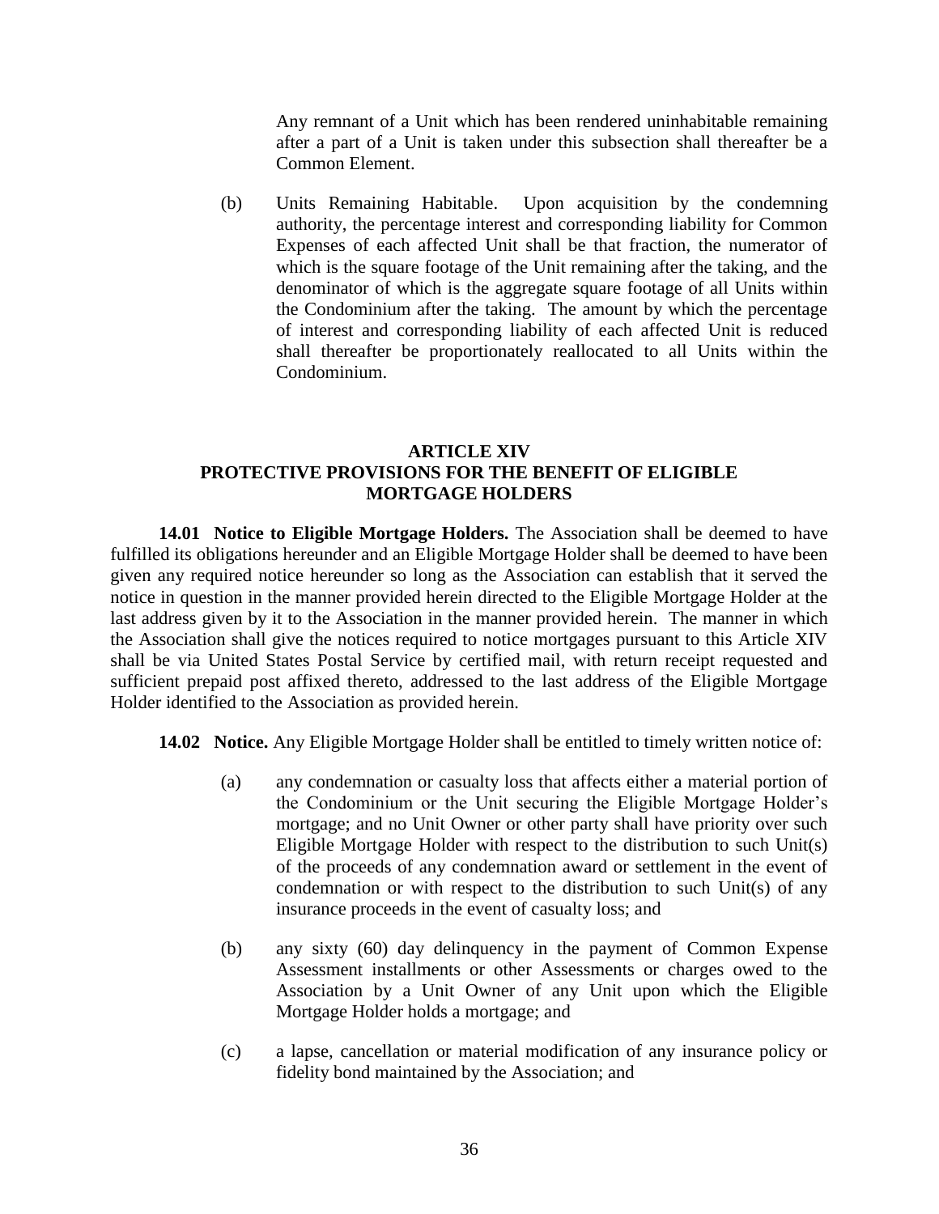Any remnant of a Unit which has been rendered uninhabitable remaining after a part of a Unit is taken under this subsection shall thereafter be a Common Element.

(b) Units Remaining Habitable. Upon acquisition by the condemning authority, the percentage interest and corresponding liability for Common Expenses of each affected Unit shall be that fraction, the numerator of which is the square footage of the Unit remaining after the taking, and the denominator of which is the aggregate square footage of all Units within the Condominium after the taking. The amount by which the percentage of interest and corresponding liability of each affected Unit is reduced shall thereafter be proportionately reallocated to all Units within the Condominium.

## ARTICLE XIV
## PROTECTIVE PROVISIONS FOR THE BENEFIT OF ELIGIBLE MORTGAGE HOLDERS

**14.01 Notice to Eligible Mortgage Holders.** The Association shall be deemed to have fulfilled its obligations hereunder and an Eligible Mortgage Holder shall be deemed to have been given any required notice hereunder so long as the Association can establish that it served the notice in question in the manner provided herein directed to the Eligible Mortgage Holder at the last address given by it to the Association in the manner provided herein. The manner in which the Association shall give the notices required to notice mortgages pursuant to this Article XIV shall be via United States Postal Service by certified mail, with return receipt requested and sufficient prepaid post affixed thereto, addressed to the last address of the Eligible Mortgage Holder identified to the Association as provided herein.

**14.02 Notice.** Any Eligible Mortgage Holder shall be entitled to timely written notice of:

(a) any condemnation or casualty loss that affects either a material portion of the Condominium or the Unit securing the Eligible Mortgage Holder's mortgage; and no Unit Owner or other party shall have priority over such Eligible Mortgage Holder with respect to the distribution to such Unit(s) of the proceeds of any condemnation award or settlement in the event of condemnation or with respect to the distribution to such Unit(s) of any insurance proceeds in the event of casualty loss; and

(b) any sixty (60) day delinquency in the payment of Common Expense Assessment installments or other Assessments or charges owed to the Association by a Unit Owner of any Unit upon which the Eligible Mortgage Holder holds a mortgage; and

(c) a lapse, cancellation or material modification of any insurance policy or fidelity bond maintained by the Association; and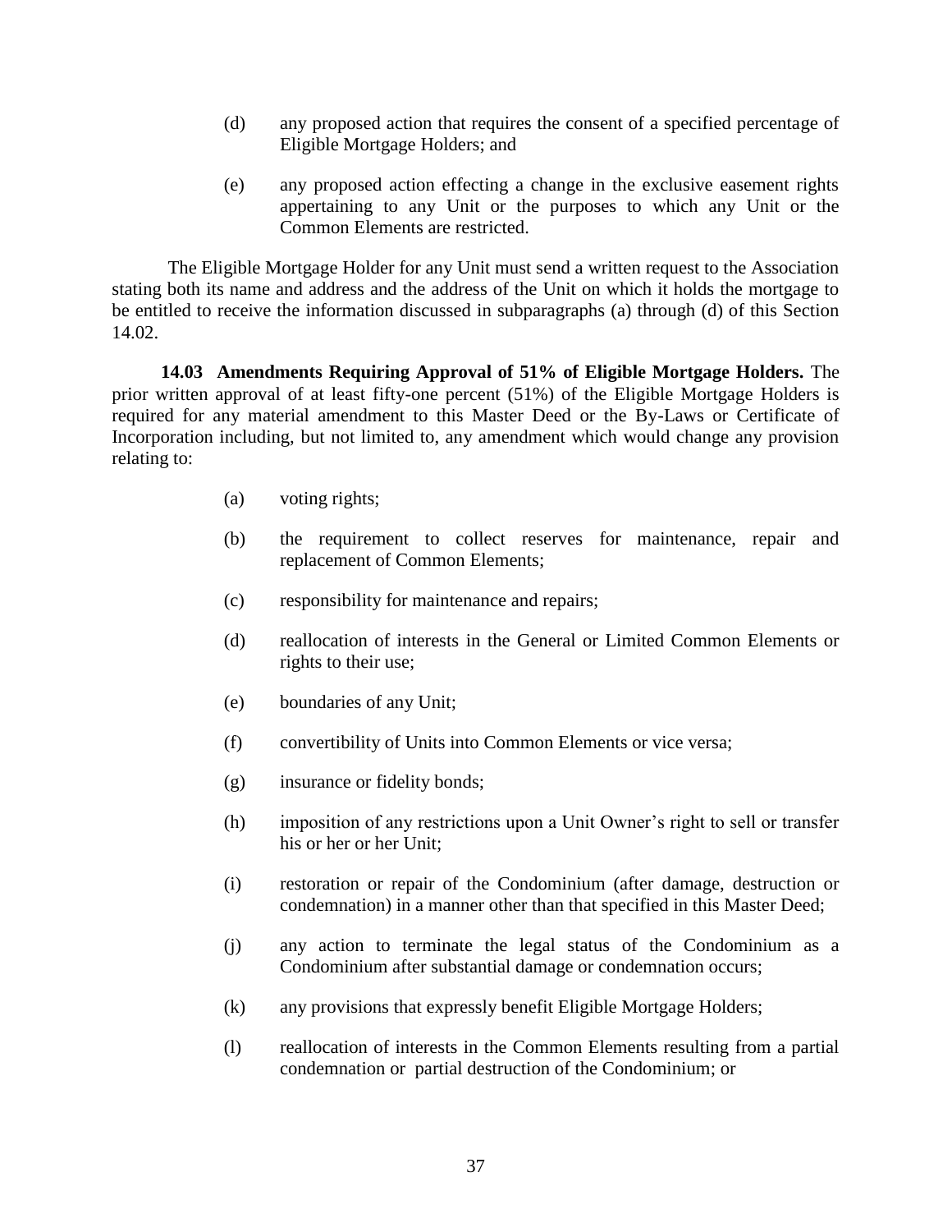(d) any proposed action that requires the consent of a specified percentage of Eligible Mortgage Holders; and

(e) any proposed action effecting a change in the exclusive easement rights appertaining to any Unit or the purposes to which any Unit or the Common Elements are restricted.

The Eligible Mortgage Holder for any Unit must send a written request to the Association stating both its name and address and the address of the Unit on which it holds the mortgage to be entitled to receive the information discussed in subparagraphs (a) through (d) of this Section 14.02.

**14.03 Amendments Requiring Approval of 51% of Eligible Mortgage Holders.** The prior written approval of at least fifty-one percent (51%) of the Eligible Mortgage Holders is required for any material amendment to this Master Deed or the By-Laws or Certificate of Incorporation including, but not limited to, any amendment which would change any provision relating to:

(a) voting rights;

(b) the requirement to collect reserves for maintenance, repair and replacement of Common Elements;

(c) responsibility for maintenance and repairs;

(d) reallocation of interests in the General or Limited Common Elements or rights to their use;

(e) boundaries of any Unit;

(f) convertibility of Units into Common Elements or vice versa;

(g) insurance or fidelity bonds;

(h) imposition of any restrictions upon a Unit Owner's right to sell or transfer his or her or her Unit;

(i) restoration or repair of the Condominium (after damage, destruction or condemnation) in a manner other than that specified in this Master Deed;

(j) any action to terminate the legal status of the Condominium as a Condominium after substantial damage or condemnation occurs;

(k) any provisions that expressly benefit Eligible Mortgage Holders;

(l) reallocation of interests in the Common Elements resulting from a partial condemnation or partial destruction of the Condominium; or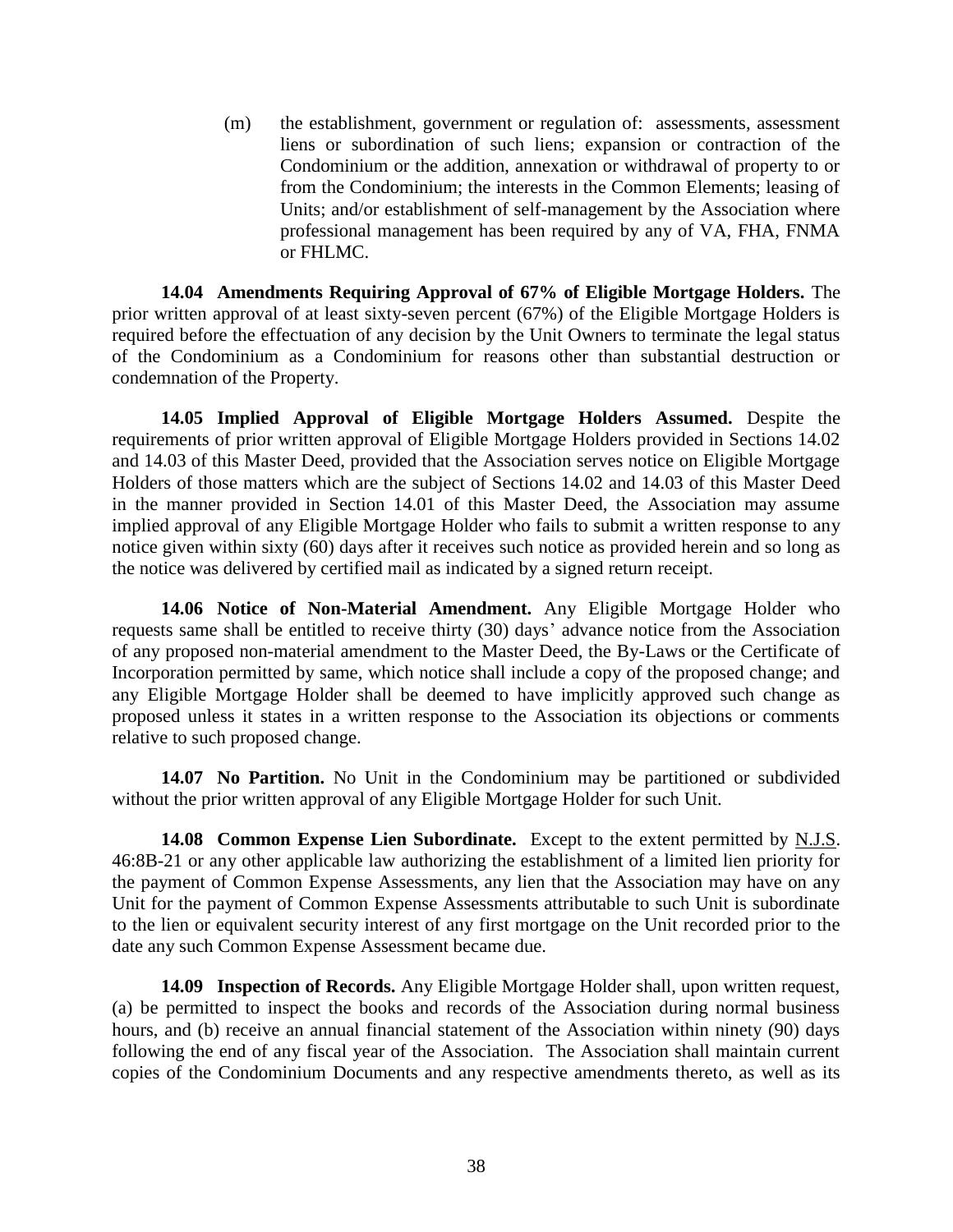(m) the establishment, government or regulation of: assessments, assessment liens or subordination of such liens; expansion or contraction of the Condominium or the addition, annexation or withdrawal of property to or from the Condominium; the interests in the Common Elements; leasing of Units; and/or establishment of self-management by the Association where professional management has been required by any of VA, FHA, FNMA or FHLMC.

**14.04 Amendments Requiring Approval of 67% of Eligible Mortgage Holders.** The prior written approval of at least sixty-seven percent (67%) of the Eligible Mortgage Holders is required before the effectuation of any decision by the Unit Owners to terminate the legal status of the Condominium as a Condominium for reasons other than substantial destruction or condemnation of the Property.

**14.05 Implied Approval of Eligible Mortgage Holders Assumed.** Despite the requirements of prior written approval of Eligible Mortgage Holders provided in Sections 14.02 and 14.03 of this Master Deed, provided that the Association serves notice on Eligible Mortgage Holders of those matters which are the subject of Sections 14.02 and 14.03 of this Master Deed in the manner provided in Section 14.01 of this Master Deed, the Association may assume implied approval of any Eligible Mortgage Holder who fails to submit a written response to any notice given within sixty (60) days after it receives such notice as provided herein and so long as the notice was delivered by certified mail as indicated by a signed return receipt.

**14.06 Notice of Non-Material Amendment.** Any Eligible Mortgage Holder who requests same shall be entitled to receive thirty (30) days' advance notice from the Association of any proposed non-material amendment to the Master Deed, the By-Laws or the Certificate of Incorporation permitted by same, which notice shall include a copy of the proposed change; and any Eligible Mortgage Holder shall be deemed to have implicitly approved such change as proposed unless it states in a written response to the Association its objections or comments relative to such proposed change.

**14.07 No Partition.** No Unit in the Condominium may be partitioned or subdivided without the prior written approval of any Eligible Mortgage Holder for such Unit.

**14.08 Common Expense Lien Subordinate.** Except to the extent permitted by N.J.S. 46:8B-21 or any other applicable law authorizing the establishment of a limited lien priority for the payment of Common Expense Assessments, any lien that the Association may have on any Unit for the payment of Common Expense Assessments attributable to such Unit is subordinate to the lien or equivalent security interest of any first mortgage on the Unit recorded prior to the date any such Common Expense Assessment became due.

**14.09 Inspection of Records.** Any Eligible Mortgage Holder shall, upon written request, (a) be permitted to inspect the books and records of the Association during normal business hours, and (b) receive an annual financial statement of the Association within ninety (90) days following the end of any fiscal year of the Association. The Association shall maintain current copies of the Condominium Documents and any respective amendments thereto, as well as its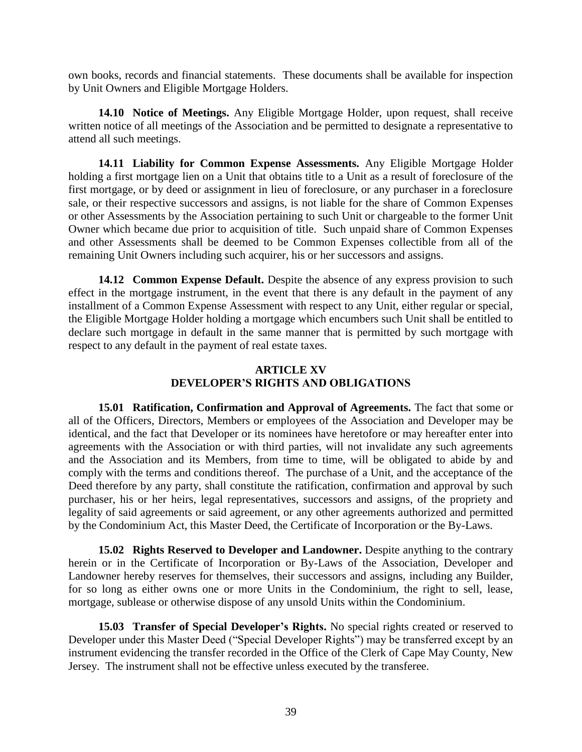own books, records and financial statements. These documents shall be available for inspection by Unit Owners and Eligible Mortgage Holders.

**14.10 Notice of Meetings.** Any Eligible Mortgage Holder, upon request, shall receive written notice of all meetings of the Association and be permitted to designate a representative to attend all such meetings.

**14.11 Liability for Common Expense Assessments.** Any Eligible Mortgage Holder holding a first mortgage lien on a Unit that obtains title to a Unit as a result of foreclosure of the first mortgage, or by deed or assignment in lieu of foreclosure, or any purchaser in a foreclosure sale, or their respective successors and assigns, is not liable for the share of Common Expenses or other Assessments by the Association pertaining to such Unit or chargeable to the former Unit Owner which became due prior to acquisition of title. Such unpaid share of Common Expenses and other Assessments shall be deemed to be Common Expenses collectible from all of the remaining Unit Owners including such acquirer, his or her successors and assigns.

**14.12 Common Expense Default.** Despite the absence of any express provision to such effect in the mortgage instrument, in the event that there is any default in the payment of any installment of a Common Expense Assessment with respect to any Unit, either regular or special, the Eligible Mortgage Holder holding a mortgage which encumbers such Unit shall be entitled to declare such mortgage in default in the same manner that is permitted by such mortgage with respect to any default in the payment of real estate taxes.

## ARTICLE XV
## DEVELOPER'S RIGHTS AND OBLIGATIONS

**15.01 Ratification, Confirmation and Approval of Agreements.** The fact that some or all of the Officers, Directors, Members or employees of the Association and Developer may be identical, and the fact that Developer or its nominees have heretofore or may hereafter enter into agreements with the Association or with third parties, will not invalidate any such agreements and the Association and its Members, from time to time, will be obligated to abide by and comply with the terms and conditions thereof. The purchase of a Unit, and the acceptance of the Deed therefore by any party, shall constitute the ratification, confirmation and approval by such purchaser, his or her heirs, legal representatives, successors and assigns, of the propriety and legality of said agreements or said agreement, or any other agreements authorized and permitted by the Condominium Act, this Master Deed, the Certificate of Incorporation or the By-Laws.

**15.02 Rights Reserved to Developer and Landowner.** Despite anything to the contrary herein or in the Certificate of Incorporation or By-Laws of the Association, Developer and Landowner hereby reserves for themselves, their successors and assigns, including any Builder, for so long as either owns one or more Units in the Condominium, the right to sell, lease, mortgage, sublease or otherwise dispose of any unsold Units within the Condominium.

**15.03 Transfer of Special Developer's Rights.** No special rights created or reserved to Developer under this Master Deed ("Special Developer Rights") may be transferred except by an instrument evidencing the transfer recorded in the Office of the Clerk of Cape May County, New Jersey. The instrument shall not be effective unless executed by the transferee.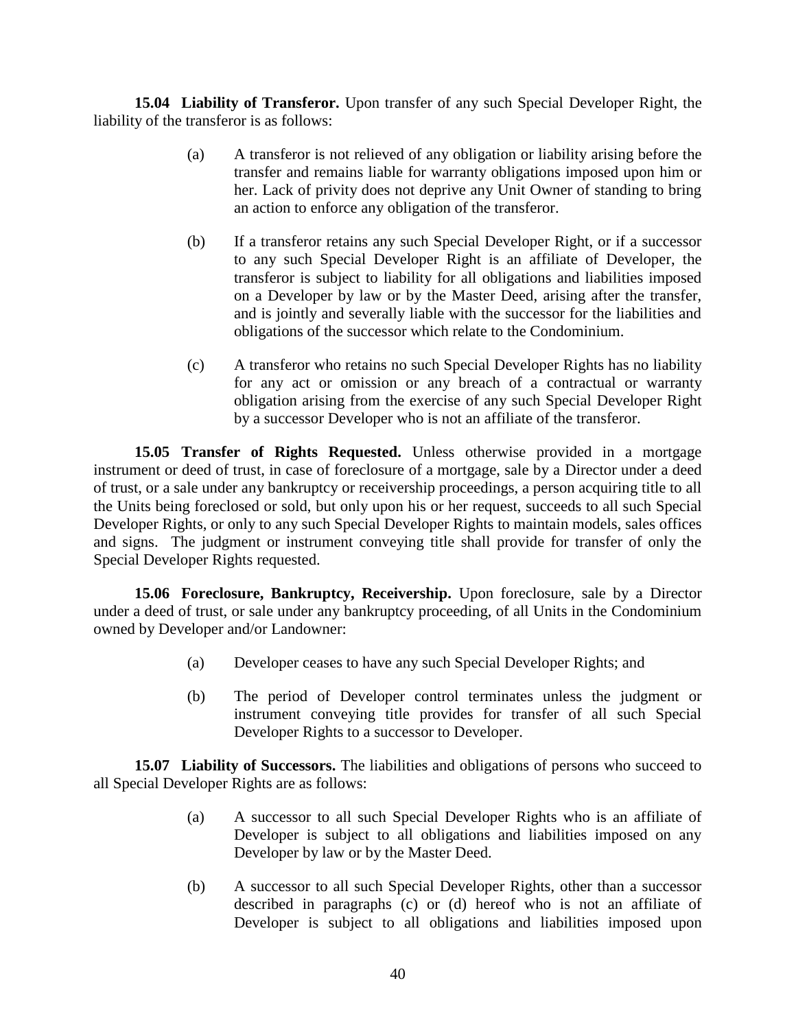**15.04 Liability of Transferor.** Upon transfer of any such Special Developer Right, the liability of the transferor is as follows:

(a) A transferor is not relieved of any obligation or liability arising before the transfer and remains liable for warranty obligations imposed upon him or her. Lack of privity does not deprive any Unit Owner of standing to bring an action to enforce any obligation of the transferor.

(b) If a transferor retains any such Special Developer Right, or if a successor to any such Special Developer Right is an affiliate of Developer, the transferor is subject to liability for all obligations and liabilities imposed on a Developer by law or by the Master Deed, arising after the transfer, and is jointly and severally liable with the successor for the liabilities and obligations of the successor which relate to the Condominium.

(c) A transferor who retains no such Special Developer Rights has no liability for any act or omission or any breach of a contractual or warranty obligation arising from the exercise of any such Special Developer Right by a successor Developer who is not an affiliate of the transferor.

**15.05 Transfer of Rights Requested.** Unless otherwise provided in a mortgage instrument or deed of trust, in case of foreclosure of a mortgage, sale by a Director under a deed of trust, or a sale under any bankruptcy or receivership proceedings, a person acquiring title to all the Units being foreclosed or sold, but only upon his or her request, succeeds to all such Special Developer Rights, or only to any such Special Developer Rights to maintain models, sales offices and signs. The judgment or instrument conveying title shall provide for transfer of only the Special Developer Rights requested.

**15.06 Foreclosure, Bankruptcy, Receivership.** Upon foreclosure, sale by a Director under a deed of trust, or sale under any bankruptcy proceeding, of all Units in the Condominium owned by Developer and/or Landowner:

(a) Developer ceases to have any such Special Developer Rights; and

(b) The period of Developer control terminates unless the judgment or instrument conveying title provides for transfer of all such Special Developer Rights to a successor to Developer.

**15.07 Liability of Successors.** The liabilities and obligations of persons who succeed to all Special Developer Rights are as follows:

(a) A successor to all such Special Developer Rights who is an affiliate of Developer is subject to all obligations and liabilities imposed on any Developer by law or by the Master Deed.

(b) A successor to all such Special Developer Rights, other than a successor described in paragraphs (c) or (d) hereof who is not an affiliate of Developer is subject to all obligations and liabilities imposed upon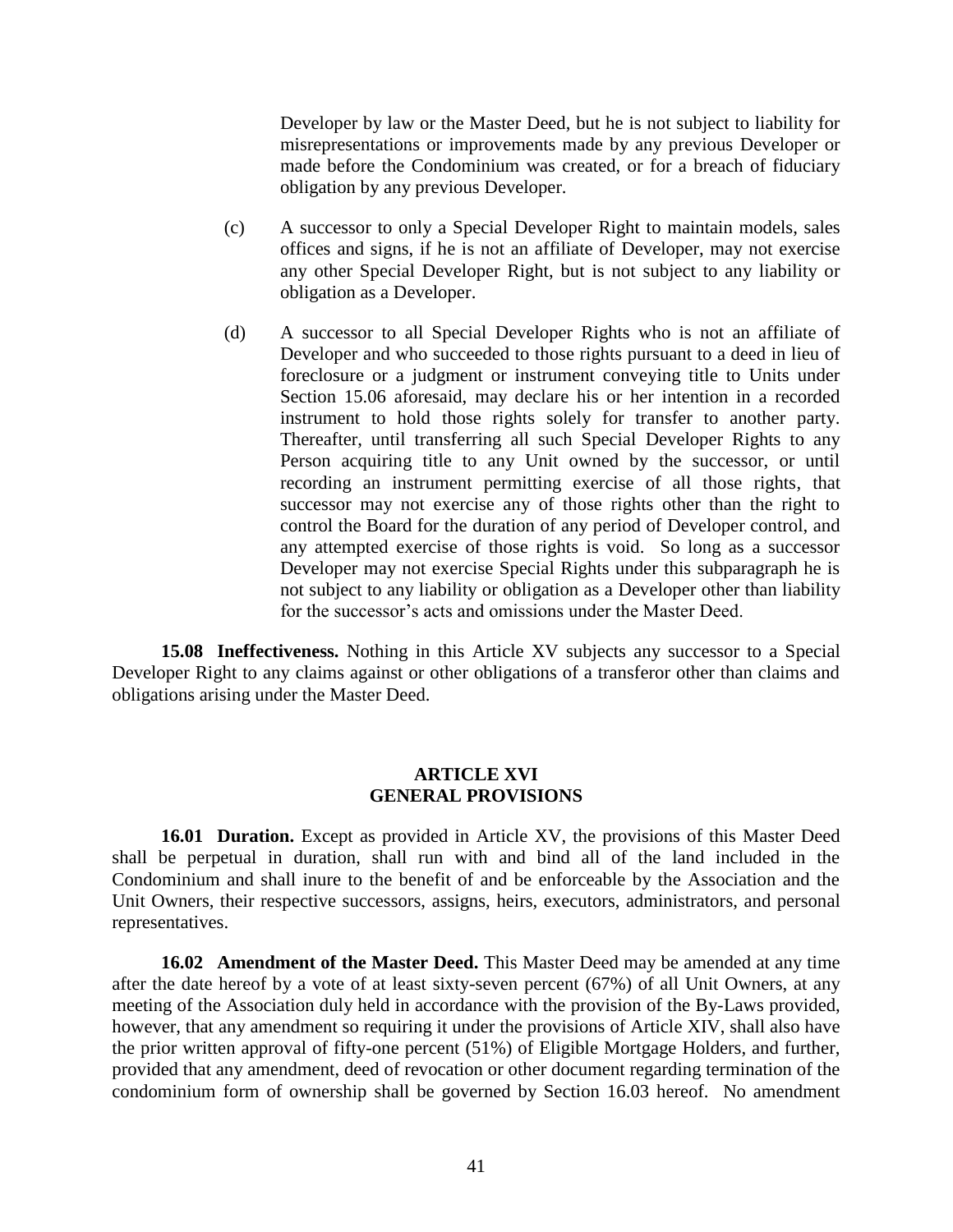Developer by law or the Master Deed, but he is not subject to liability for misrepresentations or improvements made by any previous Developer or made before the Condominium was created, or for a breach of fiduciary obligation by any previous Developer.

(c) A successor to only a Special Developer Right to maintain models, sales offices and signs, if he is not an affiliate of Developer, may not exercise any other Special Developer Right, but is not subject to any liability or obligation as a Developer.

(d) A successor to all Special Developer Rights who is not an affiliate of Developer and who succeeded to those rights pursuant to a deed in lieu of foreclosure or a judgment or instrument conveying title to Units under Section 15.06 aforesaid, may declare his or her intention in a recorded instrument to hold those rights solely for transfer to another party. Thereafter, until transferring all such Special Developer Rights to any Person acquiring title to any Unit owned by the successor, or until recording an instrument permitting exercise of all those rights, that successor may not exercise any of those rights other than the right to control the Board for the duration of any period of Developer control, and any attempted exercise of those rights is void. So long as a successor Developer may not exercise Special Rights under this subparagraph he is not subject to any liability or obligation as a Developer other than liability for the successor's acts and omissions under the Master Deed.

**15.08 Ineffectiveness.** Nothing in this Article XV subjects any successor to a Special Developer Right to any claims against or other obligations of a transferor other than claims and obligations arising under the Master Deed.

## ARTICLE XVI
## GENERAL PROVISIONS

**16.01 Duration.** Except as provided in Article XV, the provisions of this Master Deed shall be perpetual in duration, shall run with and bind all of the land included in the Condominium and shall inure to the benefit of and be enforceable by the Association and the Unit Owners, their respective successors, assigns, heirs, executors, administrators, and personal representatives.

**16.02 Amendment of the Master Deed.** This Master Deed may be amended at any time after the date hereof by a vote of at least sixty-seven percent (67%) of all Unit Owners, at any meeting of the Association duly held in accordance with the provision of the By-Laws provided, however, that any amendment so requiring it under the provisions of Article XIV, shall also have the prior written approval of fifty-one percent (51%) of Eligible Mortgage Holders, and further, provided that any amendment, deed of revocation or other document regarding termination of the condominium form of ownership shall be governed by Section 16.03 hereof. No amendment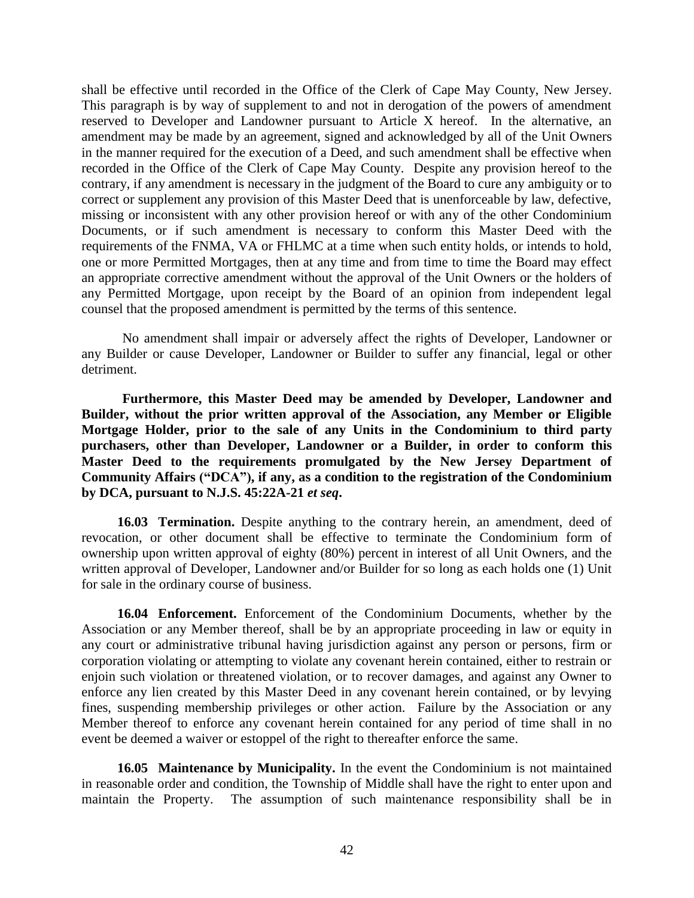shall be effective until recorded in the Office of the Clerk of Cape May County, New Jersey. This paragraph is by way of supplement to and not in derogation of the powers of amendment reserved to Developer and Landowner pursuant to Article X hereof. In the alternative, an amendment may be made by an agreement, signed and acknowledged by all of the Unit Owners in the manner required for the execution of a Deed, and such amendment shall be effective when recorded in the Office of the Clerk of Cape May County. Despite any provision hereof to the contrary, if any amendment is necessary in the judgment of the Board to cure any ambiguity or to correct or supplement any provision of this Master Deed that is unenforceable by law, defective, missing or inconsistent with any other provision hereof or with any of the other Condominium Documents, or if such amendment is necessary to conform this Master Deed with the requirements of the FNMA, VA or FHLMC at a time when such entity holds, or intends to hold, one or more Permitted Mortgages, then at any time and from time to time the Board may effect an appropriate corrective amendment without the approval of the Unit Owners or the holders of any Permitted Mortgage, upon receipt by the Board of an opinion from independent legal counsel that the proposed amendment is permitted by the terms of this sentence.

No amendment shall impair or adversely affect the rights of Developer, Landowner or any Builder or cause Developer, Landowner or Builder to suffer any financial, legal or other detriment.

**Furthermore, this Master Deed may be amended by Developer, Landowner and Builder, without the prior written approval of the Association, any Member or Eligible Mortgage Holder, prior to the sale of any Units in the Condominium to third party purchasers, other than Developer, Landowner or a Builder, in order to conform this Master Deed to the requirements promulgated by the New Jersey Department of Community Affairs ("DCA"), if any, as a condition to the registration of the Condominium by DCA, pursuant to N.J.S. 45:22A-21 *et seq*.**

**16.03 Termination.** Despite anything to the contrary herein, an amendment, deed of revocation, or other document shall be effective to terminate the Condominium form of ownership upon written approval of eighty (80%) percent in interest of all Unit Owners, and the written approval of Developer, Landowner and/or Builder for so long as each holds one (1) Unit for sale in the ordinary course of business.

**16.04 Enforcement.** Enforcement of the Condominium Documents, whether by the Association or any Member thereof, shall be by an appropriate proceeding in law or equity in any court or administrative tribunal having jurisdiction against any person or persons, firm or corporation violating or attempting to violate any covenant herein contained, either to restrain or enjoin such violation or threatened violation, or to recover damages, and against any Owner to enforce any lien created by this Master Deed in any covenant herein contained, or by levying fines, suspending membership privileges or other action. Failure by the Association or any Member thereof to enforce any covenant herein contained for any period of time shall in no event be deemed a waiver or estoppel of the right to thereafter enforce the same.

**16.05 Maintenance by Municipality.** In the event the Condominium is not maintained in reasonable order and condition, the Township of Middle shall have the right to enter upon and maintain the Property. The assumption of such maintenance responsibility shall be in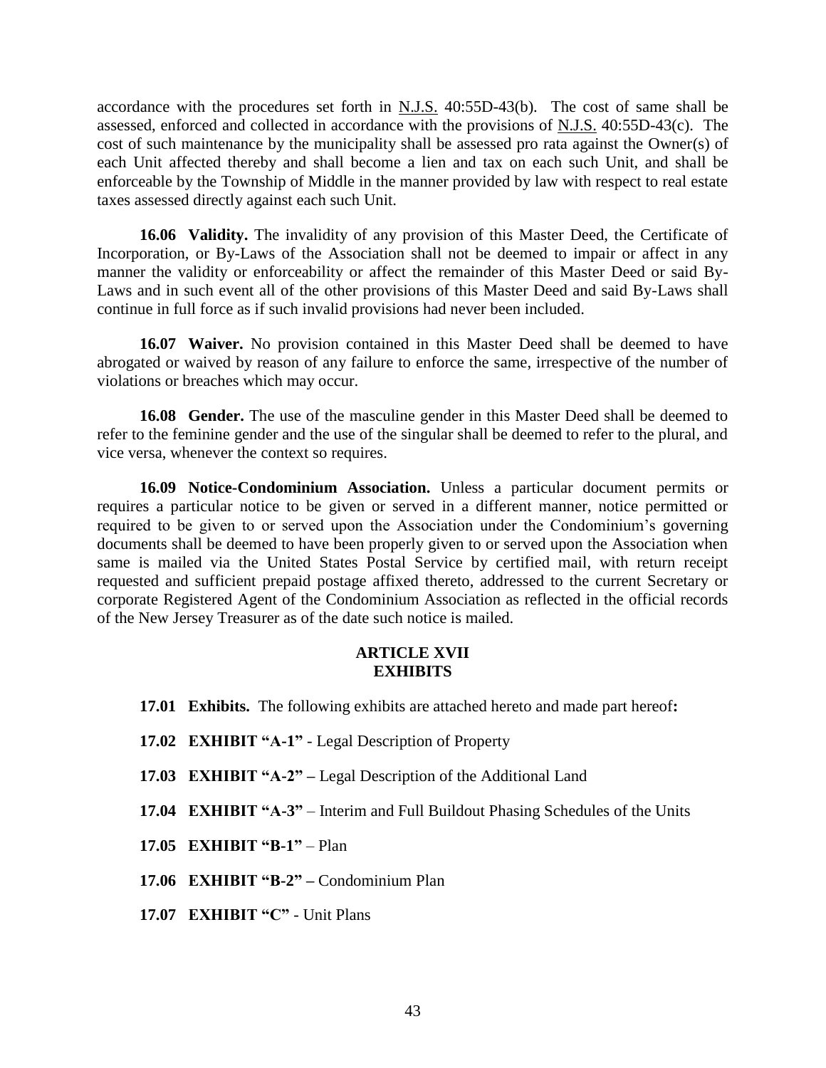accordance with the procedures set forth in N.J.S. 40:55D-43(b). The cost of same shall be assessed, enforced and collected in accordance with the provisions of N.J.S. 40:55D-43(c). The cost of such maintenance by the municipality shall be assessed pro rata against the Owner(s) of each Unit affected thereby and shall become a lien and tax on each such Unit, and shall be enforceable by the Township of Middle in the manner provided by law with respect to real estate taxes assessed directly against each such Unit.

**16.06 Validity.** The invalidity of any provision of this Master Deed, the Certificate of Incorporation, or By-Laws of the Association shall not be deemed to impair or affect in any manner the validity or enforceability or affect the remainder of this Master Deed or said By-Laws and in such event all of the other provisions of this Master Deed and said By-Laws shall continue in full force as if such invalid provisions had never been included.

**16.07 Waiver.** No provision contained in this Master Deed shall be deemed to have abrogated or waived by reason of any failure to enforce the same, irrespective of the number of violations or breaches which may occur.

**16.08 Gender.** The use of the masculine gender in this Master Deed shall be deemed to refer to the feminine gender and the use of the singular shall be deemed to refer to the plural, and vice versa, whenever the context so requires.

**16.09 Notice-Condominium Association.** Unless a particular document permits or requires a particular notice to be given or served in a different manner, notice permitted or required to be given to or served upon the Association under the Condominium's governing documents shall be deemed to have been properly given to or served upon the Association when same is mailed via the United States Postal Service by certified mail, with return receipt requested and sufficient prepaid postage affixed thereto, addressed to the current Secretary or corporate Registered Agent of the Condominium Association as reflected in the official records of the New Jersey Treasurer as of the date such notice is mailed.

## ARTICLE XVII
## EXHIBITS

**17.01 Exhibits.** The following exhibits are attached hereto and made part hereof**:**

**17.02 EXHIBIT "A-1"** - Legal Description of Property

**17.03 EXHIBIT "A-2" –** Legal Description of the Additional Land

**17.04 EXHIBIT "A-3"** – Interim and Full Buildout Phasing Schedules of the Units

**17.05 EXHIBIT "B-1"** – Plan

**17.06 EXHIBIT "B-2" –** Condominium Plan

**17.07 EXHIBIT "C"** - Unit Plans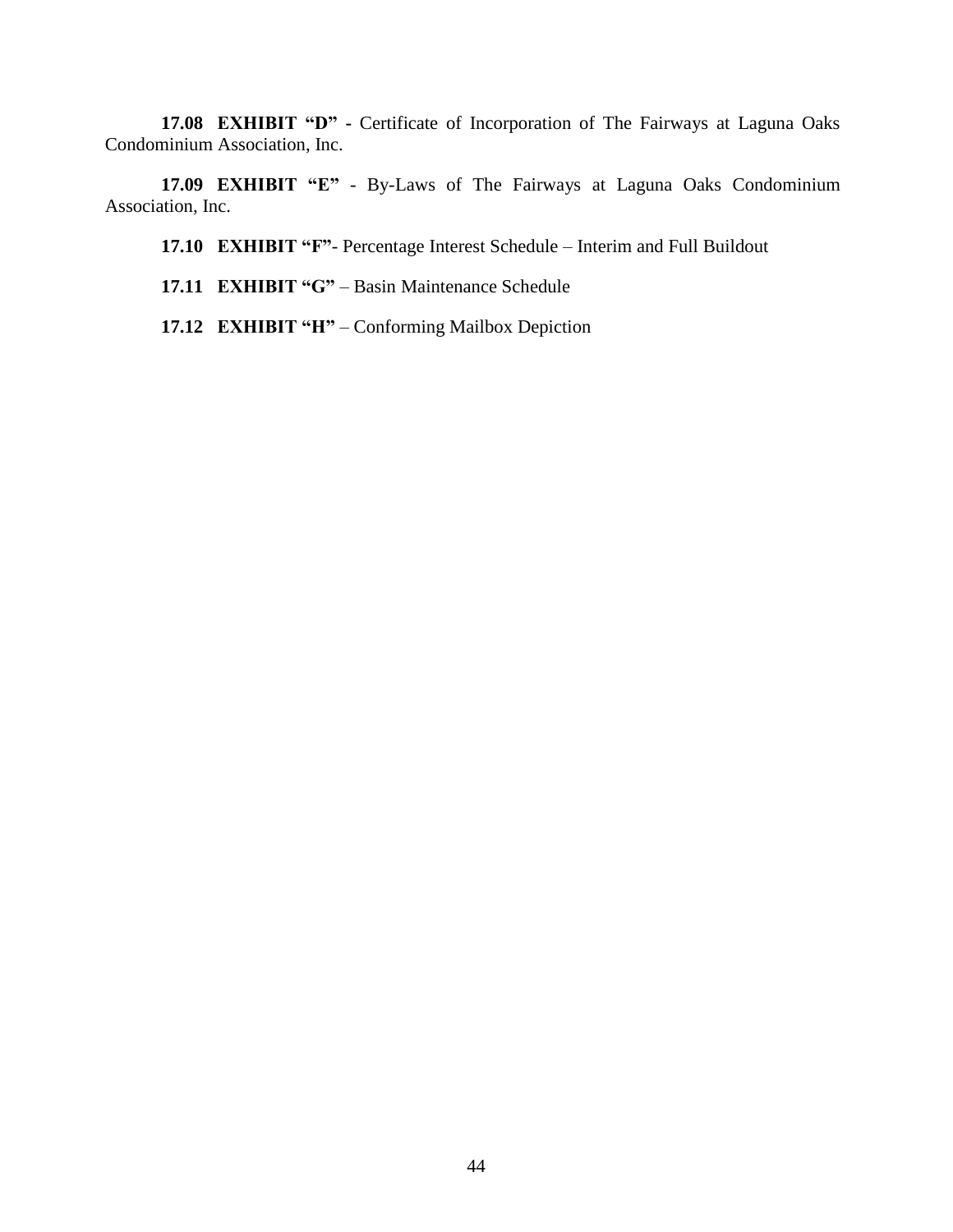**17.08 EXHIBIT "D" -** Certificate of Incorporation of The Fairways at Laguna Oaks Condominium Association, Inc.

**17.09 EXHIBIT "E"** - By-Laws of The Fairways at Laguna Oaks Condominium Association, Inc.

**17.10 EXHIBIT "F"**- Percentage Interest Schedule – Interim and Full Buildout

**17.11 EXHIBIT "G"** – Basin Maintenance Schedule

**17.12 EXHIBIT "H"** – Conforming Mailbox Depiction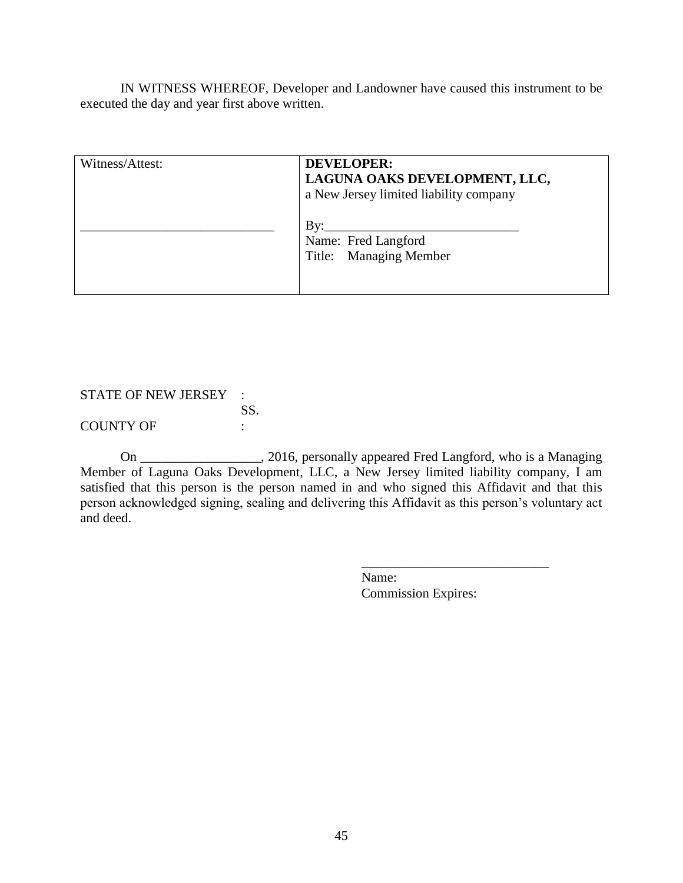IN WITNESS WHEREOF, Developer and Landowner have caused this instrument to be executed the day and year first above written.

| Witness/Attest: | **DEVELOPER:**<br>**LAGUNA OAKS DEVELOPMENT, LLC,**<br>a New Jersey limited liability company |
| --- | --- |
| ______________________________ | By:______________________________<br>Name: Fred Langford<br>Title: Managing Member |

STATE OF NEW JERSEY :
SS.
COUNTY OF :

On __________________, 2016, personally appeared Fred Langford, who is a Managing Member of Laguna Oaks Development, LLC, a New Jersey limited liability company, I am satisfied that this person is the person named in and who signed this Affidavit and that this person acknowledged signing, sealing and delivering this Affidavit as this person's voluntary act and deed.

____________________________
Name:
Commission Expires: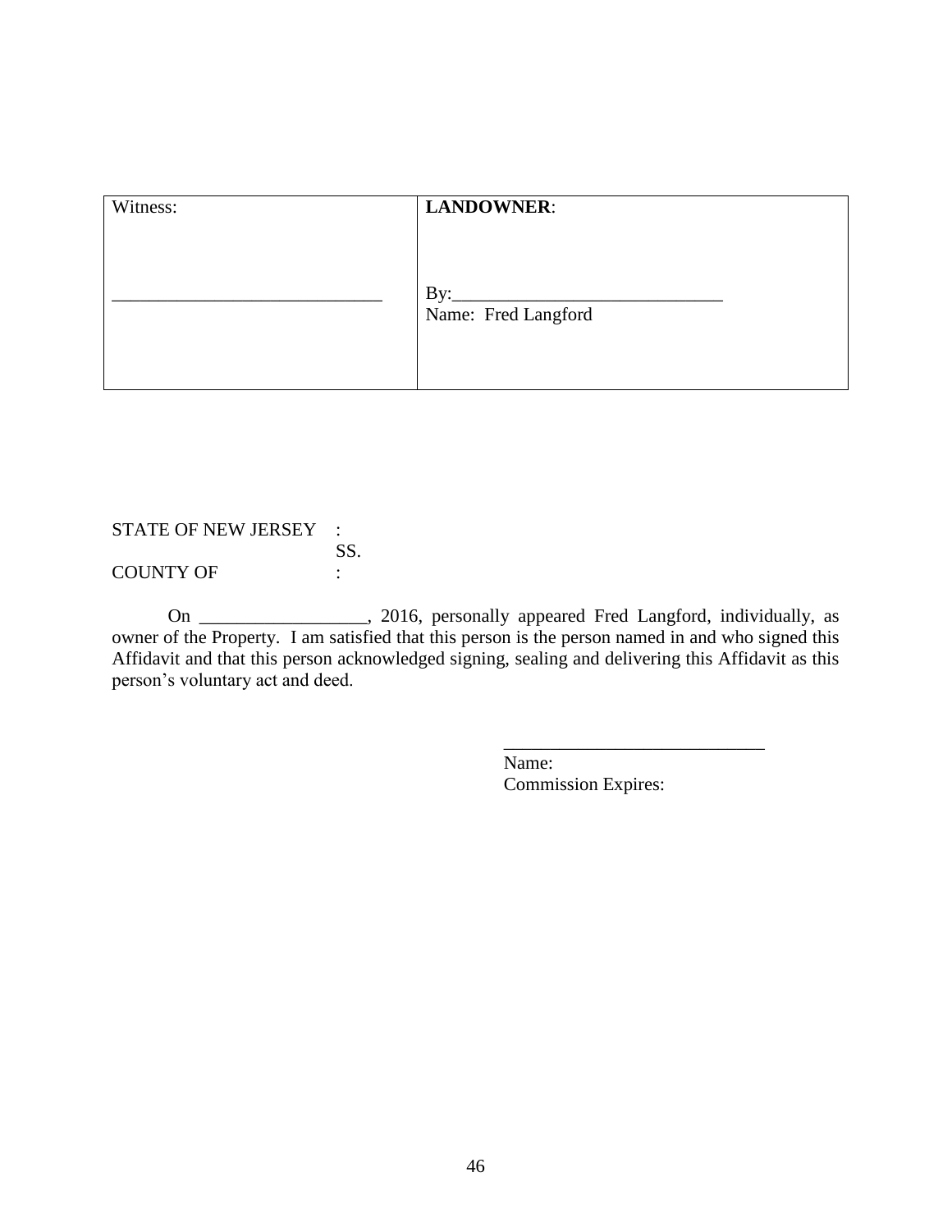| Witness: | **LANDOWNER**: |
| --- | --- |
| ______________________________ | By:______________________________<br>Name: Fred Langford |

STATE OF NEW JERSEY :
SS.
COUNTY OF :

On __________________, 2016, personally appeared Fred Langford, individually, as owner of the Property. I am satisfied that this person is the person named in and who signed this Affidavit and that this person acknowledged signing, sealing and delivering this Affidavit as this person's voluntary act and deed.

____________________________
Name:
Commission Expires: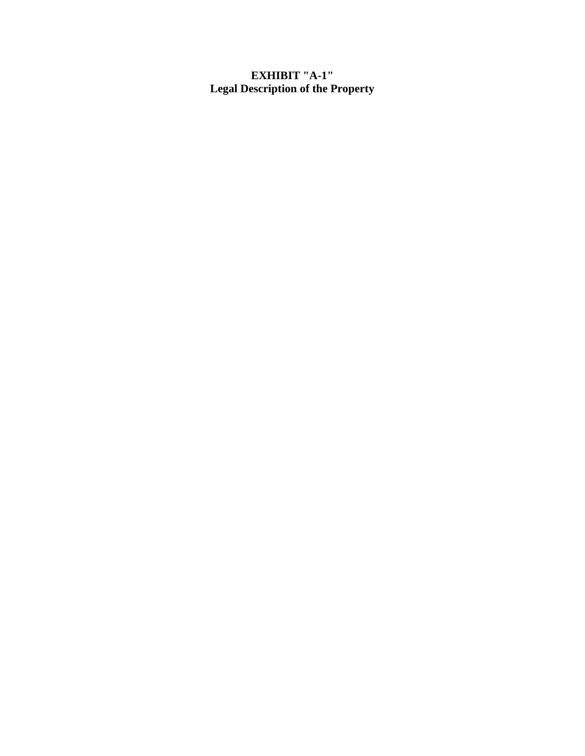**EXHIBIT "A-1"**
**Legal Description of the Property**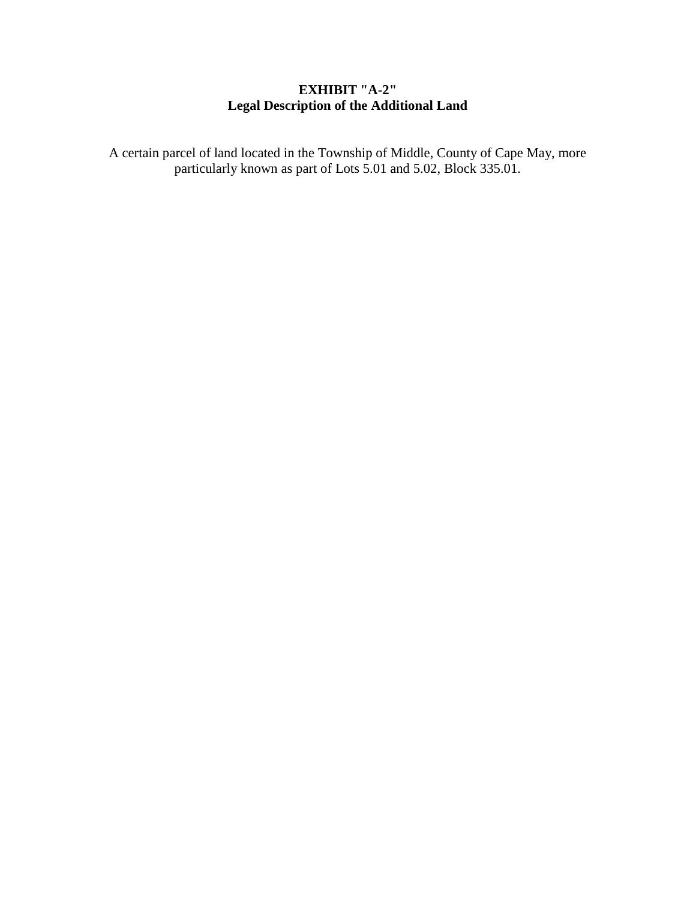**EXHIBIT "A-2"**
**Legal Description of the Additional Land**

A certain parcel of land located in the Township of Middle, County of Cape May, more particularly known as part of Lots 5.01 and 5.02, Block 335.01.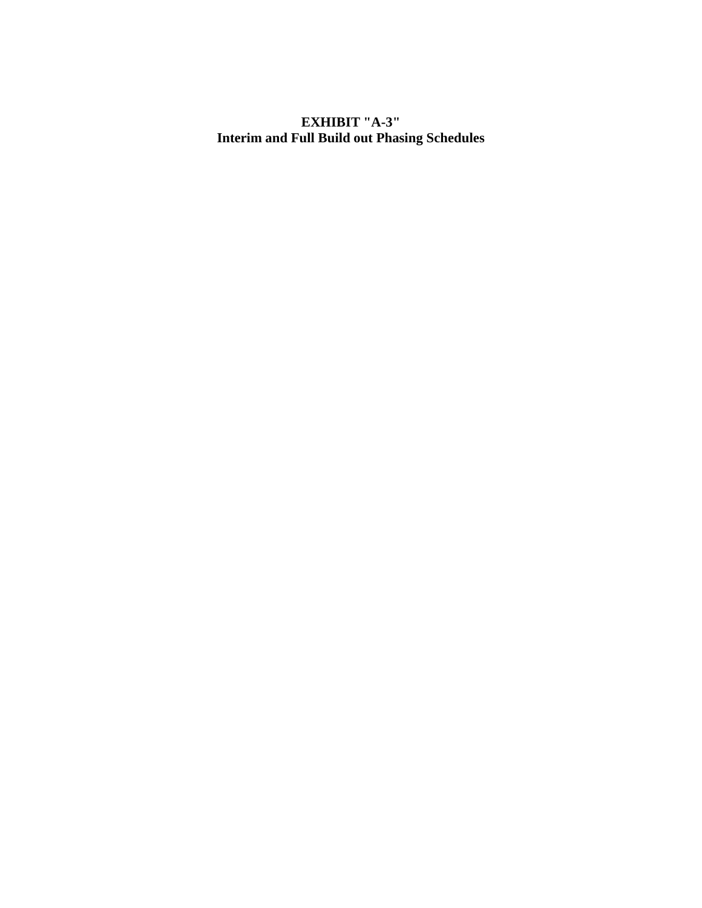# EXHIBIT "A-3"
## Interim and Full Build out Phasing Schedules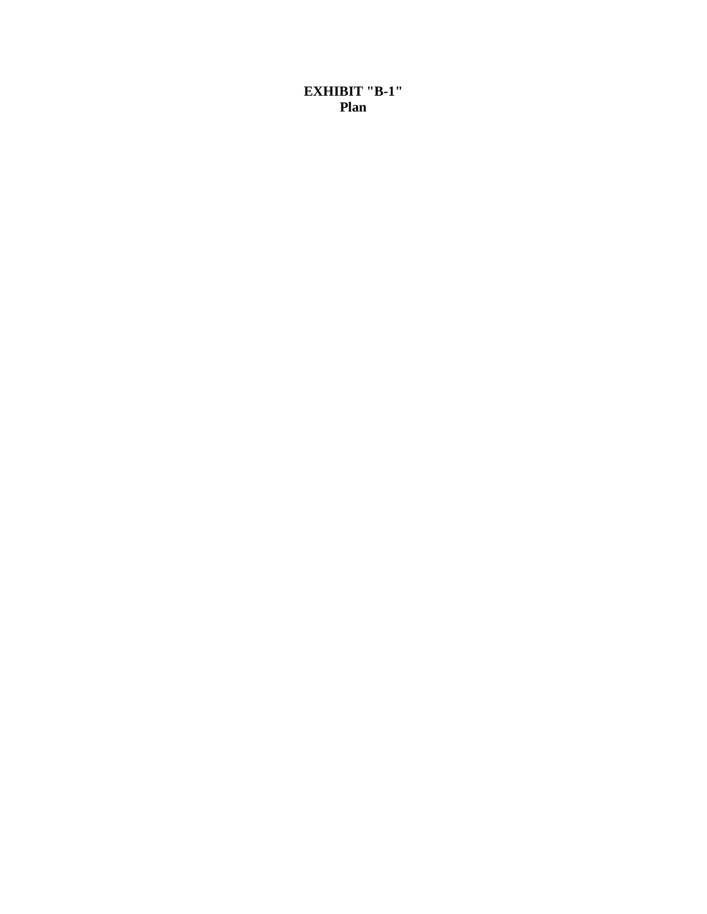**EXHIBIT "B-1"**
**Plan**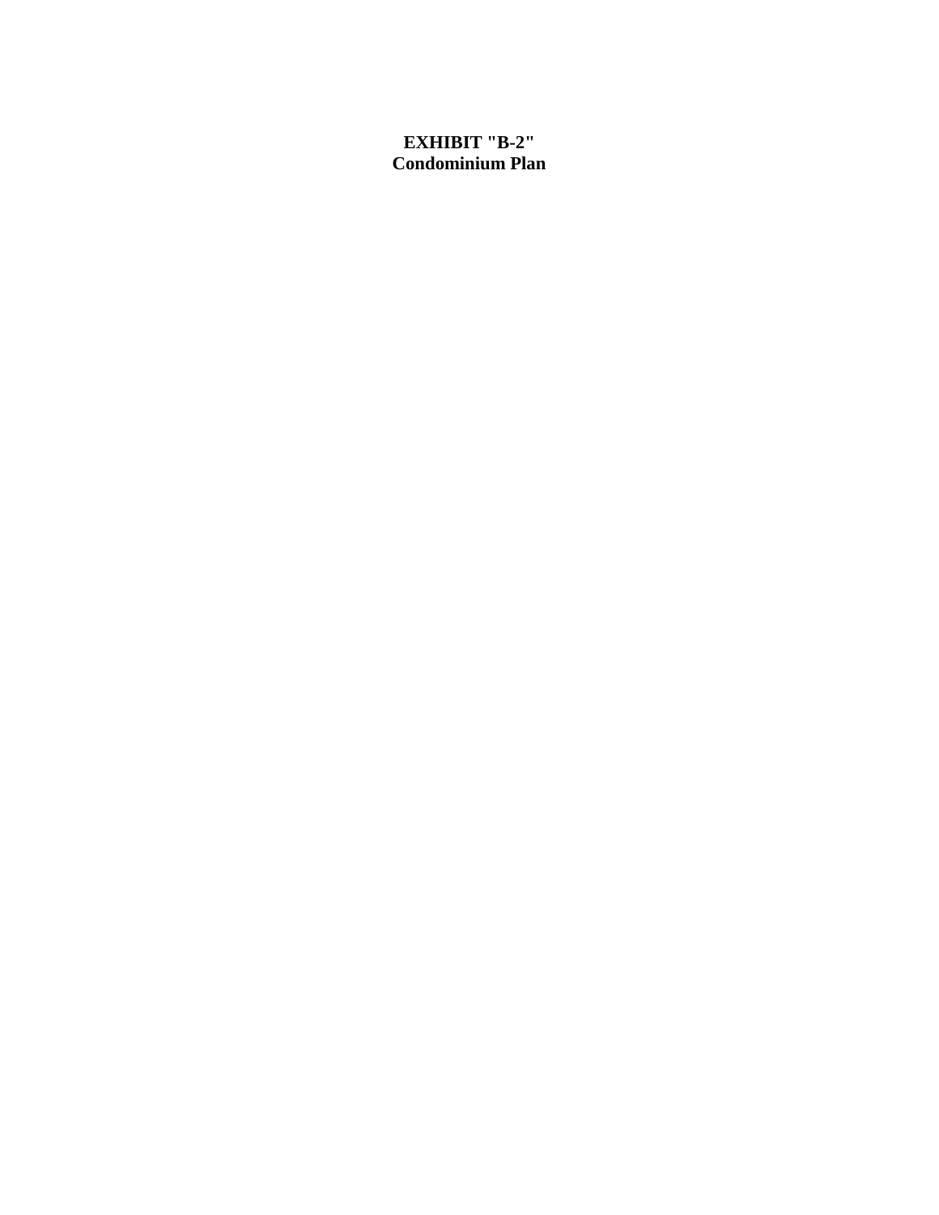**EXHIBIT "B-2"**
**Condominium Plan**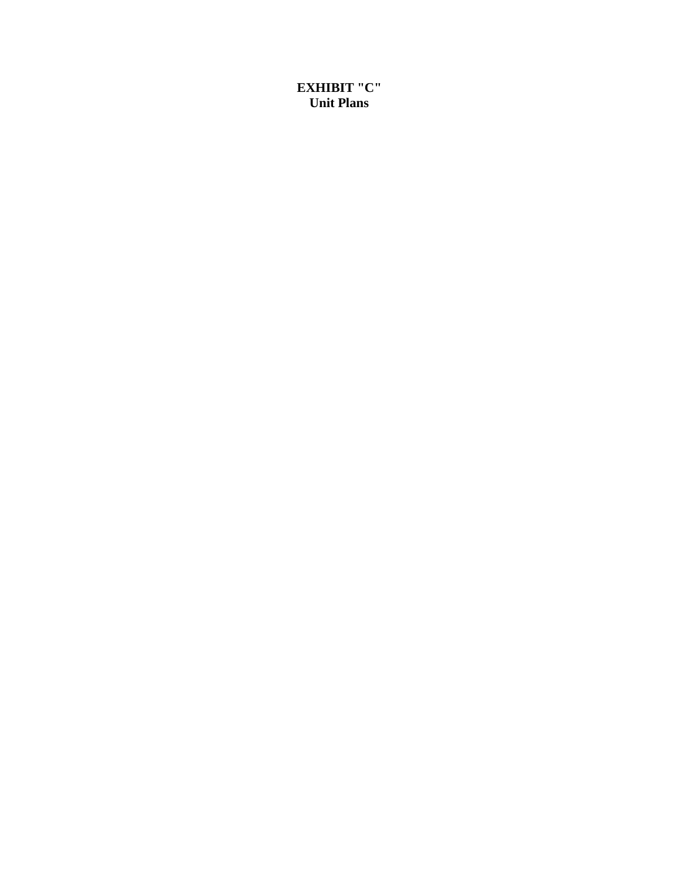**EXHIBIT "C"**
**Unit Plans**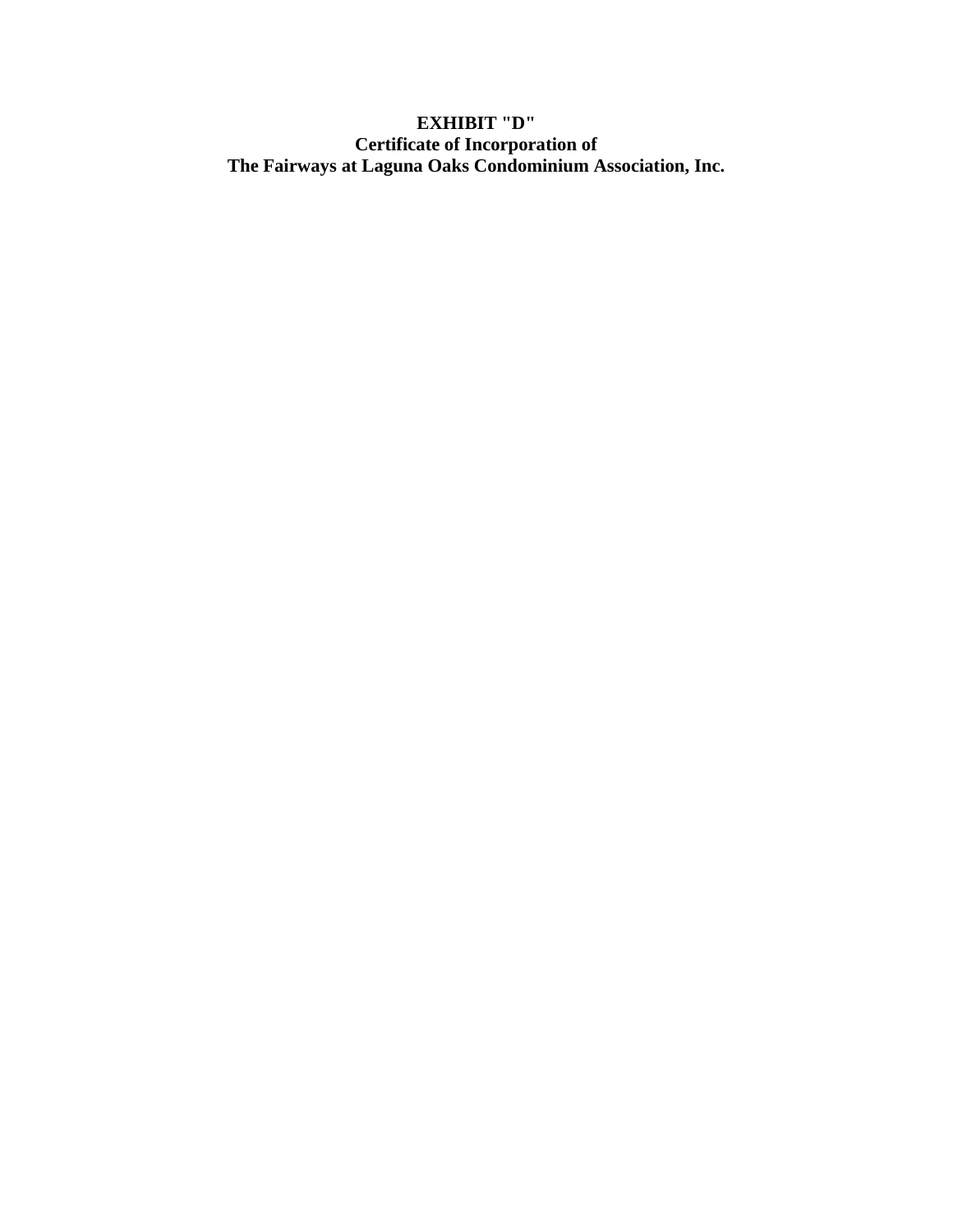**EXHIBIT "D"**
**Certificate of Incorporation of**
**The Fairways at Laguna Oaks Condominium Association, Inc.**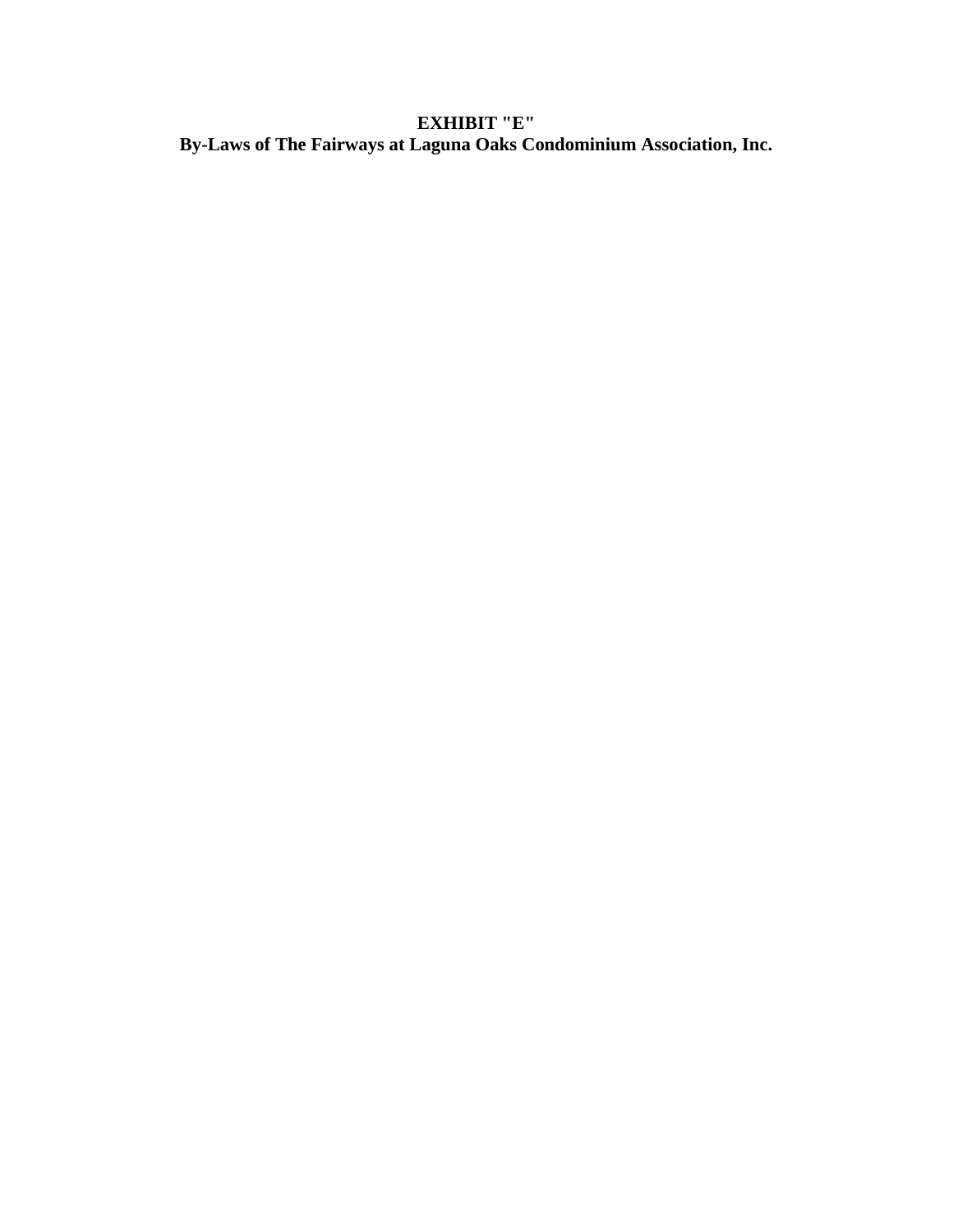# EXHIBIT "E"
# By-Laws of The Fairways at Laguna Oaks Condominium Association, Inc.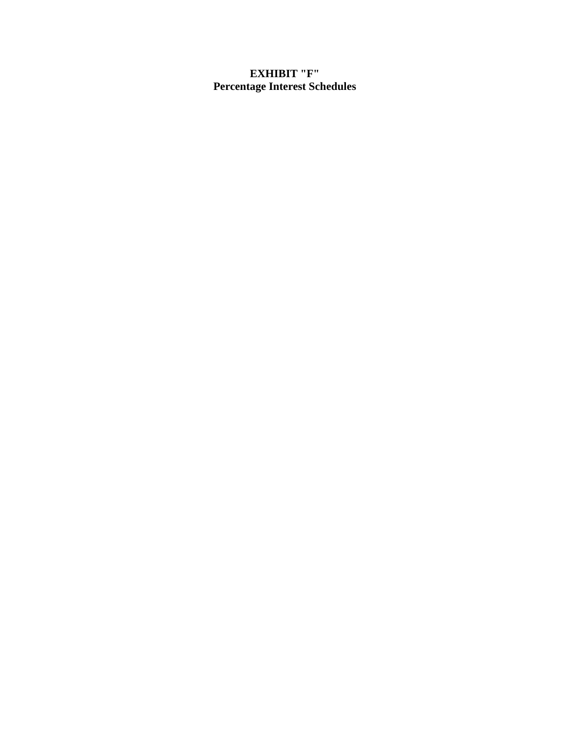# EXHIBIT "F"
# Percentage Interest Schedules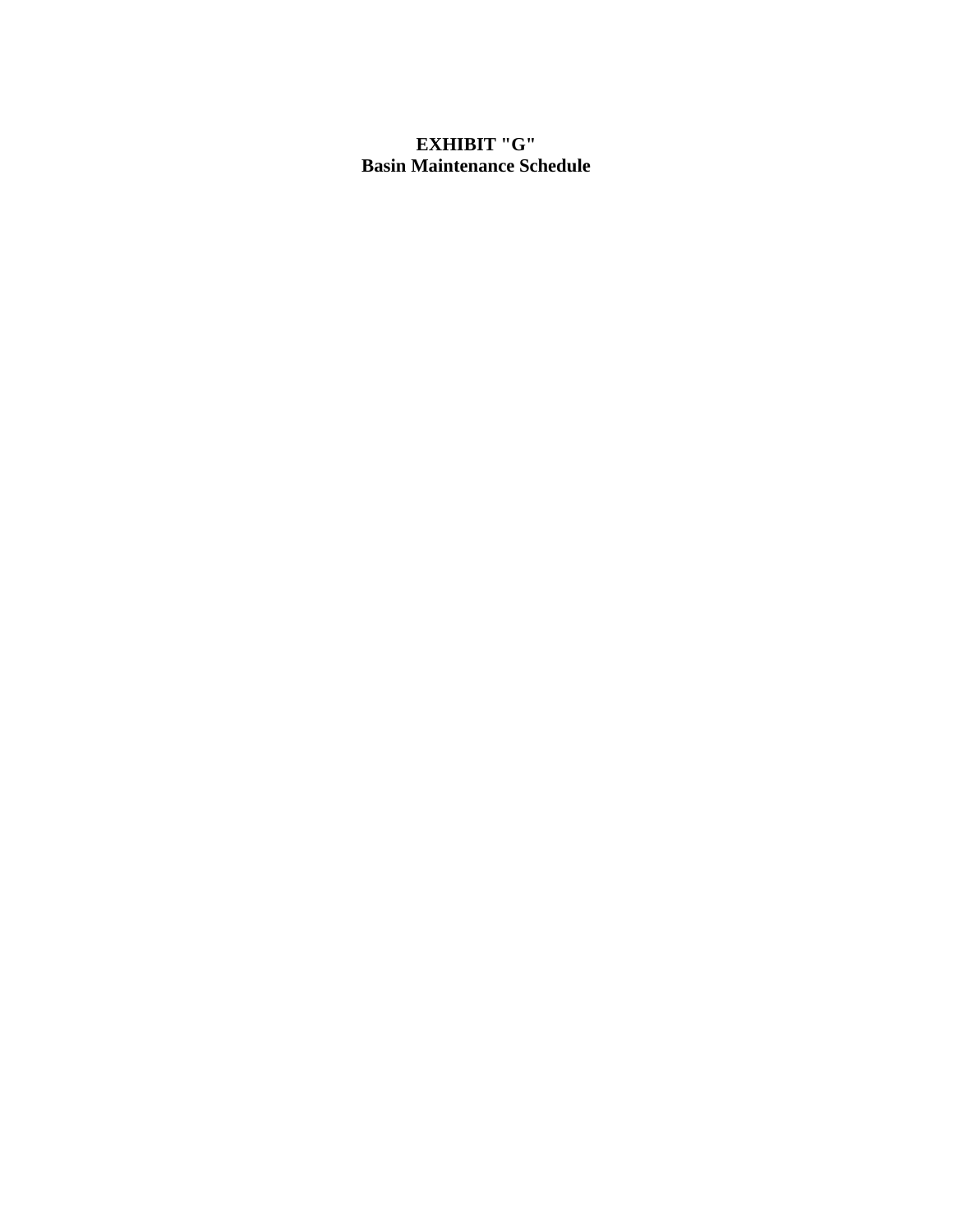# EXHIBIT "G"
## Basin Maintenance Schedule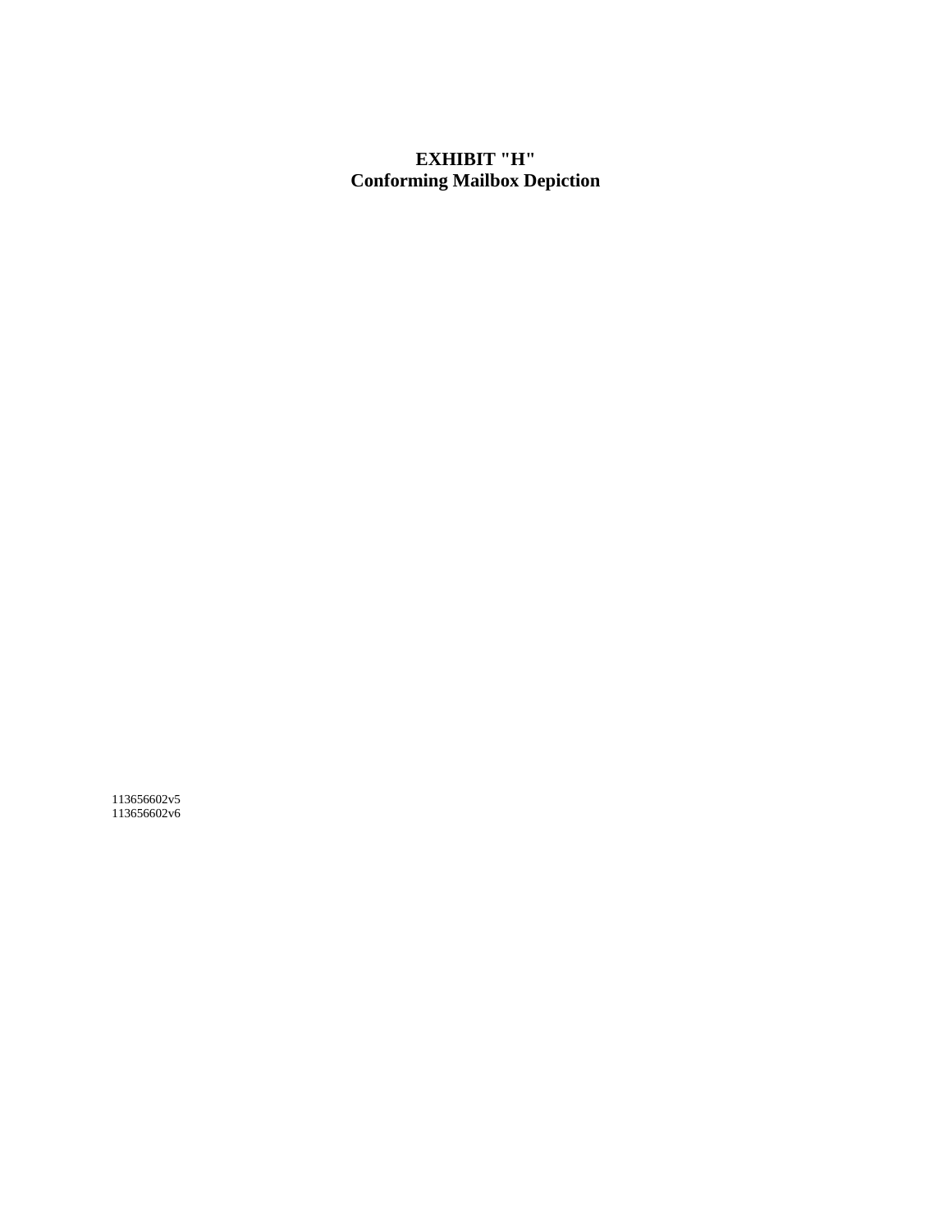**EXHIBIT "H"**
**Conforming Mailbox Depiction**

113656602v5
113656602v6